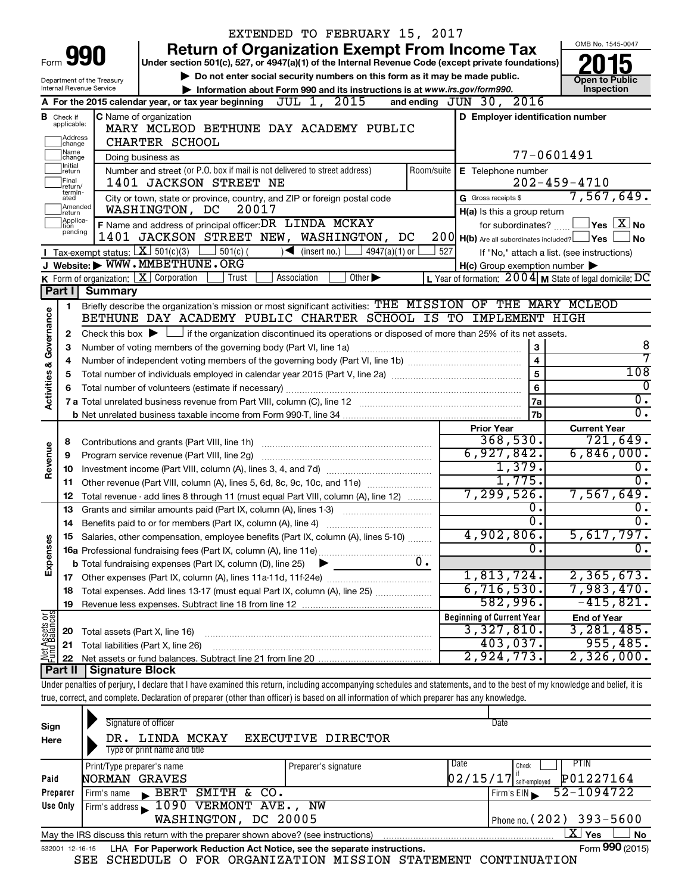EXTENDED TO FEBRUARY 15, 2017

# Form 990 — Return of Organization Exempt From Income Tax (2015)

Under section 501(c), 527, or 4947(a)(1) of the Internal Revenue Code (except private foundations)

▶ Do not enter social security numbers on this form as it may be made public.

▶ Information about Form 990 and its instructions is at www.irs.gov/form990.

Department of the Treasury, Internal Revenue Service

OMB No. 1545-0047 — Open to Public Inspection

**A** For the 2015 calendar year, or tax year beginning JUL 1, 2015 and ending JUN 30, 2016

**B** Check if applicable: Address change, Name change, Initial return, Final return/terminated, Amended return, Application pending

**C** Name of organization: MARY MCLEOD BETHUNE DAY ACADEMY PUBLIC CHARTER SCHOOL

Doing business as

Number and street (or P.O. box if mail is not delivered to street address): 1401 JACKSON STREET NE — Room/suite

City or town, state or province, country, and ZIP or foreign postal code: WASHINGTON, DC 20017

**D** Employer identification number: 77-0601491

**E** Telephone number: 202-459-4710

**G** Gross receipts $ 7,567,649.

**F** Name and address of principal officer: DR LINDA MCKAY, 1401 JACKSON STREET NEW, WASHINGTON, DC 200

**H(a)** Is this a group return for subordinates? Yes [ ] No [X]

**H(b)** Are all subordinates included? Yes [ ] No [ ] If "No," attach a list. (see instructions)

**H(c)** Group exemption number ▶

**I** Tax-exempt status: [X] 501(c)(3) [ ] 501(c) ( ) ◀ (insert no.) [ ] 4947(a)(1) or [ ] 527

**J** Website: ▶ WWW.MMBETHUNE.ORG

**K** Form of organization: [X] Corporation [ ] Trust [ ] Association [ ] Other ▶

**L** Year of formation: 2004 **M** State of legal domicile: DC

## Part I Summary

**Activities & Governance**

1. Briefly describe the organization's mission or most significant activities: THE MISSION OF THE MARY MCLEOD BETHUNE DAY ACADEMY PUBLIC CHARTER SCHOOL IS TO IMPLEMENT HIGH
2. Check this box ▶ [ ] if the organization discontinued its operations or disposed of more than 25% of its net assets.

| | | | |
|---|---|---|---|
| 3 | Number of voting members of the governing body (Part VI, line 1a) | 3 | 8 |
| 4 | Number of independent voting members of the governing body (Part VI, line 1b) | 4 | 7 |
| 5 | Total number of individuals employed in calendar year 2015 (Part V, line 2a) | 5 | 108 |
| 6 | Total number of volunteers (estimate if necessary) | 6 | 0 |
| 7a | Total unrelated business revenue from Part VIII, column (C), line 12 | 7a | 0. |
| 7b | Net unrelated business taxable income from Form 990-T, line 34 | 7b | 0. |

| | | | Prior Year | Current Year |
|---|---|---|---|---|
| **Revenue** | 8 | Contributions and grants (Part VIII, line 1h) | 368,530. | 721,649. |
| | 9 | Program service revenue (Part VIII, line 2g) | 6,927,842. | 6,846,000. |
| | 10 | Investment income (Part VIII, column (A), lines 3, 4, and 7d) | 1,379. | 0. |
| | 11 | Other revenue (Part VIII, column (A), lines 5, 6d, 8c, 9c, 10c, and 11e) | 1,775. | 0. |
| | 12 | Total revenue - add lines 8 through 11 (must equal Part VIII, column (A), line 12) | 7,299,526. | 7,567,649. |
| **Expenses** | 13 | Grants and similar amounts paid (Part IX, column (A), lines 1-3) | 0. | 0. |
| | 14 | Benefits paid to or for members (Part IX, column (A), line 4) | 0. | 0. |
| | 15 | Salaries, other compensation, employee benefits (Part IX, column (A), lines 5-10) | 4,902,806. | 5,617,797. |
| | 16a | Professional fundraising fees (Part IX, column (A), line 11e) | 0. | 0. |
| | b | Total fundraising expenses (Part IX, column (D), line 25) ▶ 0. | | |
| | 17 | Other expenses (Part IX, column (A), lines 11a-11d, 11f-24e) | 1,813,724. | 2,365,673. |
| | 18 | Total expenses. Add lines 13-17 (must equal Part IX, column (A), line 25) | 6,716,530. | 7,983,470. |
| | 19 | Revenue less expenses. Subtract line 18 from line 12 | 582,996. | -415,821. |

| | | | Beginning of Current Year | End of Year |
|---|---|---|---|---|
| **Net Assets or Fund Balances** | 20 | Total assets (Part X, line 16) | 3,327,810. | 3,281,485. |
| | 21 | Total liabilities (Part X, line 26) | 403,037. | 955,485. |
| | 22 | Net assets or fund balances. Subtract line 21 from line 20 | 2,924,773. | 2,326,000. |

## Part II Signature Block

Under penalties of perjury, I declare that I have examined this return, including accompanying schedules and statements, and to the best of my knowledge and belief, it is true, correct, and complete. Declaration of preparer (other than officer) is based on all information of which preparer has any knowledge.

**Sign Here**

Signature of officer — Date

DR. LINDA MCKAY EXECUTIVE DIRECTOR

Type or print name and title

**Paid Preparer Use Only**

| Print/Type preparer's name | Preparer's signature | Date | Check if self-employed | PTIN |
|---|---|---|---|---|
| NORMAN GRAVES | | 02/15/17 | | P01227164 |

Firm's name ▶ BERT SMITH & CO. — Firm's EIN ▶ 52-1094722

Firm's address ▶ 1090 VERMONT AVE., NW, WASHINGTON, DC 20005 — Phone no. (202) 393-5600

May the IRS discuss this return with the preparer shown above? (see instructions) [X] Yes [ ] No

532001 12-16-15 LHA For Paperwork Reduction Act Notice, see the separate instructions. Form 990 (2015)

SEE SCHEDULE O FOR ORGANIZATION MISSION STATEMENT CONTINUATION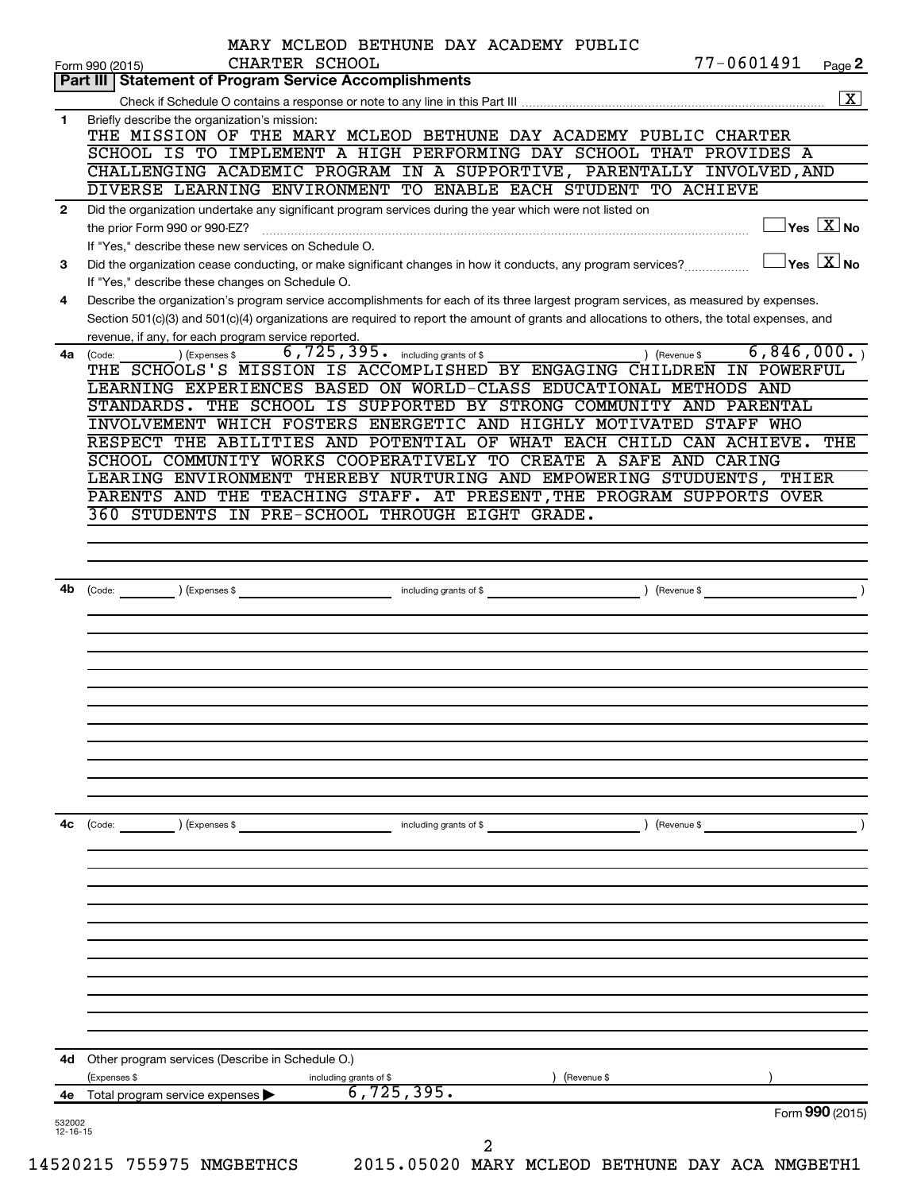MARY MCLEOD BETHUNE DAY ACADEMY PUBLIC CHARTER SCHOOL

Form 990 (2015) 77-0601491 Page 2

## Part III Statement of Program Service Accomplishments

Check if Schedule O contains a response or note to any line in this Part III ..... [X]

**1** Briefly describe the organization's mission:

THE MISSION OF THE MARY MCLEOD BETHUNE DAY ACADEMY PUBLIC CHARTER SCHOOL IS TO IMPLEMENT A HIGH PERFORMING DAY SCHOOL THAT PROVIDES A CHALLENGING ACADEMIC PROGRAM IN A SUPPORTIVE, PARENTALLY INVOLVED,AND DIVERSE LEARNING ENVIRONMENT TO ENABLE EACH STUDENT TO ACHIEVE

**2** Did the organization undertake any significant program services during the year which were not listed on the prior Form 990 or 990-EZ? ..... [ ] Yes [X] No

If "Yes," describe these new services on Schedule O.

**3** Did the organization cease conducting, or make significant changes in how it conducts, any program services? ..... [ ] Yes [X] No

If "Yes," describe these changes on Schedule O.

**4** Describe the organization's program service accomplishments for each of its three largest program services, as measured by expenses. Section 501(c)(3) and 501(c)(4) organizations are required to report the amount of grants and allocations to others, the total expenses, and revenue, if any, for each program service reported.

**4a** (Code: ) (Expenses $ 6,725,395. including grants of $ ) (Revenue $ 6,846,000. )

THE SCHOOLS'S MISSION IS ACCOMPLISHED BY ENGAGING CHILDREN IN POWERFUL LEARNING EXPERIENCES BASED ON WORLD-CLASS EDUCATIONAL METHODS AND STANDARDS. THE SCHOOL IS SUPPORTED BY STRONG COMMUNITY AND PARENTAL INVOLVEMENT WHICH FOSTERS ENERGETIC AND HIGHLY MOTIVATED STAFF WHO RESPECT THE ABILITIES AND POTENTIAL OF WHAT EACH CHILD CAN ACHIEVE. THE SCHOOL COMMUNITY WORKS COOPERATIVELY TO CREATE A SAFE AND CARING LEARING ENVIRONMENT THEREBY NURTURING AND EMPOWERING STUDUENTS, THIER PARENTS AND THE TEACHING STAFF. AT PRESENT,THE PROGRAM SUPPORTS OVER 360 STUDENTS IN PRE-SCHOOL THROUGH EIGHT GRADE.

**4b** (Code: ) (Expenses $ including grants of $ ) (Revenue $ )

**4c** (Code: ) (Expenses $ including grants of $ ) (Revenue $ )

**4d** Other program services (Describe in Schedule O.)

(Expenses $ including grants of $ ) (Revenue $ )

**4e** Total program service expenses ▶ 6,725,395.

Form **990** (2015)

532002 12-16-15

14520215 755975 NMGBETHCS 2015.05020 MARY MCLEOD BETHUNE DAY ACA NMGBETH1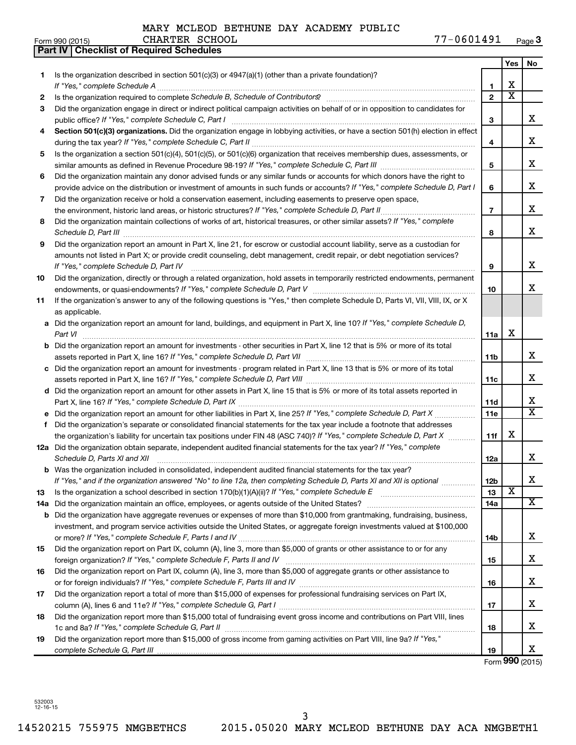MARY MCLEOD BETHUNE DAY ACADEMY PUBLIC CHARTER SCHOOL 77-0601491

Form 990 (2015)

## Part IV Checklist of Required Schedules

| | | | Yes | No |
|---|---|---|---|---|
| 1 | Is the organization described in section 501(c)(3) or 4947(a)(1) (other than a private foundation)? *If "Yes," complete Schedule A* | 1 | X | |
| 2 | Is the organization required to complete *Schedule B, Schedule of Contributors*? | 2 | X | |
| 3 | Did the organization engage in direct or indirect political campaign activities on behalf of or in opposition to candidates for public office? *If "Yes," complete Schedule C, Part I* | 3 | | X |
| 4 | **Section 501(c)(3) organizations.** Did the organization engage in lobbying activities, or have a section 501(h) election in effect during the tax year? *If "Yes," complete Schedule C, Part II* | 4 | | X |
| 5 | Is the organization a section 501(c)(4), 501(c)(5), or 501(c)(6) organization that receives membership dues, assessments, or similar amounts as defined in Revenue Procedure 98-19? *If "Yes," complete Schedule C, Part III* | 5 | | X |
| 6 | Did the organization maintain any donor advised funds or any similar funds or accounts for which donors have the right to provide advice on the distribution or investment of amounts in such funds or accounts? *If "Yes," complete Schedule D, Part I* | 6 | | X |
| 7 | Did the organization receive or hold a conservation easement, including easements to preserve open space, the environment, historic land areas, or historic structures? *If "Yes," complete Schedule D, Part II* | 7 | | X |
| 8 | Did the organization maintain collections of works of art, historical treasures, or other similar assets? *If "Yes," complete Schedule D, Part III* | 8 | | X |
| 9 | Did the organization report an amount in Part X, line 21, for escrow or custodial account liability, serve as a custodian for amounts not listed in Part X; or provide credit counseling, debt management, credit repair, or debt negotiation services? *If "Yes," complete Schedule D, Part IV* | 9 | | X |
| 10 | Did the organization, directly or through a related organization, hold assets in temporarily restricted endowments, permanent endowments, or quasi-endowments? *If "Yes," complete Schedule D, Part V* | 10 | | X |
| 11 | If the organization's answer to any of the following questions is "Yes," then complete Schedule D, Parts VI, VII, VIII, IX, or X as applicable. | | | |
| a | Did the organization report an amount for land, buildings, and equipment in Part X, line 10? *If "Yes," complete Schedule D, Part VI* | 11a | X | |
| b | Did the organization report an amount for investments - other securities in Part X, line 12 that is 5% or more of its total assets reported in Part X, line 16? *If "Yes," complete Schedule D, Part VII* | 11b | | X |
| c | Did the organization report an amount for investments - program related in Part X, line 13 that is 5% or more of its total assets reported in Part X, line 16? *If "Yes," complete Schedule D, Part VIII* | 11c | | X |
| d | Did the organization report an amount for other assets in Part X, line 15 that is 5% or more of its total assets reported in Part X, line 16? *If "Yes," complete Schedule D, Part IX* | 11d | | X |
| e | Did the organization report an amount for other liabilities in Part X, line 25? *If "Yes," complete Schedule D, Part X* | 11e | | X |
| f | Did the organization's separate or consolidated financial statements for the tax year include a footnote that addresses the organization's liability for uncertain tax positions under FIN 48 (ASC 740)? *If "Yes," complete Schedule D, Part X* | 11f | X | |
| 12a | Did the organization obtain separate, independent audited financial statements for the tax year? *If "Yes," complete Schedule D, Parts XI and XII* | 12a | | X |
| b | Was the organization included in consolidated, independent audited financial statements for the tax year? *If "Yes," and if the organization answered "No" to line 12a, then completing Schedule D, Parts XI and XII is optional* | 12b | | X |
| 13 | Is the organization a school described in section 170(b)(1)(A)(ii)? *If "Yes," complete Schedule E* | 13 | X | |
| 14a | Did the organization maintain an office, employees, or agents outside of the United States? | 14a | | X |
| b | Did the organization have aggregate revenues or expenses of more than $10,000 from grantmaking, fundraising, business, investment, and program service activities outside the United States, or aggregate foreign investments valued at $100,000 or more? *If "Yes," complete Schedule F, Parts I and IV* | 14b | | X |
| 15 | Did the organization report on Part IX, column (A), line 3, more than $5,000 of grants or other assistance to or for any foreign organization? *If "Yes," complete Schedule F, Parts II and IV* | 15 | | X |
| 16 | Did the organization report on Part IX, column (A), line 3, more than $5,000 of aggregate grants or other assistance to or for foreign individuals? *If "Yes," complete Schedule F, Parts III and IV* | 16 | | X |
| 17 | Did the organization report a total of more than $15,000 of expenses for professional fundraising services on Part IX, column (A), lines 6 and 11e? *If "Yes," complete Schedule G, Part I* | 17 | | X |
| 18 | Did the organization report more than $15,000 total of fundraising event gross income and contributions on Part VIII, lines 1c and 8a? *If "Yes," complete Schedule G, Part II* | 18 | | X |
| 19 | Did the organization report more than $15,000 of gross income from gaming activities on Part VIII, line 9a? *If "Yes," complete Schedule G, Part III* | 19 | | X |

Form **990** (2015)

532003 12-16-15

14520215 755975 NMGBETHCS 2015.05020 MARY MCLEOD BETHUNE DAY ACA NMGBETH1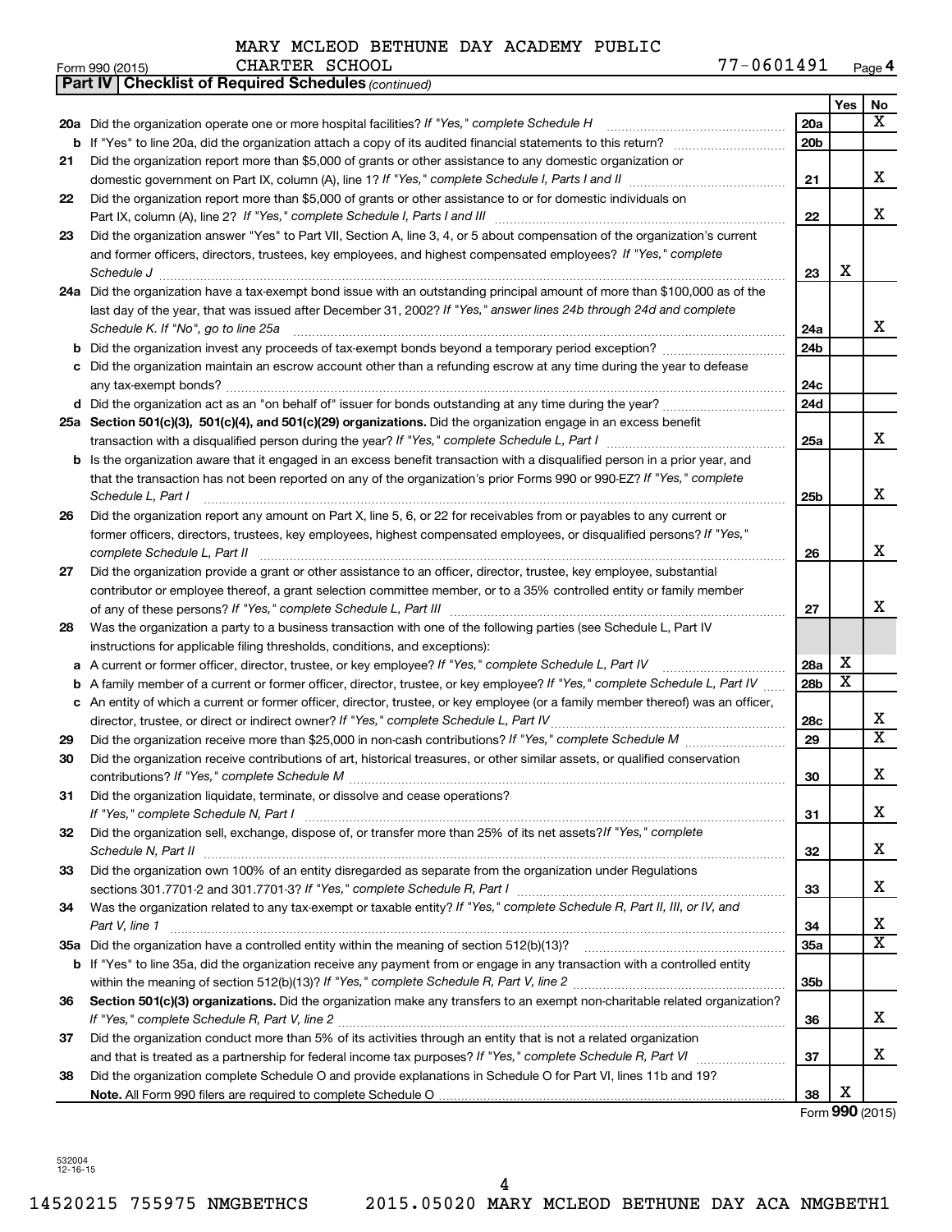MARY MCLEOD BETHUNE DAY ACADEMY PUBLIC CHARTER SCHOOL

Form 990 (2015) 77-0601491 Page 4

**Part IV | Checklist of Required Schedules** *(continued)*

| | | | Yes | No |
|---|---|---|---|---|
| **20a** | Did the organization operate one or more hospital facilities? *If "Yes," complete Schedule H* | 20a | | X |
| **b** | If "Yes" to line 20a, did the organization attach a copy of its audited financial statements to this return? | 20b | | |
| **21** | Did the organization report more than $5,000 of grants or other assistance to any domestic organization or domestic government on Part IX, column (A), line 1? *If "Yes," complete Schedule I, Parts I and II* | 21 | | X |
| **22** | Did the organization report more than $5,000 of grants or other assistance to or for domestic individuals on Part IX, column (A), line 2? *If "Yes," complete Schedule I, Parts I and III* | 22 | | X |
| **23** | Did the organization answer "Yes" to Part VII, Section A, line 3, 4, or 5 about compensation of the organization's current and former officers, directors, trustees, key employees, and highest compensated employees? *If "Yes," complete Schedule J* | 23 | X | |
| **24a** | Did the organization have a tax-exempt bond issue with an outstanding principal amount of more than $100,000 as of the last day of the year, that was issued after December 31, 2002? *If "Yes," answer lines 24b through 24d and complete Schedule K. If "No", go to line 25a* | 24a | | X |
| **b** | Did the organization invest any proceeds of tax-exempt bonds beyond a temporary period exception? | 24b | | |
| **c** | Did the organization maintain an escrow account other than a refunding escrow at any time during the year to defease any tax-exempt bonds? | 24c | | |
| **d** | Did the organization act as an "on behalf of" issuer for bonds outstanding at any time during the year? | 24d | | |
| **25a** | **Section 501(c)(3), 501(c)(4), and 501(c)(29) organizations.** Did the organization engage in an excess benefit transaction with a disqualified person during the year? *If "Yes," complete Schedule L, Part I* | 25a | | X |
| **b** | Is the organization aware that it engaged in an excess benefit transaction with a disqualified person in a prior year, and that the transaction has not been reported on any of the organization's prior Forms 990 or 990-EZ? *If "Yes," complete Schedule L, Part I* | 25b | | X |
| **26** | Did the organization report any amount on Part X, line 5, 6, or 22 for receivables from or payables to any current or former officers, directors, trustees, key employees, highest compensated employees, or disqualified persons? *If "Yes," complete Schedule L, Part II* | 26 | | X |
| **27** | Did the organization provide a grant or other assistance to an officer, director, trustee, key employee, substantial contributor or employee thereof, a grant selection committee member, or to a 35% controlled entity or family member of any of these persons? *If "Yes," complete Schedule L, Part III* | 27 | | X |
| **28** | Was the organization a party to a business transaction with one of the following parties (see Schedule L, Part IV instructions for applicable filing thresholds, conditions, and exceptions): | | | |
| **a** | A current or former officer, director, trustee, or key employee? *If "Yes," complete Schedule L, Part IV* | 28a | X | |
| **b** | A family member of a current or former officer, director, trustee, or key employee? *If "Yes," complete Schedule L, Part IV* | 28b | X | |
| **c** | An entity of which a current or former officer, director, trustee, or key employee (or a family member thereof) was an officer, director, trustee, or direct or indirect owner? *If "Yes," complete Schedule L, Part IV* | 28c | | X |
| **29** | Did the organization receive more than $25,000 in non-cash contributions? *If "Yes," complete Schedule M* | 29 | | X |
| **30** | Did the organization receive contributions of art, historical treasures, or other similar assets, or qualified conservation contributions? *If "Yes," complete Schedule M* | 30 | | X |
| **31** | Did the organization liquidate, terminate, or dissolve and cease operations? *If "Yes," complete Schedule N, Part I* | 31 | | X |
| **32** | Did the organization sell, exchange, dispose of, or transfer more than 25% of its net assets? *If "Yes," complete Schedule N, Part II* | 32 | | X |
| **33** | Did the organization own 100% of an entity disregarded as separate from the organization under Regulations sections 301.7701-2 and 301.7701-3? *If "Yes," complete Schedule R, Part I* | 33 | | X |
| **34** | Was the organization related to any tax-exempt or taxable entity? *If "Yes," complete Schedule R, Part II, III, or IV, and Part V, line 1* | 34 | | X |
| **35a** | Did the organization have a controlled entity within the meaning of section 512(b)(13)? | 35a | | X |
| **b** | If "Yes" to line 35a, did the organization receive any payment from or engage in any transaction with a controlled entity within the meaning of section 512(b)(13)? *If "Yes," complete Schedule R, Part V, line 2* | 35b | | |
| **36** | **Section 501(c)(3) organizations.** Did the organization make any transfers to an exempt non-charitable related organization? *If "Yes," complete Schedule R, Part V, line 2* | 36 | | X |
| **37** | Did the organization conduct more than 5% of its activities through an entity that is not a related organization and that is treated as a partnership for federal income tax purposes? *If "Yes," complete Schedule R, Part VI* | 37 | | X |
| **38** | Did the organization complete Schedule O and provide explanations in Schedule O for Part VI, lines 11b and 19? **Note.** All Form 990 filers are required to complete Schedule O | 38 | X | |

Form **990** (2015)

532004 12-16-15

14520215 755975 NMGBETHCS 2015.05020 MARY MCLEOD BETHUNE DAY ACA NMGBETH1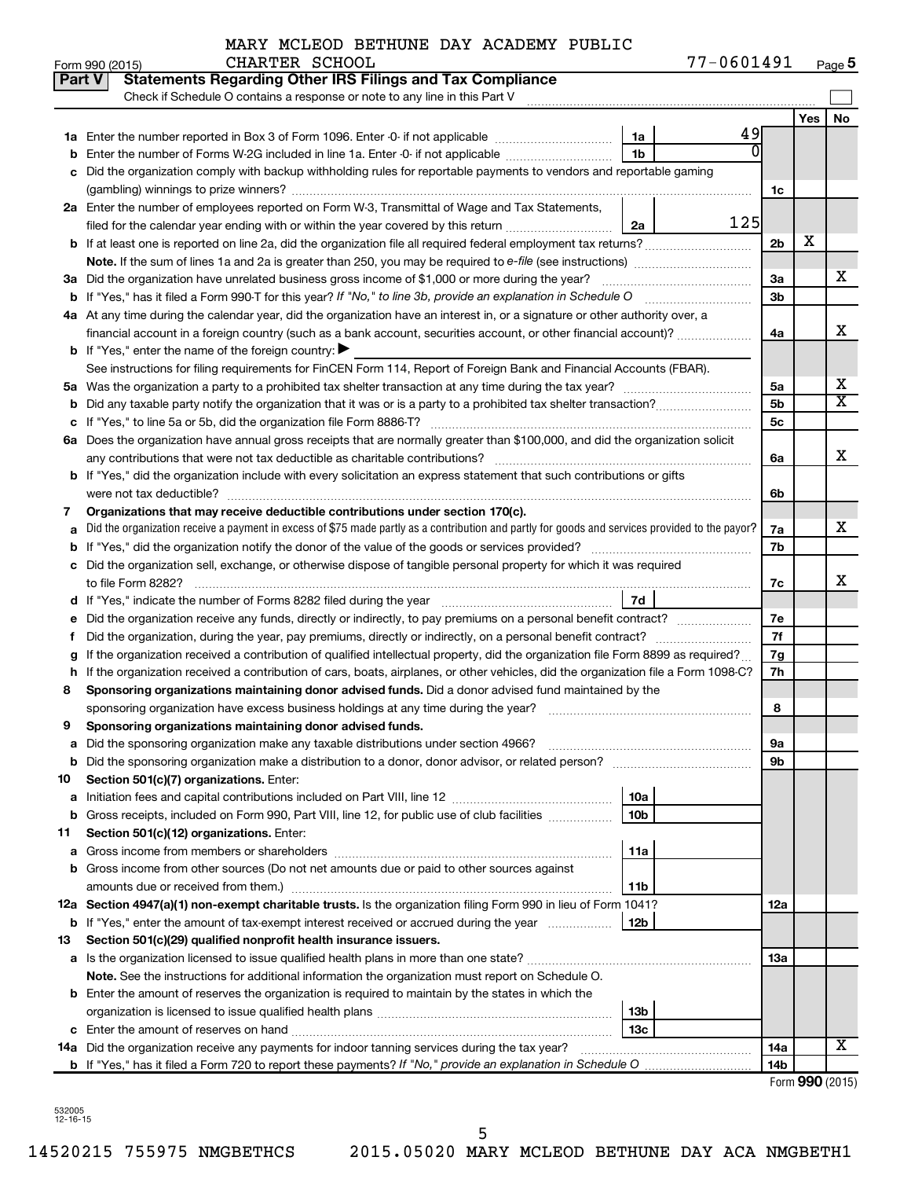MARY MCLEOD BETHUNE DAY ACADEMY PUBLIC CHARTER SCHOOL

Form 990 (2015) 77-0601491 Page 5

## Part V Statements Regarding Other IRS Filings and Tax Compliance

Check if Schedule O contains a response or note to any line in this Part V

| | | | | | Yes | No |
|---|---|---|---|---|---|---|
| 1a | Enter the number reported in Box 3 of Form 1096. Enter -0- if not applicable | 1a | 49 | | | |
| b | Enter the number of Forms W-2G included in line 1a. Enter -0- if not applicable | 1b | 0 | | | |
| c | Did the organization comply with backup withholding rules for reportable payments to vendors and reportable gaming (gambling) winnings to prize winners? | | | 1c | | |
| 2a | Enter the number of employees reported on Form W-3, Transmittal of Wage and Tax Statements, filed for the calendar year ending with or within the year covered by this return | 2a | 125 | | | |
| b | If at least one is reported on line 2a, did the organization file all required federal employment tax returns? | | | 2b | X | |
| | **Note.** If the sum of lines 1a and 2a is greater than 250, you may be required to *e-file* (see instructions) | | | | | |
| 3a | Did the organization have unrelated business gross income of $1,000 or more during the year? | | | 3a | | X |
| b | If "Yes," has it filed a Form 990-T for this year? *If "No," to line 3b, provide an explanation in Schedule O* | | | 3b | | |
| 4a | At any time during the calendar year, did the organization have an interest in, or a signature or other authority over, a financial account in a foreign country (such as a bank account, securities account, or other financial account)? | | | 4a | | X |
| b | If "Yes," enter the name of the foreign country: ▶ | | | | | |
| | See instructions for filing requirements for FinCEN Form 114, Report of Foreign Bank and Financial Accounts (FBAR). | | | | | |
| 5a | Was the organization a party to a prohibited tax shelter transaction at any time during the tax year? | | | 5a | | X |
| b | Did any taxable party notify the organization that it was or is a party to a prohibited tax shelter transaction? | | | 5b | | X |
| c | If "Yes," to line 5a or 5b, did the organization file Form 8886-T? | | | 5c | | |
| 6a | Does the organization have annual gross receipts that are normally greater than $100,000, and did the organization solicit any contributions that were not tax deductible as charitable contributions? | | | 6a | | X |
| b | If "Yes," did the organization include with every solicitation an express statement that such contributions or gifts were not tax deductible? | | | 6b | | |
| 7 | **Organizations that may receive deductible contributions under section 170(c).** | | | | | |
| a | Did the organization receive a payment in excess of $75 made partly as a contribution and partly for goods and services provided to the payor? | | | 7a | | X |
| b | If "Yes," did the organization notify the donor of the value of the goods or services provided? | | | 7b | | |
| c | Did the organization sell, exchange, or otherwise dispose of tangible personal property for which it was required to file Form 8282? | | | 7c | | X |
| d | If "Yes," indicate the number of Forms 8282 filed during the year | 7d | | | | |
| e | Did the organization receive any funds, directly or indirectly, to pay premiums on a personal benefit contract? | | | 7e | | |
| f | Did the organization, during the year, pay premiums, directly or indirectly, on a personal benefit contract? | | | 7f | | |
| g | If the organization received a contribution of qualified intellectual property, did the organization file Form 8899 as required? | | | 7g | | |
| h | If the organization received a contribution of cars, boats, airplanes, or other vehicles, did the organization file a Form 1098-C? | | | 7h | | |
| 8 | **Sponsoring organizations maintaining donor advised funds.** Did a donor advised fund maintained by the sponsoring organization have excess business holdings at any time during the year? | | | 8 | | |
| 9 | **Sponsoring organizations maintaining donor advised funds.** | | | | | |
| a | Did the sponsoring organization make any taxable distributions under section 4966? | | | 9a | | |
| b | Did the sponsoring organization make a distribution to a donor, donor advisor, or related person? | | | 9b | | |
| 10 | **Section 501(c)(7) organizations.** Enter: | | | | | |
| a | Initiation fees and capital contributions included on Part VIII, line 12 | 10a | | | | |
| b | Gross receipts, included on Form 990, Part VIII, line 12, for public use of club facilities | 10b | | | | |
| 11 | **Section 501(c)(12) organizations.** Enter: | | | | | |
| a | Gross income from members or shareholders | 11a | | | | |
| b | Gross income from other sources (Do not net amounts due or paid to other sources against amounts due or received from them.) | 11b | | | | |
| 12a | **Section 4947(a)(1) non-exempt charitable trusts.** Is the organization filing Form 990 in lieu of Form 1041? | | | 12a | | |
| b | If "Yes," enter the amount of tax-exempt interest received or accrued during the year | 12b | | | | |
| 13 | **Section 501(c)(29) qualified nonprofit health insurance issuers.** | | | | | |
| a | Is the organization licensed to issue qualified health plans in more than one state? | | | 13a | | |
| | **Note.** See the instructions for additional information the organization must report on Schedule O. | | | | | |
| b | Enter the amount of reserves the organization is required to maintain by the states in which the organization is licensed to issue qualified health plans | 13b | | | | |
| c | Enter the amount of reserves on hand | 13c | | | | |
| 14a | Did the organization receive any payments for indoor tanning services during the tax year? | | | 14a | | X |
| b | If "Yes," has it filed a Form 720 to report these payments? *If "No," provide an explanation in Schedule O* | | | 14b | | |

Form **990** (2015)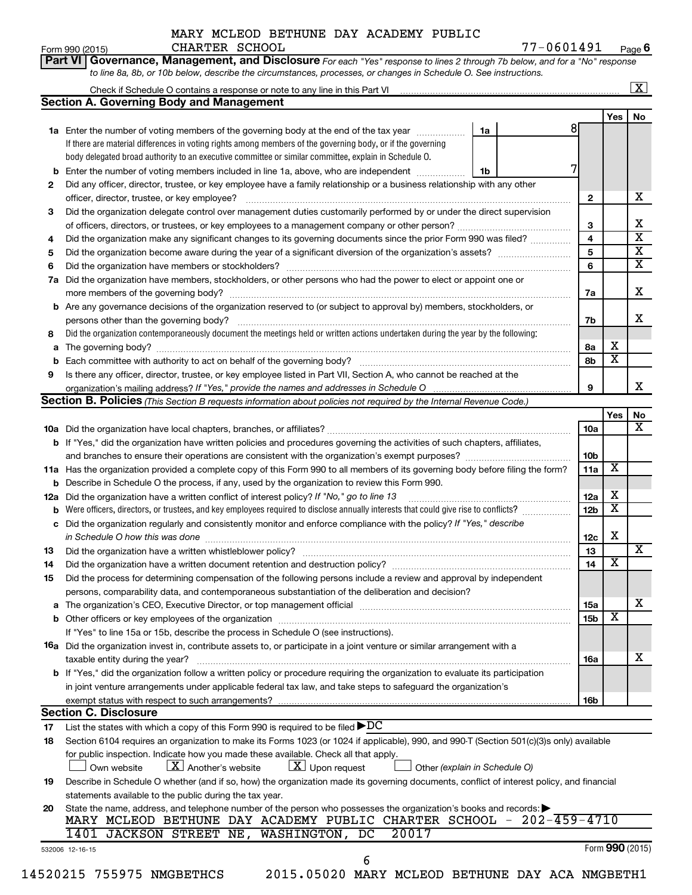MARY MCLEOD BETHUNE DAY ACADEMY PUBLIC CHARTER SCHOOL

Form 990 (2015) 77-0601491 Page **6**

**Part VI Governance, Management, and Disclosure** *For each "Yes" response to lines 2 through 7b below, and for a "No" response to line 8a, 8b, or 10b below, describe the circumstances, processes, or changes in Schedule O. See instructions.*

Check if Schedule O contains a response or note to any line in this Part VI [X]

## Section A. Governing Body and Management

| | | | | Yes | No |
|---|---|---|---|---|---|
| **1a** | Enter the number of voting members of the governing body at the end of the tax year | 1a | 8 | | |
| | If there are material differences in voting rights among members of the governing body, or if the governing body delegated broad authority to an executive committee or similar committee, explain in Schedule O. | | | | |
| **b** | Enter the number of voting members included in line 1a, above, who are independent | 1b | 7 | | |
| **2** | Did any officer, director, trustee, or key employee have a family relationship or a business relationship with any other officer, director, trustee, or key employee? | 2 | | | X |
| **3** | Did the organization delegate control over management duties customarily performed by or under the direct supervision of officers, directors, or trustees, or key employees to a management company or other person? | 3 | | | X |
| **4** | Did the organization make any significant changes to its governing documents since the prior Form 990 was filed? | 4 | | | X |
| **5** | Did the organization become aware during the year of a significant diversion of the organization's assets? | 5 | | | X |
| **6** | Did the organization have members or stockholders? | 6 | | | X |
| **7a** | Did the organization have members, stockholders, or other persons who had the power to elect or appoint one or more members of the governing body? | 7a | | | X |
| **b** | Are any governance decisions of the organization reserved to (or subject to approval by) members, stockholders, or persons other than the governing body? | 7b | | | X |
| **8** | Did the organization contemporaneously document the meetings held or written actions undertaken during the year by the following: | | | | |
| **a** | The governing body? | 8a | | X | |
| **b** | Each committee with authority to act on behalf of the governing body? | 8b | | X | |
| **9** | Is there any officer, director, trustee, or key employee listed in Part VII, Section A, who cannot be reached at the organization's mailing address? *If "Yes," provide the names and addresses in Schedule O* | 9 | | | X |

## Section B. Policies *(This Section B requests information about policies not required by the Internal Revenue Code.)*

| | | | Yes | No |
|---|---|---|---|---|
| **10a** | Did the organization have local chapters, branches, or affiliates? | 10a | | X |
| **b** | If "Yes," did the organization have written policies and procedures governing the activities of such chapters, affiliates, and branches to ensure their operations are consistent with the organization's exempt purposes? | 10b | | |
| **11a** | Has the organization provided a complete copy of this Form 990 to all members of its governing body before filing the form? | 11a | X | |
| **b** | Describe in Schedule O the process, if any, used by the organization to review this Form 990. | | | |
| **12a** | Did the organization have a written conflict of interest policy? *If "No," go to line 13* | 12a | X | |
| **b** | Were officers, directors, or trustees, and key employees required to disclose annually interests that could give rise to conflicts? | 12b | X | |
| **c** | Did the organization regularly and consistently monitor and enforce compliance with the policy? *If "Yes," describe in Schedule O how this was done* | 12c | X | |
| **13** | Did the organization have a written whistleblower policy? | 13 | | X |
| **14** | Did the organization have a written document retention and destruction policy? | 14 | X | |
| **15** | Did the process for determining compensation of the following persons include a review and approval by independent persons, comparability data, and contemporaneous substantiation of the deliberation and decision? | | | |
| **a** | The organization's CEO, Executive Director, or top management official | 15a | | X |
| **b** | Other officers or key employees of the organization | 15b | X | |
| | If "Yes" to line 15a or 15b, describe the process in Schedule O (see instructions). | | | |
| **16a** | Did the organization invest in, contribute assets to, or participate in a joint venture or similar arrangement with a taxable entity during the year? | 16a | | X |
| **b** | If "Yes," did the organization follow a written policy or procedure requiring the organization to evaluate its participation in joint venture arrangements under applicable federal tax law, and take steps to safeguard the organization's exempt status with respect to such arrangements? | 16b | | |

## Section C. Disclosure

**17** List the states with which a copy of this Form 990 is required to be filed ▶ DC

**18** Section 6104 requires an organization to make its Forms 1023 (or 1024 if applicable), 990, and 990-T (Section 501(c)(3)s only) available for public inspection. Indicate how you made these available. Check all that apply.

[ ] Own website [X] Another's website [X] Upon request [ ] Other *(explain in Schedule O)*

**19** Describe in Schedule O whether (and if so, how) the organization made its governing documents, conflict of interest policy, and financial statements available to the public during the tax year.

**20** State the name, address, and telephone number of the person who possesses the organization's books and records: ▶

MARY MCLEOD BETHUNE DAY ACADEMY PUBLIC CHARTER SCHOOL - 202-459-4710
1401 JACKSON STREET NE, WASHINGTON, DC 20017

532006 12-16-15 Form **990** (2015)

14520215 755975 NMGBETHCS 2015.05020 MARY MCLEOD BETHUNE DAY ACA NMGBETH1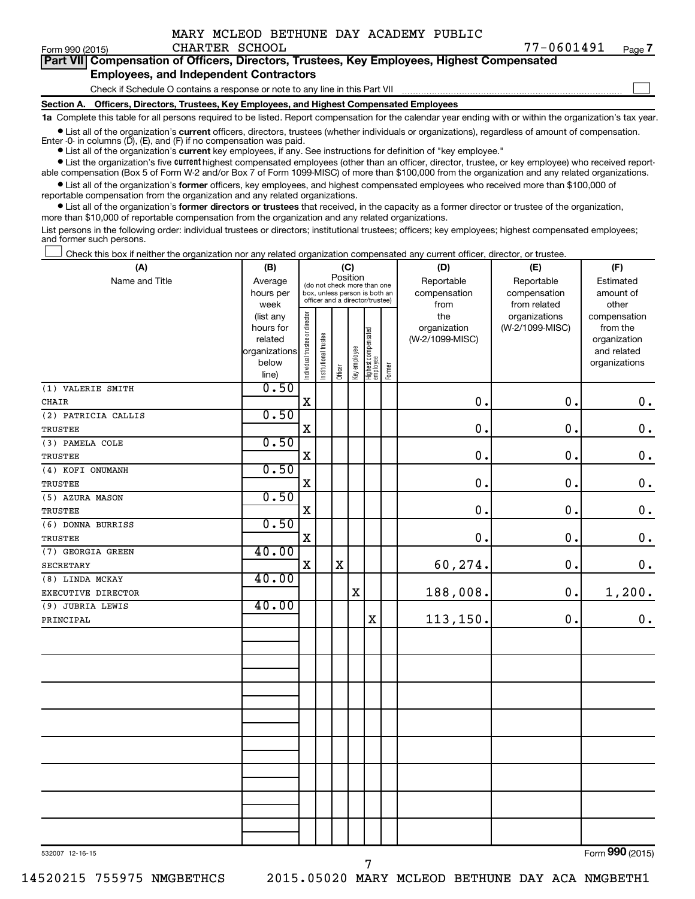MARY MCLEOD BETHUNE DAY ACADEMY PUBLIC CHARTER SCHOOL

Form 990 (2015) 77-0601491 Page 7

**Part VII Compensation of Officers, Directors, Trustees, Key Employees, Highest Compensated Employees, and Independent Contractors**

Check if Schedule O contains a response or note to any line in this Part VII ☐

**Section A. Officers, Directors, Trustees, Key Employees, and Highest Compensated Employees**

**1a** Complete this table for all persons required to be listed. Report compensation for the calendar year ending with or within the organization's tax year.

- List all of the organization's **current** officers, directors, trustees (whether individuals or organizations), regardless of amount of compensation. Enter -0- in columns (D), (E), and (F) if no compensation was paid.
- List all of the organization's **current** key employees, if any. See instructions for definition of "key employee."
- List the organization's five **current** highest compensated employees (other than an officer, director, trustee, or key employee) who received reportable compensation (Box 5 of Form W-2 and/or Box 7 of Form 1099-MISC) of more than $100,000 from the organization and any related organizations.
- List all of the organization's **former** officers, key employees, and highest compensated employees who received more than $100,000 of reportable compensation from the organization and any related organizations.
- List all of the organization's **former directors or trustees** that received, in the capacity as a former director or trustee of the organization, more than $10,000 of reportable compensation from the organization and any related organizations.

List persons in the following order: individual trustees or directors; institutional trustees; officers; key employees; highest compensated employees; and former such persons.

☐ Check this box if neither the organization nor any related organization compensated any current officer, director, or trustee.

| (A) Name and Title | (B) Average hours per week (list any hours for related organizations below line) | (C) Position: Individual trustee or director | Institutional trustee | Officer | Key employee | Highest compensated employee | Former | (D) Reportable compensation from the organization (W-2/1099-MISC) | (E) Reportable compensation from related organizations (W-2/1099-MISC) | (F) Estimated amount of other compensation from the organization and related organizations |
|---|---|---|---|---|---|---|---|---|---|---|
| (1) VALERIE SMITH<br>CHAIR | 0.50 | X | | | | | | 0. | 0. | 0. |
| (2) PATRICIA CALLIS<br>TRUSTEE | 0.50 | X | | | | | | 0. | 0. | 0. |
| (3) PAMELA COLE<br>TRUSTEE | 0.50 | X | | | | | | 0. | 0. | 0. |
| (4) KOFI ONUMANH<br>TRUSTEE | 0.50 | X | | | | | | 0. | 0. | 0. |
| (5) AZURA MASON<br>TRUSTEE | 0.50 | X | | | | | | 0. | 0. | 0. |
| (6) DONNA BURRISS<br>TRUSTEE | 0.50 | X | | | | | | 0. | 0. | 0. |
| (7) GEORGIA GREEN<br>SECRETARY | 40.00 | X | | X | | | | 60,274. | 0. | 0. |
| (8) LINDA MCKAY<br>EXECUTIVE DIRECTOR | 40.00 | | | | X | | | 188,008. | 0. | 1,200. |
| (9) JUBRIA LEWIS<br>PRINCIPAL | 40.00 | | | | | X | | 113,150. | 0. | 0. |

532007 12-16-15

Form **990** (2015)

14520215 755975 NMGBETHCS 2015.05020 MARY MCLEOD BETHUNE DAY ACA NMGBETH1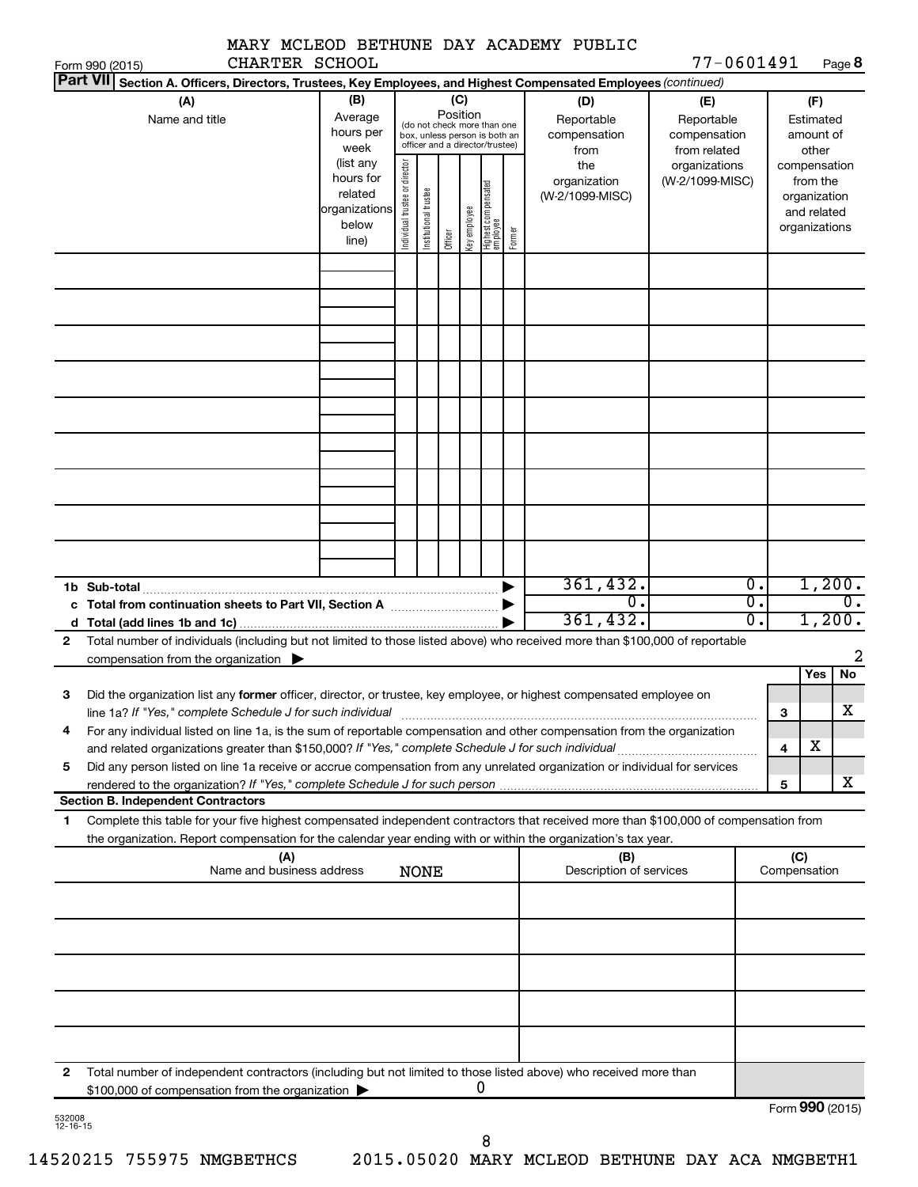MARY MCLEOD BETHUNE DAY ACADEMY PUBLIC CHARTER SCHOOL

Form 990 (2015) 77-0601491 Page **8**

**Part VII** **Section A. Officers, Directors, Trustees, Key Employees, and Highest Compensated Employees** *(continued)*

| (A) Name and title | (B) Average hours per week (list any hours for related organizations below line) | (C) Position (do not check more than one box, unless person is both an officer and a director/trustee): Individual trustee or director | Institutional trustee | Officer | Key employee | Highest compensated employee | Former | (D) Reportable compensation from the organization (W-2/1099-MISC) | (E) Reportable compensation from related organizations (W-2/1099-MISC) | (F) Estimated amount of other compensation from the organization and related organizations |
|---|---|---|---|---|---|---|---|---|---|---|
| | | | | | | | | | | |
| | | | | | | | | | | |
| | | | | | | | | | | |
| | | | | | | | | | | |
| | | | | | | | | | | |
| | | | | | | | | | | |
| | | | | | | | | | | |
| | | | | | | | | | | |
| | | | | | | | | | | |
| **1b Sub-total** | | | | | | | ▶ | 361,432. | 0. | 1,200. |
| **c Total from continuation sheets to Part VII, Section A** | | | | | | | ▶ | 0. | 0. | 0. |
| **d Total (add lines 1b and 1c)** | | | | | | | ▶ | 361,432. | 0. | 1,200. |

**2** Total number of individuals (including but not limited to those listed above) who received more than $100,000 of reportable compensation from the organization ▶ 2

| | | | Yes | No |
|---|---|---|---|---|
| **3** | Did the organization list any **former** officer, director, or trustee, key employee, or highest compensated employee on line 1a? *If "Yes," complete Schedule J for such individual* | **3** | | X |
| **4** | For any individual listed on line 1a, is the sum of reportable compensation and other compensation from the organization and related organizations greater than $150,000? *If "Yes," complete Schedule J for such individual* | **4** | X | |
| **5** | Did any person listed on line 1a receive or accrue compensation from any unrelated organization or individual for services rendered to the organization? *If "Yes," complete Schedule J for such person* | **5** | | X |

**Section B. Independent Contractors**

**1** Complete this table for your five highest compensated independent contractors that received more than $100,000 of compensation from the organization. Report compensation for the calendar year ending with or within the organization's tax year.

| (A) Name and business address | (B) Description of services | (C) Compensation |
|---|---|---|
| NONE | | |
| | | |
| | | |
| | | |
| | | |

**2** Total number of independent contractors (including but not limited to those listed above) who received more than $100,000 of compensation from the organization ▶ 0

Form **990** (2015)

532008 12-16-15

14520215 755975 NMGBETHCS 2015.05020 MARY MCLEOD BETHUNE DAY ACA NMGBETH1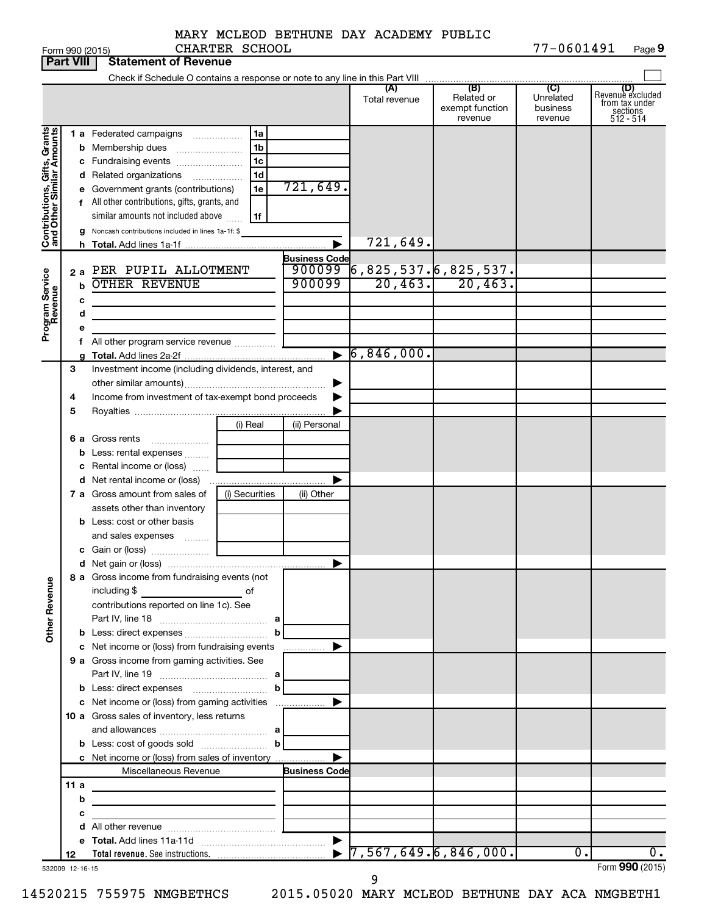Form 990 (2015) MARY MCLEOD BETHUNE DAY ACADEMY PUBLIC CHARTER SCHOOL 77-0601491 Page 9

**Part VIII Statement of Revenue**

Check if Schedule O contains a response or note to any line in this Part VIII ☐

| | | | (A) Total revenue | (B) Related or exempt function revenue | (C) Unrelated business revenue | (D) Revenue excluded from tax under sections 512 - 514 |
|---|---|---|---|---|---|---|
| **Contributions, Gifts, Grants and Other Similar Amounts** | 1 a Federated campaigns | 1a | | | | |
| | b Membership dues | 1b | | | | |
| | c Fundraising events | 1c | | | | |
| | d Related organizations | 1d | | | | |
| | e Government grants (contributions) | 1e 721,649. | | | | |
| | f All other contributions, gifts, grants, and similar amounts not included above | 1f | | | | |
| | g Noncash contributions included in lines 1a-1f: $ | | | | | |
| | h **Total.** Add lines 1a-1f | ▶ | 721,649. | | | |
| **Program Service Revenue** | | **Business Code** | | | | |
| | 2 a PER PUPIL ALLOTMENT | 900099 | 6,825,537. | 6,825,537. | | |
| | b OTHER REVENUE | 900099 | 20,463. | 20,463. | | |
| | c | | | | | |
| | d | | | | | |
| | e | | | | | |
| | f All other program service revenue | | | | | |
| | g **Total.** Add lines 2a-2f | ▶ | 6,846,000. | | | |
| **Other Revenue** | 3 Investment income (including dividends, interest, and other similar amounts) | ▶ | | | | |
| | 4 Income from investment of tax-exempt bond proceeds | ▶ | | | | |
| | 5 Royalties | ▶ | | | | |
| | | (i) Real / (ii) Personal | | | | |
| | 6 a Gross rents | | | | | |
| | b Less: rental expenses | | | | | |
| | c Rental income or (loss) | | | | | |
| | d Net rental income or (loss) | ▶ | | | | |
| | 7 a Gross amount from sales of assets other than inventory | (i) Securities / (ii) Other | | | | |
| | b Less: cost or other basis and sales expenses | | | | | |
| | c Gain or (loss) | | | | | |
| | d Net gain or (loss) | ▶ | | | | |
| | 8 a Gross income from fundraising events (not including $ ____ of contributions reported on line 1c). See Part IV, line 18 | a | | | | |
| | b Less: direct expenses | b | | | | |
| | c Net income or (loss) from fundraising events | ▶ | | | | |
| | 9 a Gross income from gaming activities. See Part IV, line 19 | a | | | | |
| | b Less: direct expenses | b | | | | |
| | c Net income or (loss) from gaming activities | ▶ | | | | |
| | 10 a Gross sales of inventory, less returns and allowances | a | | | | |
| | b Less: cost of goods sold | b | | | | |
| | c Net income or (loss) from sales of inventory | ▶ | | | | |
| | Miscellaneous Revenue | **Business Code** | | | | |
| | 11 a | | | | | |
| | b | | | | | |
| | c | | | | | |
| | d All other revenue | | | | | |
| | e **Total.** Add lines 11a-11d | ▶ | | | | |
| | 12 **Total revenue.** See instructions. | ▶ | 7,567,649. | 6,846,000. | 0. | 0. |

532009 12-16-15 Form **990** (2015)

14520215 755975 NMGBETHCS 2015.05020 MARY MCLEOD BETHUNE DAY ACA NMGBETH1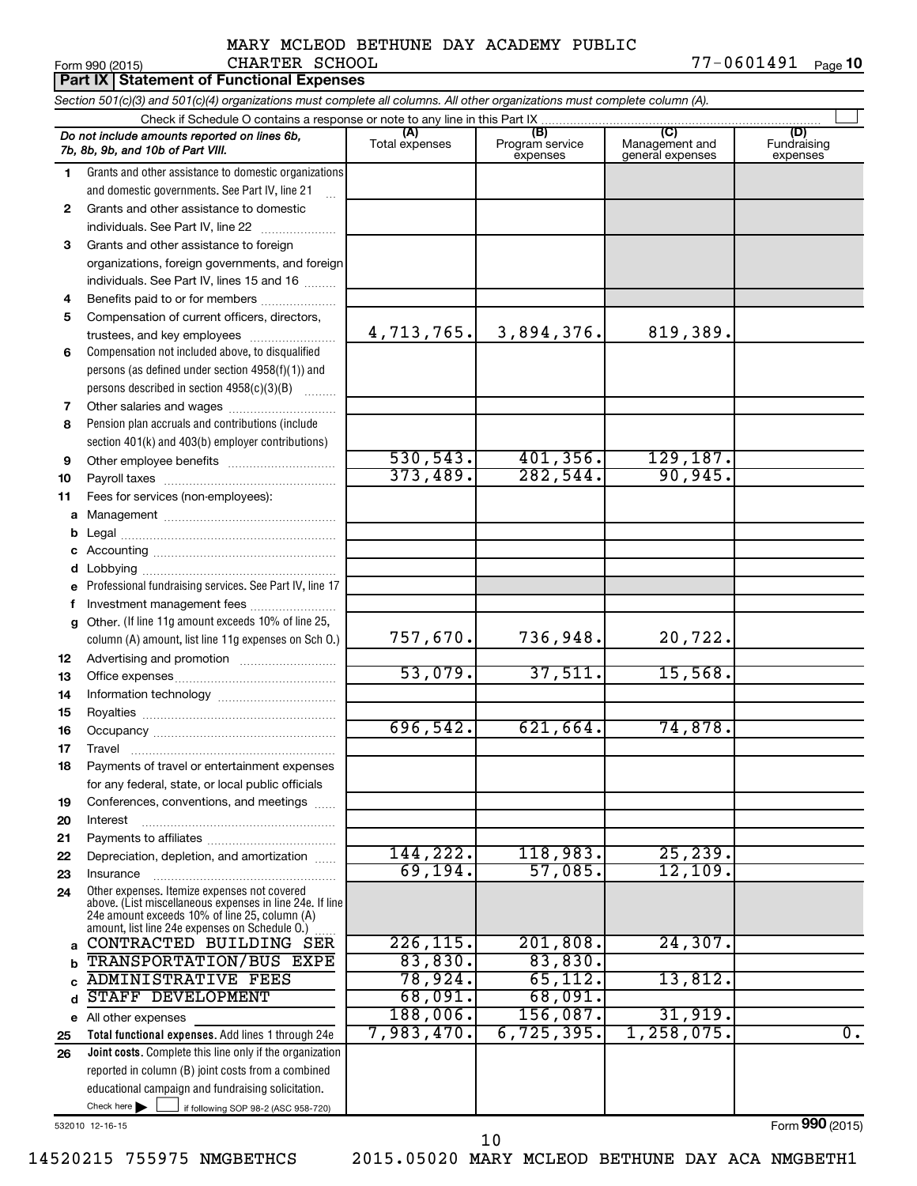MARY MCLEOD BETHUNE DAY ACADEMY PUBLIC CHARTER SCHOOL

Form 990 (2015) 77-0601491 Page 10

**Part IX Statement of Functional Expenses**

*Section 501(c)(3) and 501(c)(4) organizations must complete all columns. All other organizations must complete column (A).*

Check if Schedule O contains a response or note to any line in this Part IX

| | *Do not include amounts reported on lines 6b, 7b, 8b, 9b, and 10b of Part VIII.* | (A) Total expenses | (B) Program service expenses | (C) Management and general expenses | (D) Fundraising expenses |
|---|---|---|---|---|---|
| 1 | Grants and other assistance to domestic organizations and domestic governments. See Part IV, line 21 | | | | |
| 2 | Grants and other assistance to domestic individuals. See Part IV, line 22 | | | | |
| 3 | Grants and other assistance to foreign organizations, foreign governments, and foreign individuals. See Part IV, lines 15 and 16 | | | | |
| 4 | Benefits paid to or for members | | | | |
| 5 | Compensation of current officers, directors, trustees, and key employees | 4,713,765. | 3,894,376. | 819,389. | |
| 6 | Compensation not included above, to disqualified persons (as defined under section 4958(f)(1)) and persons described in section 4958(c)(3)(B) | | | | |
| 7 | Other salaries and wages | | | | |
| 8 | Pension plan accruals and contributions (include section 401(k) and 403(b) employer contributions) | | | | |
| 9 | Other employee benefits | 530,543. | 401,356. | 129,187. | |
| 10 | Payroll taxes | 373,489. | 282,544. | 90,945. | |
| 11 | Fees for services (non-employees): | | | | |
| a | Management | | | | |
| b | Legal | | | | |
| c | Accounting | | | | |
| d | Lobbying | | | | |
| e | Professional fundraising services. See Part IV, line 17 | | | | |
| f | Investment management fees | | | | |
| g | Other. (If line 11g amount exceeds 10% of line 25, column (A) amount, list line 11g expenses on Sch O.) | 757,670. | 736,948. | 20,722. | |
| 12 | Advertising and promotion | | | | |
| 13 | Office expenses | 53,079. | 37,511. | 15,568. | |
| 14 | Information technology | | | | |
| 15 | Royalties | | | | |
| 16 | Occupancy | 696,542. | 621,664. | 74,878. | |
| 17 | Travel | | | | |
| 18 | Payments of travel or entertainment expenses for any federal, state, or local public officials | | | | |
| 19 | Conferences, conventions, and meetings | | | | |
| 20 | Interest | | | | |
| 21 | Payments to affiliates | | | | |
| 22 | Depreciation, depletion, and amortization | 144,222. | 118,983. | 25,239. | |
| 23 | Insurance | 69,194. | 57,085. | 12,109. | |
| 24 | Other expenses. Itemize expenses not covered above. (List miscellaneous expenses in line 24e. If line 24e amount exceeds 10% of line 25, column (A) amount, list line 24e expenses on Schedule O.) | | | | |
| a | CONTRACTED BUILDING SER | 226,115. | 201,808. | 24,307. | |
| b | TRANSPORTATION/BUS EXPE | 83,830. | 83,830. | | |
| c | ADMINISTRATIVE FEES | 78,924. | 65,112. | 13,812. | |
| d | STAFF DEVELOPMENT | 68,091. | 68,091. | | |
| e | All other expenses | 188,006. | 156,087. | 31,919. | |
| 25 | **Total functional expenses.** Add lines 1 through 24e | 7,983,470. | 6,725,395. | 1,258,075. | 0. |
| 26 | **Joint costs.** Complete this line only if the organization reported in column (B) joint costs from a combined educational campaign and fundraising solicitation. Check here ☐ if following SOP 98-2 (ASC 958-720) | | | | |

532010 12-16-15

Form **990** (2015)

14520215 755975 NMGBETHCS 2015.05020 MARY MCLEOD BETHUNE DAY ACA NMGBETH1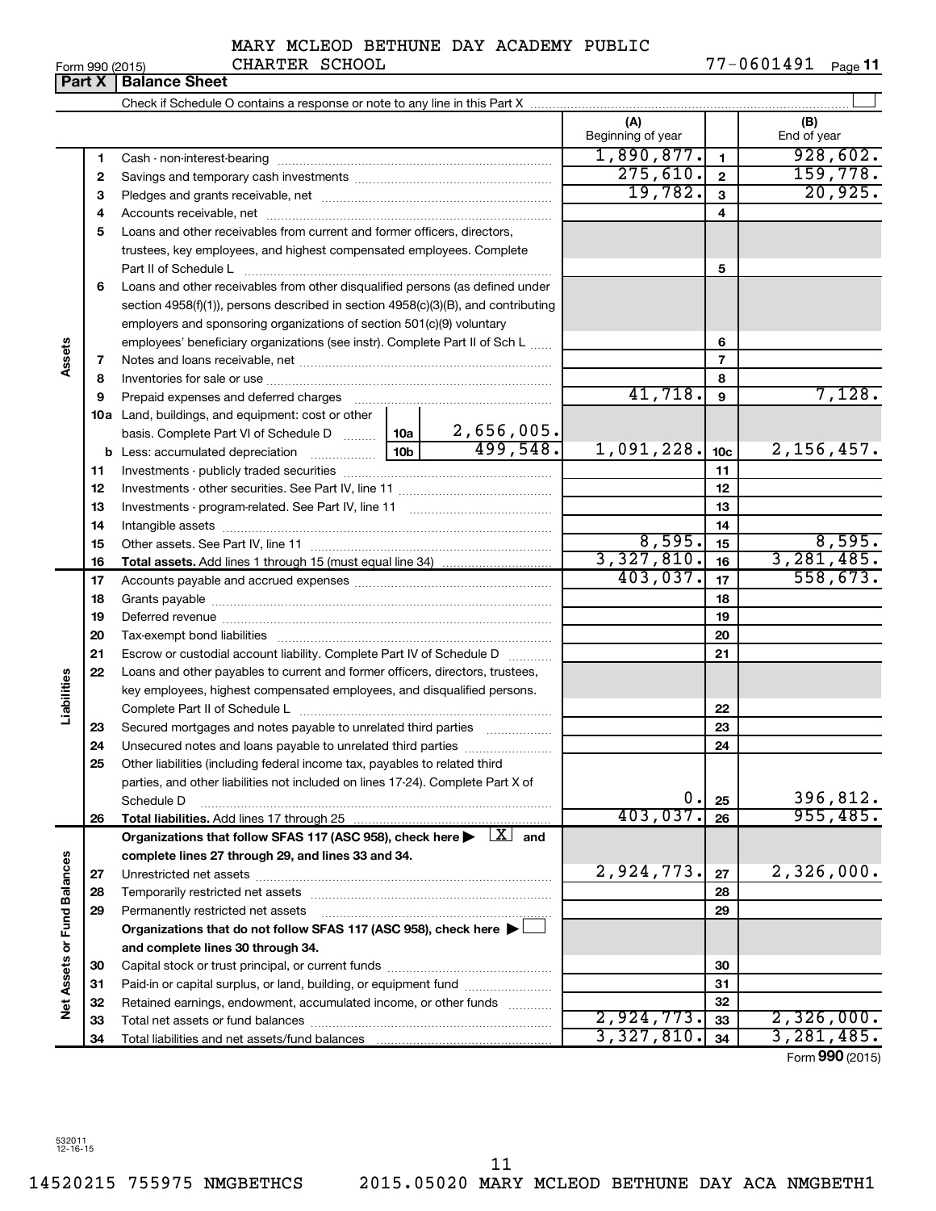MARY MCLEOD BETHUNE DAY ACADEMY PUBLIC CHARTER SCHOOL

Form 990 (2015) 77-0601491 Page **11**

**Part X | Balance Sheet**

Check if Schedule O contains a response or note to any line in this Part X ☐

| | | | | (A) Beginning of year | | (B) End of year |
|---|---|---|---|---|---|---|
| **Assets** | 1 | Cash - non-interest-bearing | | 1,890,877. | 1 | 928,602. |
| | 2 | Savings and temporary cash investments | | 275,610. | 2 | 159,778. |
| | 3 | Pledges and grants receivable, net | | 19,782. | 3 | 20,925. |
| | 4 | Accounts receivable, net | | | 4 | |
| | 5 | Loans and other receivables from current and former officers, directors, trustees, key employees, and highest compensated employees. Complete Part II of Schedule L | | | 5 | |
| | 6 | Loans and other receivables from other disqualified persons (as defined under section 4958(f)(1)), persons described in section 4958(c)(3)(B), and contributing employers and sponsoring organizations of section 501(c)(9) voluntary employees' beneficiary organizations (see instr). Complete Part II of Sch L | | | 6 | |
| | 7 | Notes and loans receivable, net | | | 7 | |
| | 8 | Inventories for sale or use | | | 8 | |
| | 9 | Prepaid expenses and deferred charges | | 41,718. | 9 | 7,128. |
| | 10a | Land, buildings, and equipment: cost or other basis. Complete Part VI of Schedule D | 10a 2,656,005. | | | |
| | b | Less: accumulated depreciation | 10b 499,548. | 1,091,228. | 10c | 2,156,457. |
| | 11 | Investments - publicly traded securities | | | 11 | |
| | 12 | Investments - other securities. See Part IV, line 11 | | | 12 | |
| | 13 | Investments - program-related. See Part IV, line 11 | | | 13 | |
| | 14 | Intangible assets | | | 14 | |
| | 15 | Other assets. See Part IV, line 11 | | 8,595. | 15 | 8,595. |
| | 16 | **Total assets.** Add lines 1 through 15 (must equal line 34) | | 3,327,810. | 16 | 3,281,485. |
| **Liabilities** | 17 | Accounts payable and accrued expenses | | 403,037. | 17 | 558,673. |
| | 18 | Grants payable | | | 18 | |
| | 19 | Deferred revenue | | | 19 | |
| | 20 | Tax-exempt bond liabilities | | | 20 | |
| | 21 | Escrow or custodial account liability. Complete Part IV of Schedule D | | | 21 | |
| | 22 | Loans and other payables to current and former officers, directors, trustees, key employees, highest compensated employees, and disqualified persons. Complete Part II of Schedule L | | | 22 | |
| | 23 | Secured mortgages and notes payable to unrelated third parties | | | 23 | |
| | 24 | Unsecured notes and loans payable to unrelated third parties | | | 24 | |
| | 25 | Other liabilities (including federal income tax, payables to related third parties, and other liabilities not included on lines 17-24). Complete Part X of Schedule D | | 0. | 25 | 396,812. |
| | 26 | **Total liabilities.** Add lines 17 through 25 | | 403,037. | 26 | 955,485. |
| **Net Assets or Fund Balances** | | **Organizations that follow SFAS 117 (ASC 958), check here ▶ [X] and complete lines 27 through 29, and lines 33 and 34.** | | | | |
| | 27 | Unrestricted net assets | | 2,924,773. | 27 | 2,326,000. |
| | 28 | Temporarily restricted net assets | | | 28 | |
| | 29 | Permanently restricted net assets | | | 29 | |
| | | **Organizations that do not follow SFAS 117 (ASC 958), check here ▶ ☐ and complete lines 30 through 34.** | | | | |
| | 30 | Capital stock or trust principal, or current funds | | | 30 | |
| | 31 | Paid-in or capital surplus, or land, building, or equipment fund | | | 31 | |
| | 32 | Retained earnings, endowment, accumulated income, or other funds | | | 32 | |
| | 33 | Total net assets or fund balances | | 2,924,773. | 33 | 2,326,000. |
| | 34 | Total liabilities and net assets/fund balances | | 3,327,810. | 34 | 3,281,485. |

Form **990** (2015)

532011 12-16-15

14520215 755975 NMGBETHCS 2015.05020 MARY MCLEOD BETHUNE DAY ACA NMGBETH1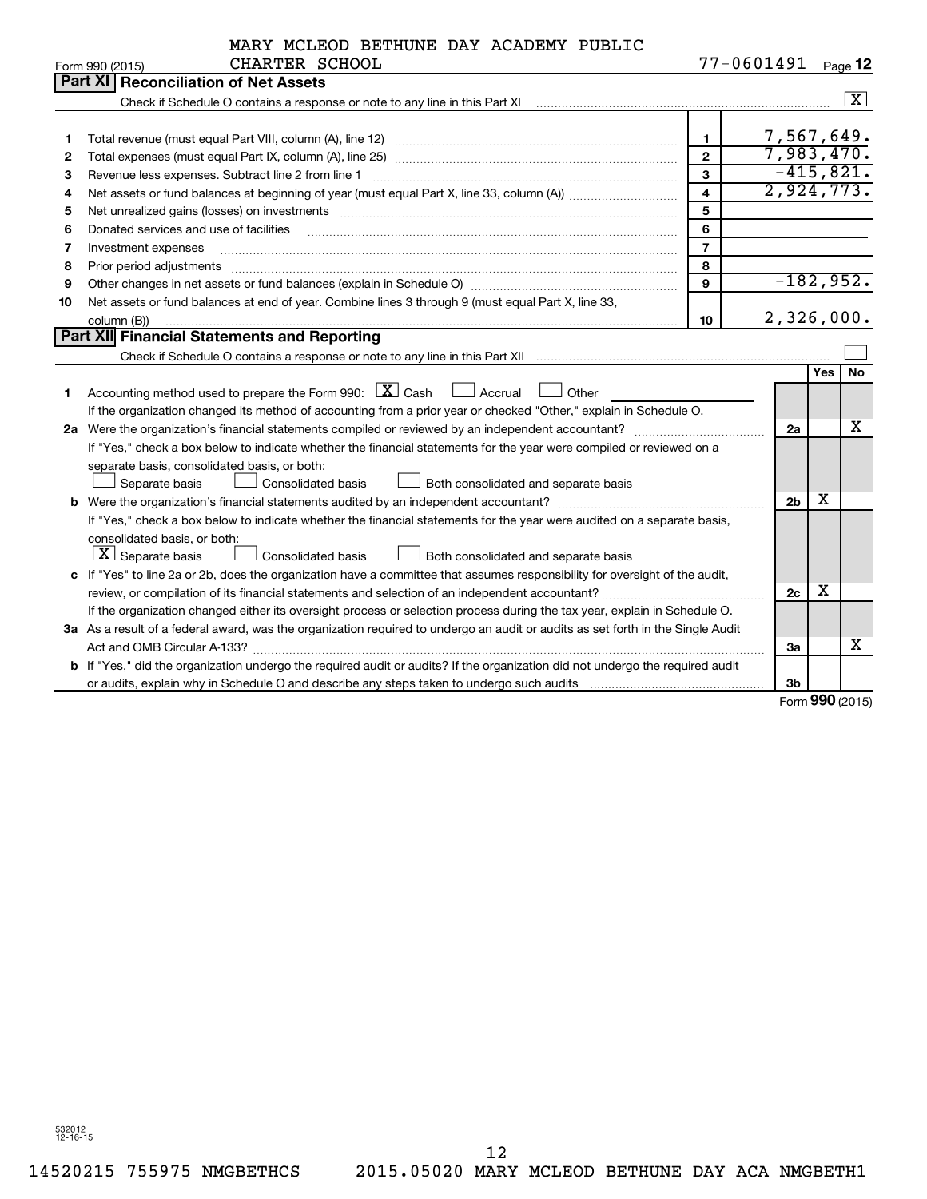MARY MCLEOD BETHUNE DAY ACADEMY PUBLIC CHARTER SCHOOL

Form 990 (2015) 77-0601491 Page 12

## Part XI Reconciliation of Net Assets

Check if Schedule O contains a response or note to any line in this Part XI [X]

| | | | |
|---|---|---|---|
| 1 | Total revenue (must equal Part VIII, column (A), line 12) | 1 | 7,567,649. |
| 2 | Total expenses (must equal Part IX, column (A), line 25) | 2 | 7,983,470. |
| 3 | Revenue less expenses. Subtract line 2 from line 1 | 3 | -415,821. |
| 4 | Net assets or fund balances at beginning of year (must equal Part X, line 33, column (A)) | 4 | 2,924,773. |
| 5 | Net unrealized gains (losses) on investments | 5 | |
| 6 | Donated services and use of facilities | 6 | |
| 7 | Investment expenses | 7 | |
| 8 | Prior period adjustments | 8 | |
| 9 | Other changes in net assets or fund balances (explain in Schedule O) | 9 | -182,952. |
| 10 | Net assets or fund balances at end of year. Combine lines 3 through 9 (must equal Part X, line 33, column (B)) | 10 | 2,326,000. |

## Part XII Financial Statements and Reporting

Check if Schedule O contains a response or note to any line in this Part XII [ ]

| | | | Yes | No |
|---|---|---|---|---|
| 1 | Accounting method used to prepare the Form 990: [X] Cash [ ] Accrual [ ] Other<br>If the organization changed its method of accounting from a prior year or checked "Other," explain in Schedule O. | | | |
| 2a | Were the organization's financial statements compiled or reviewed by an independent accountant?<br>If "Yes," check a box below to indicate whether the financial statements for the year were compiled or reviewed on a separate basis, consolidated basis, or both:<br>[ ] Separate basis [ ] Consolidated basis [ ] Both consolidated and separate basis | 2a | | X |
| b | Were the organization's financial statements audited by an independent accountant?<br>If "Yes," check a box below to indicate whether the financial statements for the year were audited on a separate basis, consolidated basis, or both:<br>[X] Separate basis [ ] Consolidated basis [ ] Both consolidated and separate basis | 2b | X | |
| c | If "Yes" to line 2a or 2b, does the organization have a committee that assumes responsibility for oversight of the audit, review, or compilation of its financial statements and selection of an independent accountant?<br>If the organization changed either its oversight process or selection process during the tax year, explain in Schedule O. | 2c | X | |
| 3a | As a result of a federal award, was the organization required to undergo an audit or audits as set forth in the Single Audit Act and OMB Circular A-133? | 3a | | X |
| b | If "Yes," did the organization undergo the required audit or audits? If the organization did not undergo the required audit or audits, explain why in Schedule O and describe any steps taken to undergo such audits | 3b | | |

Form 990 (2015)

532012 12-16-15

14520215 755975 NMGBETHCS 2015.05020 MARY MCLEOD BETHUNE DAY ACA NMGBETH1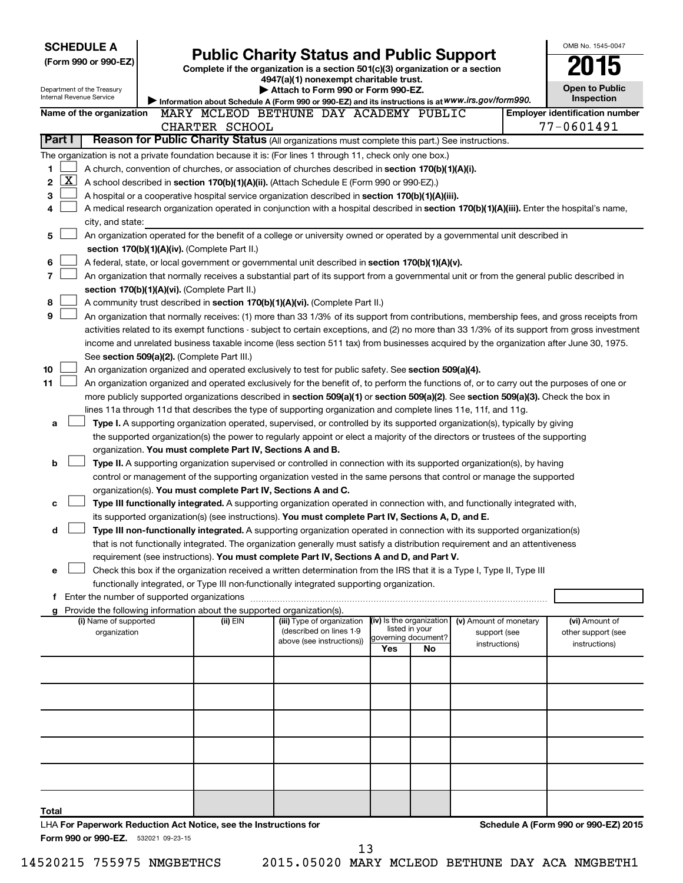**SCHEDULE A**
**(Form 990 or 990-EZ)**

Department of the Treasury
Internal Revenue Service

# Public Charity Status and Public Support

**Complete if the organization is a section 501(c)(3) organization or a section 4947(a)(1) nonexempt charitable trust.**
**▶ Attach to Form 990 or Form 990-EZ.**
▶ Information about Schedule A (Form 990 or 990-EZ) and its instructions is at *www.irs.gov/form990.*

OMB No. 1545-0047
**2015**
**Open to Public Inspection**

**Name of the organization** MARY MCLEOD BETHUNE DAY ACADEMY PUBLIC CHARTER SCHOOL
**Employer identification number** 77-0601491

## Part I Reason for Public Charity Status (All organizations must complete this part.) See instructions.

The organization is not a private foundation because it is: (For lines 1 through 11, check only one box.)

1 ☐ A church, convention of churches, or association of churches described in **section 170(b)(1)(A)(i).**
2 ☒ A school described in **section 170(b)(1)(A)(ii).** (Attach Schedule E (Form 990 or 990-EZ).)
3 ☐ A hospital or a cooperative hospital service organization described in **section 170(b)(1)(A)(iii).**
4 ☐ A medical research organization operated in conjunction with a hospital described in **section 170(b)(1)(A)(iii).** Enter the hospital's name, city, and state:
5 ☐ An organization operated for the benefit of a college or university owned or operated by a governmental unit described in **section 170(b)(1)(A)(iv).** (Complete Part II.)
6 ☐ A federal, state, or local government or governmental unit described in **section 170(b)(1)(A)(v).**
7 ☐ An organization that normally receives a substantial part of its support from a governmental unit or from the general public described in **section 170(b)(1)(A)(vi).** (Complete Part II.)
8 ☐ A community trust described in **section 170(b)(1)(A)(vi).** (Complete Part II.)
9 ☐ An organization that normally receives: (1) more than 33 1/3% of its support from contributions, membership fees, and gross receipts from activities related to its exempt functions - subject to certain exceptions, and (2) no more than 33 1/3% of its support from gross investment income and unrelated business taxable income (less section 511 tax) from businesses acquired by the organization after June 30, 1975. See **section 509(a)(2).** (Complete Part III.)
10 ☐ An organization organized and operated exclusively to test for public safety. See **section 509(a)(4).**
11 ☐ An organization organized and operated exclusively for the benefit of, to perform the functions of, or to carry out the purposes of one or more publicly supported organizations described in **section 509(a)(1)** or **section 509(a)(2).** See **section 509(a)(3).** Check the box in lines 11a through 11d that describes the type of supporting organization and complete lines 11e, 11f, and 11g.

a ☐ **Type I.** A supporting organization operated, supervised, or controlled by its supported organization(s), typically by giving the supported organization(s) the power to regularly appoint or elect a majority of the directors or trustees of the supporting organization. **You must complete Part IV, Sections A and B.**
b ☐ **Type II.** A supporting organization supervised or controlled in connection with its supported organization(s), by having control or management of the supporting organization vested in the same persons that control or manage the supported organization(s). **You must complete Part IV, Sections A and C.**
c ☐ **Type III functionally integrated.** A supporting organization operated in connection with, and functionally integrated with, its supported organization(s) (see instructions). **You must complete Part IV, Sections A, D, and E.**
d ☐ **Type III non-functionally integrated.** A supporting organization operated in connection with its supported organization(s) that is not functionally integrated. The organization generally must satisfy a distribution requirement and an attentiveness requirement (see instructions). **You must complete Part IV, Sections A and D, and Part V.**
e ☐ Check this box if the organization received a written determination from the IRS that it is a Type I, Type II, Type III functionally integrated, or Type III non-functionally integrated supporting organization.
f Enter the number of supported organizations
g Provide the following information about the supported organization(s).

| (i) Name of supported organization | (ii) EIN | (iii) Type of organization (described on lines 1-9 above (see instructions)) | (iv) Is the organization listed in your governing document? Yes | No | (v) Amount of monetary support (see instructions) | (vi) Amount of other support (see instructions) |
|---|---|---|---|---|---|---|
| | | | | | | |
| | | | | | | |
| | | | | | | |
| | | | | | | |
| | | | | | | |
| **Total** | | | | | | |

LHA **For Paperwork Reduction Act Notice, see the Instructions for Form 990 or 990-EZ.** 532021 09-23-15
**Schedule A (Form 990 or 990-EZ) 2015**

14520215 755975 NMGBETHCS 2015.05020 MARY MCLEOD BETHUNE DAY ACA NMGBETH1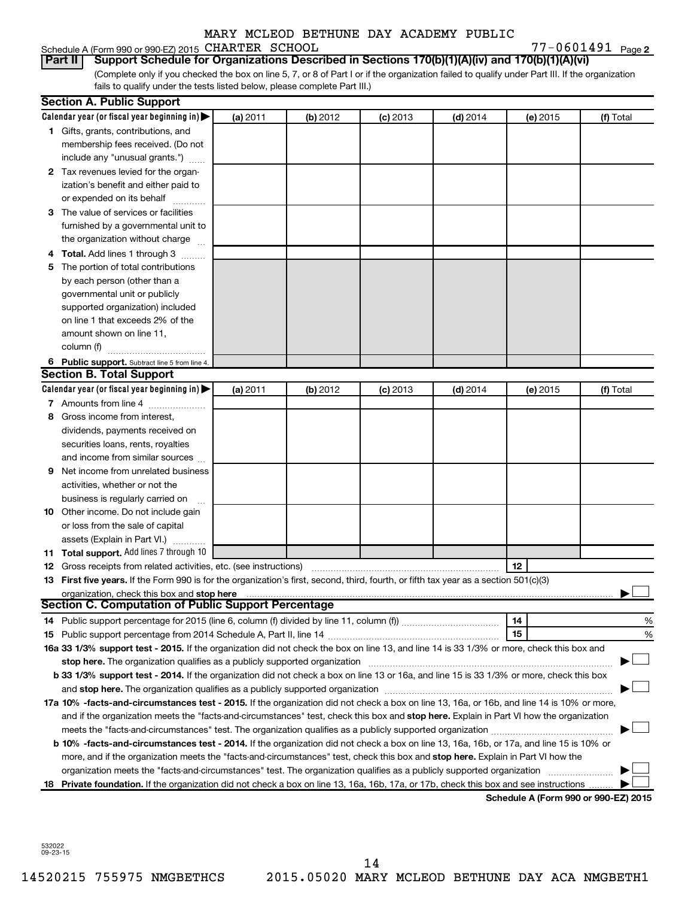MARY MCLEOD BETHUNE DAY ACADEMY PUBLIC

Schedule A (Form 990 or 990-EZ) 2015 CHARTER SCHOOL 77-0601491 Page 2

**Part II Support Schedule for Organizations Described in Sections 170(b)(1)(A)(iv) and 170(b)(1)(A)(vi)**

(Complete only if you checked the box on line 5, 7, or 8 of Part I or if the organization failed to qualify under Part III. If the organization fails to qualify under the tests listed below, please complete Part III.)

**Section A. Public Support**

| Calendar year (or fiscal year beginning in) ▶ | (a) 2011 | (b) 2012 | (c) 2013 | (d) 2014 | (e) 2015 | (f) Total |
|---|---|---|---|---|---|---|
| 1 Gifts, grants, contributions, and membership fees received. (Do not include any "unusual grants.") | | | | | | |
| 2 Tax revenues levied for the organization's benefit and either paid to or expended on its behalf | | | | | | |
| 3 The value of services or facilities furnished by a governmental unit to the organization without charge | | | | | | |
| 4 **Total.** Add lines 1 through 3 | | | | | | |
| 5 The portion of total contributions by each person (other than a governmental unit or publicly supported organization) included on line 1 that exceeds 2% of the amount shown on line 11, column (f) | | | | | | |
| 6 **Public support.** Subtract line 5 from line 4. | | | | | | |

**Section B. Total Support**

| Calendar year (or fiscal year beginning in) ▶ | (a) 2011 | (b) 2012 | (c) 2013 | (d) 2014 | (e) 2015 | (f) Total |
|---|---|---|---|---|---|---|
| 7 Amounts from line 4 | | | | | | |
| 8 Gross income from interest, dividends, payments received on securities loans, rents, royalties and income from similar sources | | | | | | |
| 9 Net income from unrelated business activities, whether or not the business is regularly carried on | | | | | | |
| 10 Other income. Do not include gain or loss from the sale of capital assets (Explain in Part VI.) | | | | | | |
| 11 **Total support.** Add lines 7 through 10 | | | | | | |

12 Gross receipts from related activities, etc. (see instructions) | 12 |

13 **First five years.** If the Form 990 is for the organization's first, second, third, fourth, or fifth tax year as a section 501(c)(3) organization, check this box and **stop here** ▶ ☐

**Section C. Computation of Public Support Percentage**

14 Public support percentage for 2015 (line 6, column (f) divided by line 11, column (f)) | 14 | %

15 Public support percentage from 2014 Schedule A, Part II, line 14 | 15 | %

**16a 33 1/3% support test - 2015.** If the organization did not check the box on line 13, and line 14 is 33 1/3% or more, check this box and **stop here.** The organization qualifies as a publicly supported organization ▶ ☐

**b 33 1/3% support test - 2014.** If the organization did not check a box on line 13 or 16a, and line 15 is 33 1/3% or more, check this box and **stop here.** The organization qualifies as a publicly supported organization ▶ ☐

**17a 10% -facts-and-circumstances test - 2015.** If the organization did not check a box on line 13, 16a, or 16b, and line 14 is 10% or more, and if the organization meets the "facts-and-circumstances" test, check this box and **stop here.** Explain in Part VI how the organization meets the "facts-and-circumstances" test. The organization qualifies as a publicly supported organization ▶ ☐

**b 10% -facts-and-circumstances test - 2014.** If the organization did not check a box on line 13, 16a, 16b, or 17a, and line 15 is 10% or more, and if the organization meets the "facts-and-circumstances" test, check this box and **stop here.** Explain in Part VI how the organization meets the "facts-and-circumstances" test. The organization qualifies as a publicly supported organization ▶ ☐

**18 Private foundation.** If the organization did not check a box on line 13, 16a, 16b, 17a, or 17b, check this box and see instructions ▶ ☐

**Schedule A (Form 990 or 990-EZ) 2015**

532022
09-23-15

14520215 755975 NMGBETHCS 2015.05020 MARY MCLEOD BETHUNE DAY ACA NMGBETH1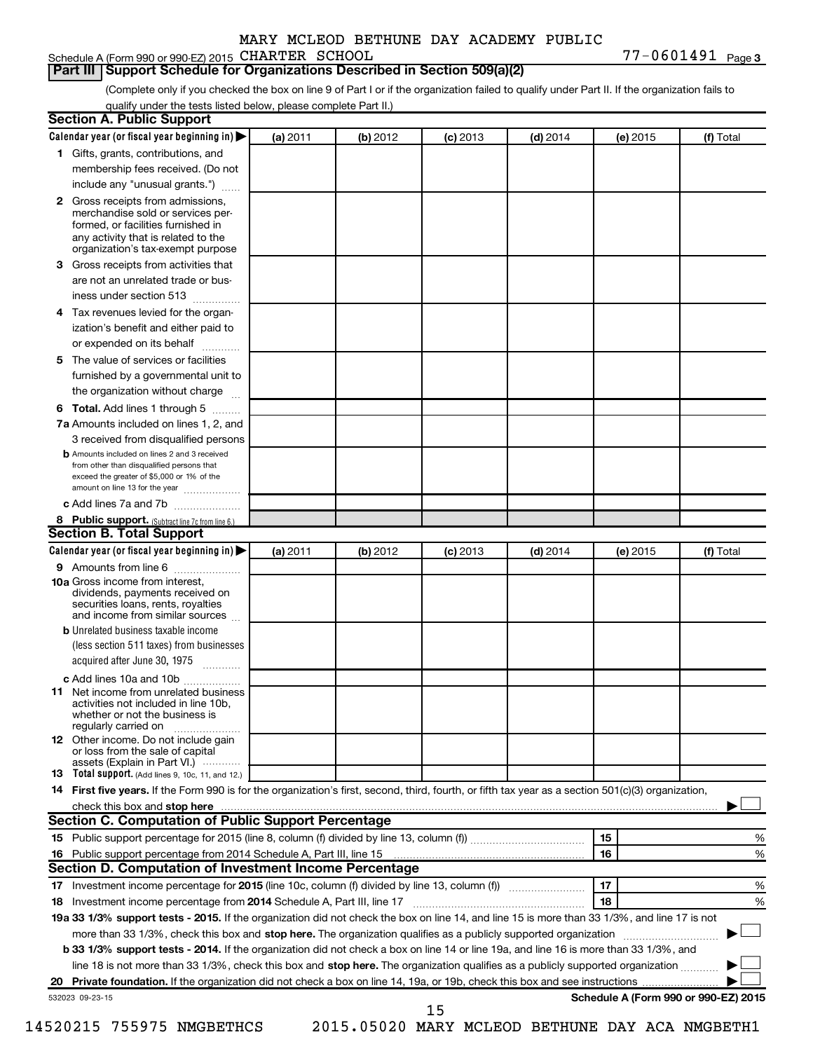MARY MCLEOD BETHUNE DAY ACADEMY PUBLIC

Schedule A (Form 990 or 990-EZ) 2015 CHARTER SCHOOL 77-0601491 Page 3

## Part III Support Schedule for Organizations Described in Section 509(a)(2)

(Complete only if you checked the box on line 9 of Part I or if the organization failed to qualify under Part II. If the organization fails to qualify under the tests listed below, please complete Part II.)

### Section A. Public Support

| Calendar year (or fiscal year beginning in) ▶ | (a) 2011 | (b) 2012 | (c) 2013 | (d) 2014 | (e) 2015 | (f) Total |
|---|---|---|---|---|---|---|
| 1 Gifts, grants, contributions, and membership fees received. (Do not include any "unusual grants.") | | | | | | |
| 2 Gross receipts from admissions, merchandise sold or services performed, or facilities furnished in any activity that is related to the organization's tax-exempt purpose | | | | | | |
| 3 Gross receipts from activities that are not an unrelated trade or business under section 513 | | | | | | |
| 4 Tax revenues levied for the organization's benefit and either paid to or expended on its behalf | | | | | | |
| 5 The value of services or facilities furnished by a governmental unit to the organization without charge | | | | | | |
| 6 Total. Add lines 1 through 5 | | | | | | |
| 7a Amounts included on lines 1, 2, and 3 received from disqualified persons | | | | | | |
| b Amounts included on lines 2 and 3 received from other than disqualified persons that exceed the greater of $5,000 or 1% of the amount on line 13 for the year | | | | | | |
| c Add lines 7a and 7b | | | | | | |
| 8 Public support. (Subtract line 7c from line 6.) | | | | | | |

### Section B. Total Support

| Calendar year (or fiscal year beginning in) ▶ | (a) 2011 | (b) 2012 | (c) 2013 | (d) 2014 | (e) 2015 | (f) Total |
|---|---|---|---|---|---|---|
| 9 Amounts from line 6 | | | | | | |
| 10a Gross income from interest, dividends, payments received on securities loans, rents, royalties and income from similar sources | | | | | | |
| b Unrelated business taxable income (less section 511 taxes) from businesses acquired after June 30, 1975 | | | | | | |
| c Add lines 10a and 10b | | | | | | |
| 11 Net income from unrelated business activities not included in line 10b, whether or not the business is regularly carried on | | | | | | |
| 12 Other income. Do not include gain or loss from the sale of capital assets (Explain in Part VI.) | | | | | | |
| 13 Total support. (Add lines 9, 10c, 11, and 12.) | | | | | | |

14 **First five years.** If the Form 990 is for the organization's first, second, third, fourth, or fifth tax year as a section 501(c)(3) organization, check this box and **stop here** ▶ ☐

### Section C. Computation of Public Support Percentage

| | | | |
|---|---|---|---|
| 15 Public support percentage for 2015 (line 8, column (f) divided by line 13, column (f)) | 15 | | % |
| 16 Public support percentage from 2014 Schedule A, Part III, line 15 | 16 | | % |

### Section D. Computation of Investment Income Percentage

| | | | |
|---|---|---|---|
| 17 Investment income percentage for **2015** (line 10c, column (f) divided by line 13, column (f)) | 17 | | % |
| 18 Investment income percentage from **2014** Schedule A, Part III, line 17 | 18 | | % |

**19a 33 1/3% support tests - 2015.** If the organization did not check the box on line 14, and line 15 is more than 33 1/3%, and line 17 is not more than 33 1/3%, check this box and **stop here.** The organization qualifies as a publicly supported organization ▶ ☐

**b 33 1/3% support tests - 2014.** If the organization did not check a box on line 14 or line 19a, and line 16 is more than 33 1/3%, and line 18 is not more than 33 1/3%, check this box and **stop here.** The organization qualifies as a publicly supported organization ▶ ☐

**20 Private foundation.** If the organization did not check a box on line 14, 19a, or 19b, check this box and see instructions ▶ ☐

532023 09-23-15 **Schedule A (Form 990 or 990-EZ) 2015**

14520215 755975 NMGBETHCS 2015.05020 MARY MCLEOD BETHUNE DAY ACA NMGBETH1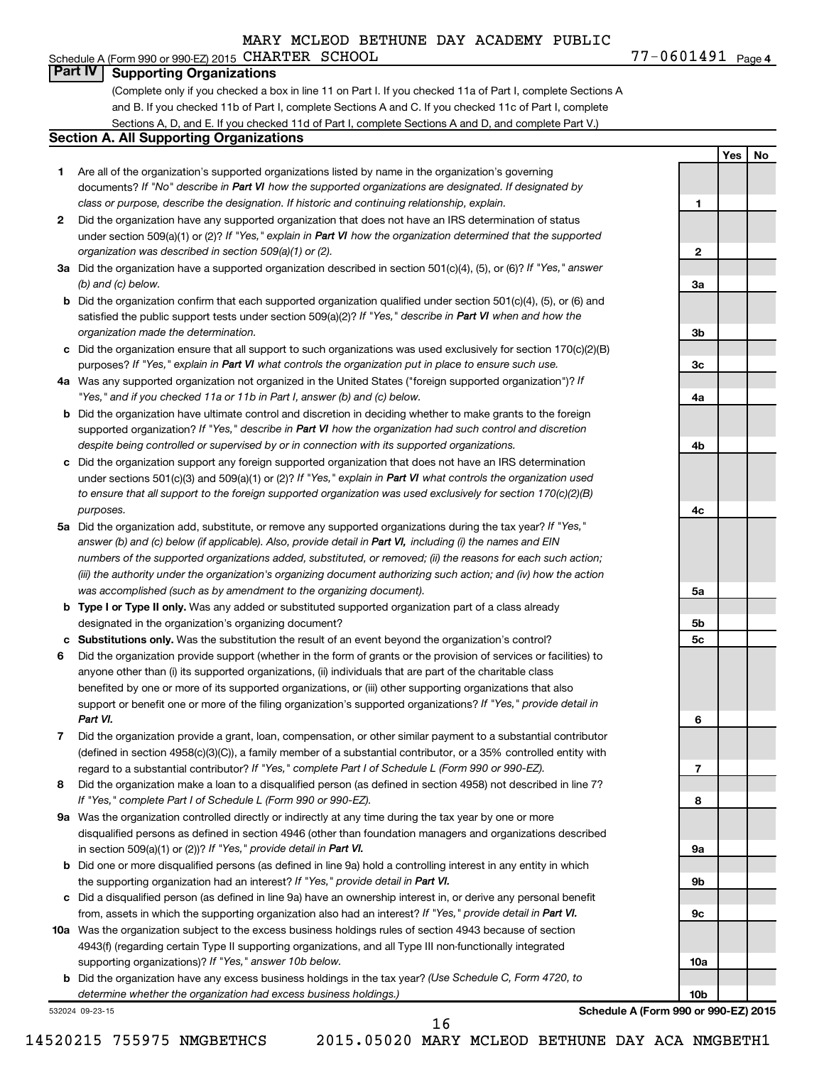MARY MCLEOD BETHUNE DAY ACADEMY PUBLIC

Schedule A (Form 990 or 990-EZ) 2015 CHARTER SCHOOL 77-0601491 Page 4

## Part IV Supporting Organizations

(Complete only if you checked a box in line 11 on Part I. If you checked 11a of Part I, complete Sections A and B. If you checked 11b of Part I, complete Sections A and C. If you checked 11c of Part I, complete Sections A, D, and E. If you checked 11d of Part I, complete Sections A and D, and complete Part V.)

### Section A. All Supporting Organizations

| | | Line | Yes | No |
|---|---|---|---|---|
| **1** | Are all of the organization's supported organizations listed by name in the organization's governing documents? *If "No" describe in **Part VI** how the supported organizations are designated. If designated by class or purpose, describe the designation. If historic and continuing relationship, explain.* | 1 | | |
| **2** | Did the organization have any supported organization that does not have an IRS determination of status under section 509(a)(1) or (2)? *If "Yes," explain in **Part VI** how the organization determined that the supported organization was described in section 509(a)(1) or (2).* | 2 | | |
| **3a** | Did the organization have a supported organization described in section 501(c)(4), (5), or (6)? *If "Yes," answer (b) and (c) below.* | 3a | | |
| **b** | Did the organization confirm that each supported organization qualified under section 501(c)(4), (5), or (6) and satisfied the public support tests under section 509(a)(2)? *If "Yes," describe in **Part VI** when and how the organization made the determination.* | 3b | | |
| **c** | Did the organization ensure that all support to such organizations was used exclusively for section 170(c)(2)(B) purposes? *If "Yes," explain in **Part VI** what controls the organization put in place to ensure such use.* | 3c | | |
| **4a** | Was any supported organization not organized in the United States ("foreign supported organization")? *If "Yes," and if you checked 11a or 11b in Part I, answer (b) and (c) below.* | 4a | | |
| **b** | Did the organization have ultimate control and discretion in deciding whether to make grants to the foreign supported organization? *If "Yes," describe in **Part VI** how the organization had such control and discretion despite being controlled or supervised by or in connection with its supported organizations.* | 4b | | |
| **c** | Did the organization support any foreign supported organization that does not have an IRS determination under sections 501(c)(3) and 509(a)(1) or (2)? *If "Yes," explain in **Part VI** what controls the organization used to ensure that all support to the foreign supported organization was used exclusively for section 170(c)(2)(B) purposes.* | 4c | | |
| **5a** | Did the organization add, substitute, or remove any supported organizations during the tax year? *If "Yes," answer (b) and (c) below (if applicable). Also, provide detail in **Part VI,** including (i) the names and EIN numbers of the supported organizations added, substituted, or removed; (ii) the reasons for each such action; (iii) the authority under the organization's organizing document authorizing such action; and (iv) how the action was accomplished (such as by amendment to the organizing document).* | 5a | | |
| **b** | **Type I or Type II only.** Was any added or substituted supported organization part of a class already designated in the organization's organizing document? | 5b | | |
| **c** | **Substitutions only.** Was the substitution the result of an event beyond the organization's control? | 5c | | |
| **6** | Did the organization provide support (whether in the form of grants or the provision of services or facilities) to anyone other than (i) its supported organizations, (ii) individuals that are part of the charitable class benefited by one or more of its supported organizations, or (iii) other supporting organizations that also support or benefit one or more of the filing organization's supported organizations? *If "Yes," provide detail in **Part VI.*** | 6 | | |
| **7** | Did the organization provide a grant, loan, compensation, or other similar payment to a substantial contributor (defined in section 4958(c)(3)(C)), a family member of a substantial contributor, or a 35% controlled entity with regard to a substantial contributor? *If "Yes," complete Part I of Schedule L (Form 990 or 990-EZ).* | 7 | | |
| **8** | Did the organization make a loan to a disqualified person (as defined in section 4958) not described in line 7? *If "Yes," complete Part I of Schedule L (Form 990 or 990-EZ).* | 8 | | |
| **9a** | Was the organization controlled directly or indirectly at any time during the tax year by one or more disqualified persons as defined in section 4946 (other than foundation managers and organizations described in section 509(a)(1) or (2))? *If "Yes," provide detail in **Part VI.*** | 9a | | |
| **b** | Did one or more disqualified persons (as defined in line 9a) hold a controlling interest in any entity in which the supporting organization had an interest? *If "Yes," provide detail in **Part VI.*** | 9b | | |
| **c** | Did a disqualified person (as defined in line 9a) have an ownership interest in, or derive any personal benefit from, assets in which the supporting organization also had an interest? *If "Yes," provide detail in **Part VI.*** | 9c | | |
| **10a** | Was the organization subject to the excess business holdings rules of section 4943 because of section 4943(f) (regarding certain Type II supporting organizations, and all Type III non-functionally integrated supporting organizations)? *If "Yes," answer 10b below.* | 10a | | |
| **b** | Did the organization have any excess business holdings in the tax year? *(Use Schedule C, Form 4720, to determine whether the organization had excess business holdings.)* | 10b | | |

532024 09-23-15 **Schedule A (Form 990 or 990-EZ) 2015**

14520215 755975 NMGBETHCS 2015.05020 MARY MCLEOD BETHUNE DAY ACA NMGBETH1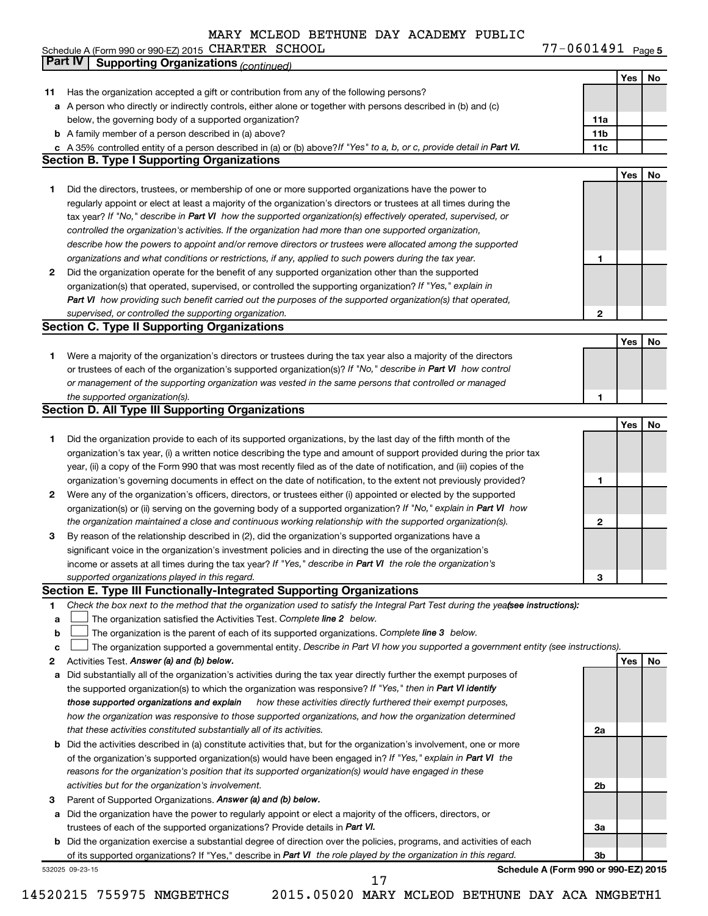MARY MCLEOD BETHUNE DAY ACADEMY PUBLIC

Schedule A (Form 990 or 990-EZ) 2015 CHARTER SCHOOL 77-0601491 Page 5

## Part IV Supporting Organizations *(continued)*

| | | | Yes | No |
|---|---|---|---|---|
| **11** | Has the organization accepted a gift or contribution from any of the following persons? | | | |
| **a** | A person who directly or indirectly controls, either alone or together with persons described in (b) and (c) below, the governing body of a supported organization? | 11a | | |
| **b** | A family member of a person described in (a) above? | 11b | | |
| **c** | A 35% controlled entity of a person described in (a) or (b) above? *If "Yes" to a, b, or c, provide detail in* ***Part VI.*** | 11c | | |

### Section B. Type I Supporting Organizations

| | | | Yes | No |
|---|---|---|---|---|
| **1** | Did the directors, trustees, or membership of one or more supported organizations have the power to regularly appoint or elect at least a majority of the organization's directors or trustees at all times during the tax year? *If "No," describe in* ***Part VI*** *how the supported organization(s) effectively operated, supervised, or controlled the organization's activities. If the organization had more than one supported organization, describe how the powers to appoint and/or remove directors or trustees were allocated among the supported organizations and what conditions or restrictions, if any, applied to such powers during the tax year.* | 1 | | |
| **2** | Did the organization operate for the benefit of any supported organization other than the supported organization(s) that operated, supervised, or controlled the supporting organization? *If "Yes," explain in* ***Part VI*** *how providing such benefit carried out the purposes of the supported organization(s) that operated, supervised, or controlled the supporting organization.* | 2 | | |

### Section C. Type II Supporting Organizations

| | | | Yes | No |
|---|---|---|---|---|
| **1** | Were a majority of the organization's directors or trustees during the tax year also a majority of the directors or trustees of each of the organization's supported organization(s)? *If "No," describe in* ***Part VI*** *how control or management of the supporting organization was vested in the same persons that controlled or managed the supported organization(s).* | 1 | | |

### Section D. All Type III Supporting Organizations

| | | | Yes | No |
|---|---|---|---|---|
| **1** | Did the organization provide to each of its supported organizations, by the last day of the fifth month of the organization's tax year, (i) a written notice describing the type and amount of support provided during the prior tax year, (ii) a copy of the Form 990 that was most recently filed as of the date of notification, and (iii) copies of the organization's governing documents in effect on the date of notification, to the extent not previously provided? | 1 | | |
| **2** | Were any of the organization's officers, directors, or trustees either (i) appointed or elected by the supported organization(s) or (ii) serving on the governing body of a supported organization? *If "No," explain in* ***Part VI*** *how the organization maintained a close and continuous working relationship with the supported organization(s).* | 2 | | |
| **3** | By reason of the relationship described in (2), did the organization's supported organizations have a significant voice in the organization's investment policies and in directing the use of the organization's income or assets at all times during the tax year? *If "Yes," describe in* ***Part VI*** *the role the organization's supported organizations played in this regard.* | 3 | | |

### Section E. Type III Functionally-Integrated Supporting Organizations

**1** *Check the box next to the method that the organization used to satisfy the Integral Part Test during the year* ***(see instructions):***

- **a** ☐ The organization satisfied the Activities Test. *Complete* ***line 2*** *below.*
- **b** ☐ The organization is the parent of each of its supported organizations. *Complete* ***line 3*** *below.*
- **c** ☐ The organization supported a governmental entity. *Describe in Part VI how you supported a government entity (see instructions).*

| | | | Yes | No |
|---|---|---|---|---|
| **2** | Activities Test. ***Answer (a) and (b) below.*** | | | |
| **a** | Did substantially all of the organization's activities during the tax year directly further the exempt purposes of the supported organization(s) to which the organization was responsive? *If "Yes," then in* ***Part VI identify those supported organizations and explain*** *how these activities directly furthered their exempt purposes, how the organization was responsive to those supported organizations, and how the organization determined that these activities constituted substantially all of its activities.* | 2a | | |
| **b** | Did the activities described in (a) constitute activities that, but for the organization's involvement, one or more of the organization's supported organization(s) would have been engaged in? *If "Yes," explain in* ***Part VI*** *the reasons for the organization's position that its supported organization(s) would have engaged in these activities but for the organization's involvement.* | 2b | | |
| **3** | Parent of Supported Organizations. ***Answer (a) and (b) below.*** | | | |
| **a** | Did the organization have the power to regularly appoint or elect a majority of the officers, directors, or trustees of each of the supported organizations? Provide details in ***Part VI.*** | 3a | | |
| **b** | Did the organization exercise a substantial degree of direction over the policies, programs, and activities of each of its supported organizations? If "Yes," describe in ***Part VI*** *the role played by the organization in this regard.* | 3b | | |

532025 09-23-15 **Schedule A (Form 990 or 990-EZ) 2015**

14520215 755975 NMGBETHCS 2015.05020 MARY MCLEOD BETHUNE DAY ACA NMGBETH1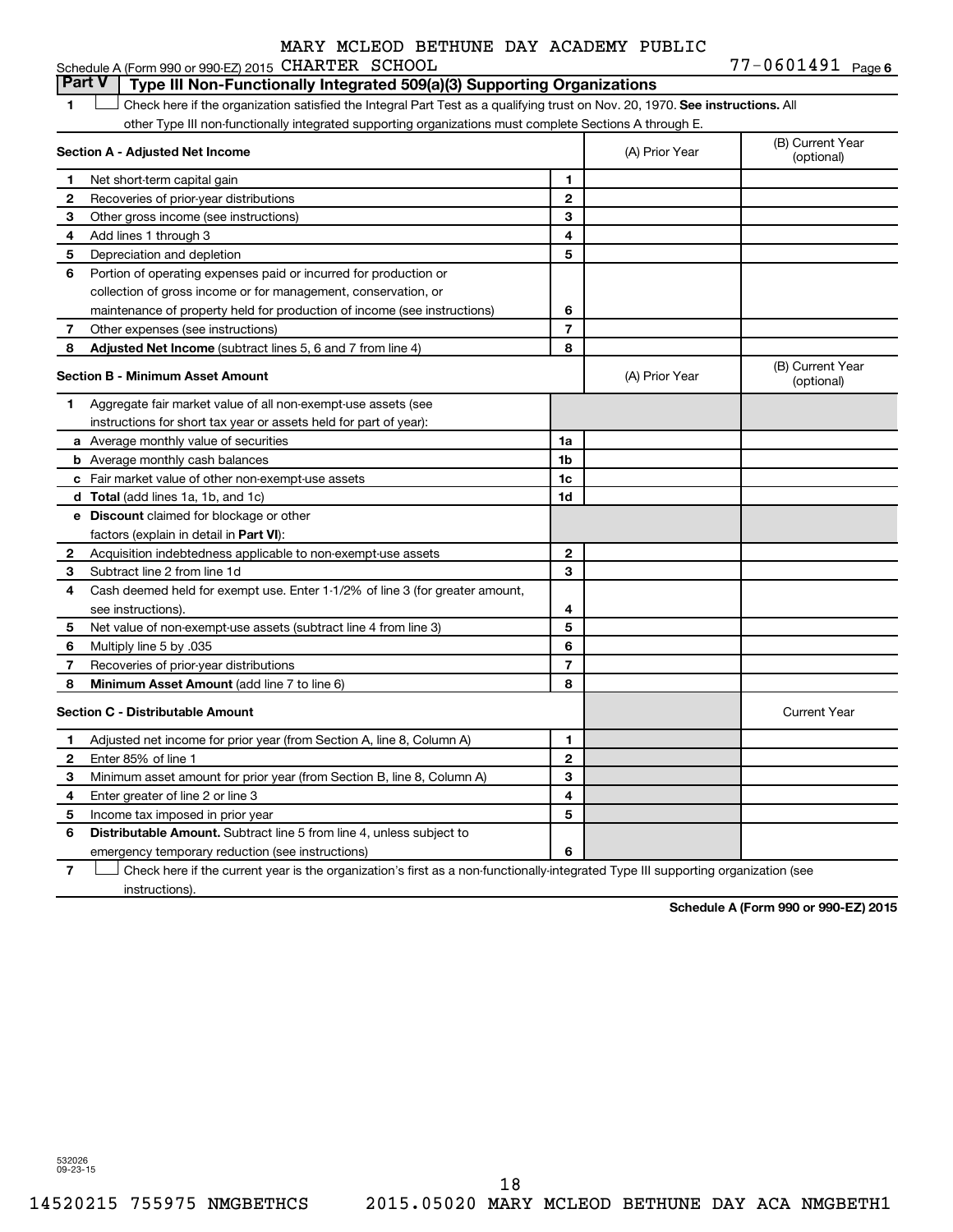MARY MCLEOD BETHUNE DAY ACADEMY PUBLIC

Schedule A (Form 990 or 990-EZ) 2015 CHARTER SCHOOL 77-0601491 Page 6

## Part V Type III Non-Functionally Integrated 509(a)(3) Supporting Organizations

1 ☐ Check here if the organization satisfied the Integral Part Test as a qualifying trust on Nov. 20, 1970. **See instructions.** All other Type III non-functionally integrated supporting organizations must complete Sections A through E.

| **Section A - Adjusted Net Income** | | (A) Prior Year | (B) Current Year (optional) |
|---|---|---|---|
| **1** Net short-term capital gain | 1 | | |
| **2** Recoveries of prior-year distributions | 2 | | |
| **3** Other gross income (see instructions) | 3 | | |
| **4** Add lines 1 through 3 | 4 | | |
| **5** Depreciation and depletion | 5 | | |
| **6** Portion of operating expenses paid or incurred for production or collection of gross income or for management, conservation, or maintenance of property held for production of income (see instructions) | 6 | | |
| **7** Other expenses (see instructions) | 7 | | |
| **8** **Adjusted Net Income** (subtract lines 5, 6 and 7 from line 4) | 8 | | |

| **Section B - Minimum Asset Amount** | | (A) Prior Year | (B) Current Year (optional) |
|---|---|---|---|
| **1** Aggregate fair market value of all non-exempt-use assets (see instructions for short tax year or assets held for part of year): | | | |
| **a** Average monthly value of securities | 1a | | |
| **b** Average monthly cash balances | 1b | | |
| **c** Fair market value of other non-exempt-use assets | 1c | | |
| **d** **Total** (add lines 1a, 1b, and 1c) | 1d | | |
| **e** **Discount** claimed for blockage or other factors (explain in detail in **Part VI**): | | | |
| **2** Acquisition indebtedness applicable to non-exempt-use assets | 2 | | |
| **3** Subtract line 2 from line 1d | 3 | | |
| **4** Cash deemed held for exempt use. Enter 1-1/2% of line 3 (for greater amount, see instructions). | 4 | | |
| **5** Net value of non-exempt-use assets (subtract line 4 from line 3) | 5 | | |
| **6** Multiply line 5 by .035 | 6 | | |
| **7** Recoveries of prior-year distributions | 7 | | |
| **8** **Minimum Asset Amount** (add line 7 to line 6) | 8 | | |

| **Section C - Distributable Amount** | | | Current Year |
|---|---|---|---|
| **1** Adjusted net income for prior year (from Section A, line 8, Column A) | 1 | | |
| **2** Enter 85% of line 1 | 2 | | |
| **3** Minimum asset amount for prior year (from Section B, line 8, Column A) | 3 | | |
| **4** Enter greater of line 2 or line 3 | 4 | | |
| **5** Income tax imposed in prior year | 5 | | |
| **6** **Distributable Amount.** Subtract line 5 from line 4, unless subject to emergency temporary reduction (see instructions) | 6 | | |

7 ☐ Check here if the current year is the organization's first as a non-functionally-integrated Type III supporting organization (see instructions).

**Schedule A (Form 990 or 990-EZ) 2015**

532026 09-23-15

14520215 755975 NMGBETHCS 2015.05020 MARY MCLEOD BETHUNE DAY ACA NMGBETH1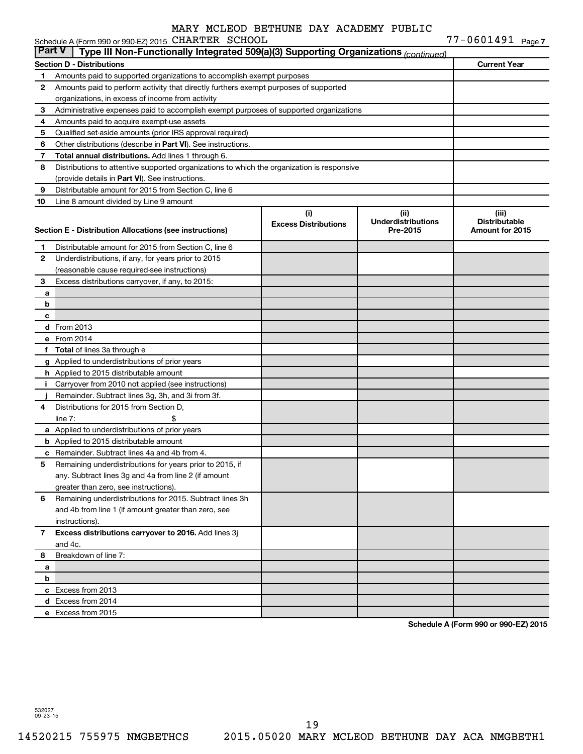MARY MCLEOD BETHUNE DAY ACADEMY PUBLIC

Schedule A (Form 990 or 990-EZ) 2015 CHARTER SCHOOL 77-0601491 Page 7

## Part V Type III Non-Functionally Integrated 509(a)(3) Supporting Organizations *(continued)*

| Section D - Distributions | | Current Year |
|---|---|---|
| 1 | Amounts paid to supported organizations to accomplish exempt purposes | |
| 2 | Amounts paid to perform activity that directly furthers exempt purposes of supported organizations, in excess of income from activity | |
| 3 | Administrative expenses paid to accomplish exempt purposes of supported organizations | |
| 4 | Amounts paid to acquire exempt-use assets | |
| 5 | Qualified set-aside amounts (prior IRS approval required) | |
| 6 | Other distributions (describe in **Part VI**). See instructions. | |
| 7 | **Total annual distributions.** Add lines 1 through 6. | |
| 8 | Distributions to attentive supported organizations to which the organization is responsive (provide details in **Part VI**). See instructions. | |
| 9 | Distributable amount for 2015 from Section C, line 6 | |
| 10 | Line 8 amount divided by Line 9 amount | |

| Section E - Distribution Allocations (see instructions) | | (i) Excess Distributions | (ii) Underdistributions Pre-2015 | (iii) Distributable Amount for 2015 |
|---|---|---|---|---|
| 1 | Distributable amount for 2015 from Section C, line 6 | | | |
| 2 | Underdistributions, if any, for years prior to 2015 (reasonable cause required-see instructions) | | | |
| 3 | Excess distributions carryover, if any, to 2015: | | | |
| a | | | | |
| b | | | | |
| c | | | | |
| d | From 2013 | | | |
| e | From 2014 | | | |
| f | **Total** of lines 3a through e | | | |
| g | Applied to underdistributions of prior years | | | |
| h | Applied to 2015 distributable amount | | | |
| i | Carryover from 2010 not applied (see instructions) | | | |
| j | Remainder. Subtract lines 3g, 3h, and 3i from 3f. | | | |
| 4 | Distributions for 2015 from Section D, line 7: $ | | | |
| a | Applied to underdistributions of prior years | | | |
| b | Applied to 2015 distributable amount | | | |
| c | Remainder. Subtract lines 4a and 4b from 4. | | | |
| 5 | Remaining underdistributions for years prior to 2015, if any. Subtract lines 3g and 4a from line 2 (if amount greater than zero, see instructions). | | | |
| 6 | Remaining underdistributions for 2015. Subtract lines 3h and 4b from line 1 (if amount greater than zero, see instructions). | | | |
| 7 | **Excess distributions carryover to 2016.** Add lines 3j and 4c. | | | |
| 8 | Breakdown of line 7: | | | |
| a | | | | |
| b | | | | |
| c | Excess from 2013 | | | |
| d | Excess from 2014 | | | |
| e | Excess from 2015 | | | |

**Schedule A (Form 990 or 990-EZ) 2015**

532027 09-23-15

14520215 755975 NMGBETHCS 2015.05020 MARY MCLEOD BETHUNE DAY ACA NMGBETH1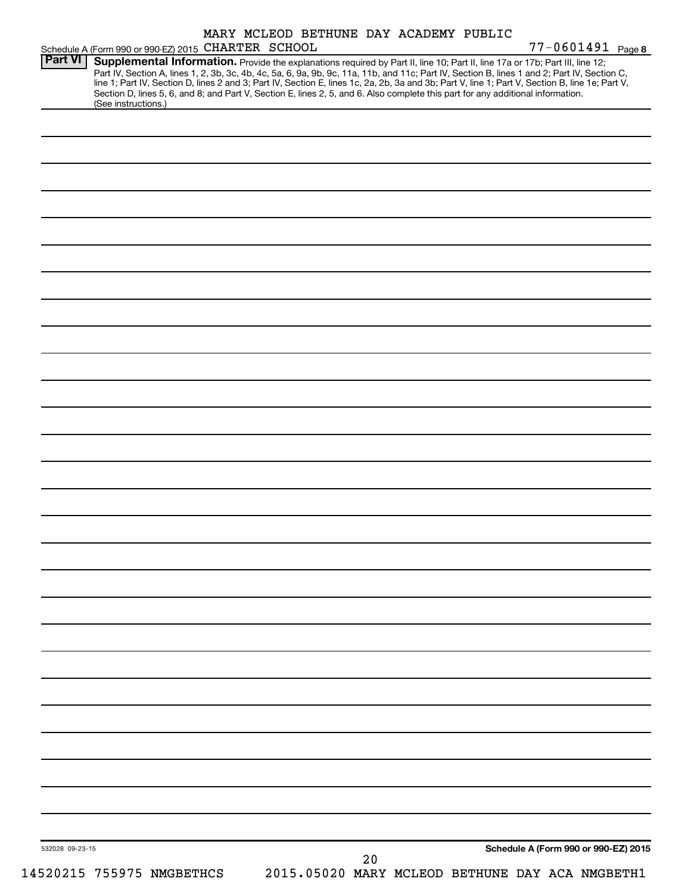MARY MCLEOD BETHUNE DAY ACADEMY PUBLIC

Schedule A (Form 990 or 990-EZ) 2015 CHARTER SCHOOL 77-0601491 Page 8

**Part VI** **Supplemental Information.** Provide the explanations required by Part II, line 10; Part II, line 17a or 17b; Part III, line 12; Part IV, Section A, lines 1, 2, 3b, 3c, 4b, 4c, 5a, 6, 9a, 9b, 9c, 11a, 11b, and 11c; Part IV, Section B, lines 1 and 2; Part IV, Section C, line 1; Part IV, Section D, lines 2 and 3; Part IV, Section E, lines 1c, 2a, 2b, 3a and 3b; Part V, line 1; Part V, Section B, line 1e; Part V, Section D, lines 5, 6, and 8; and Part V, Section E, lines 2, 5, and 6. Also complete this part for any additional information. (See instructions.)

532028 09-23-15

**Schedule A (Form 990 or 990-EZ) 2015**

14520215 755975 NMGBETHCS 2015.05020 MARY MCLEOD BETHUNE DAY ACA NMGBETH1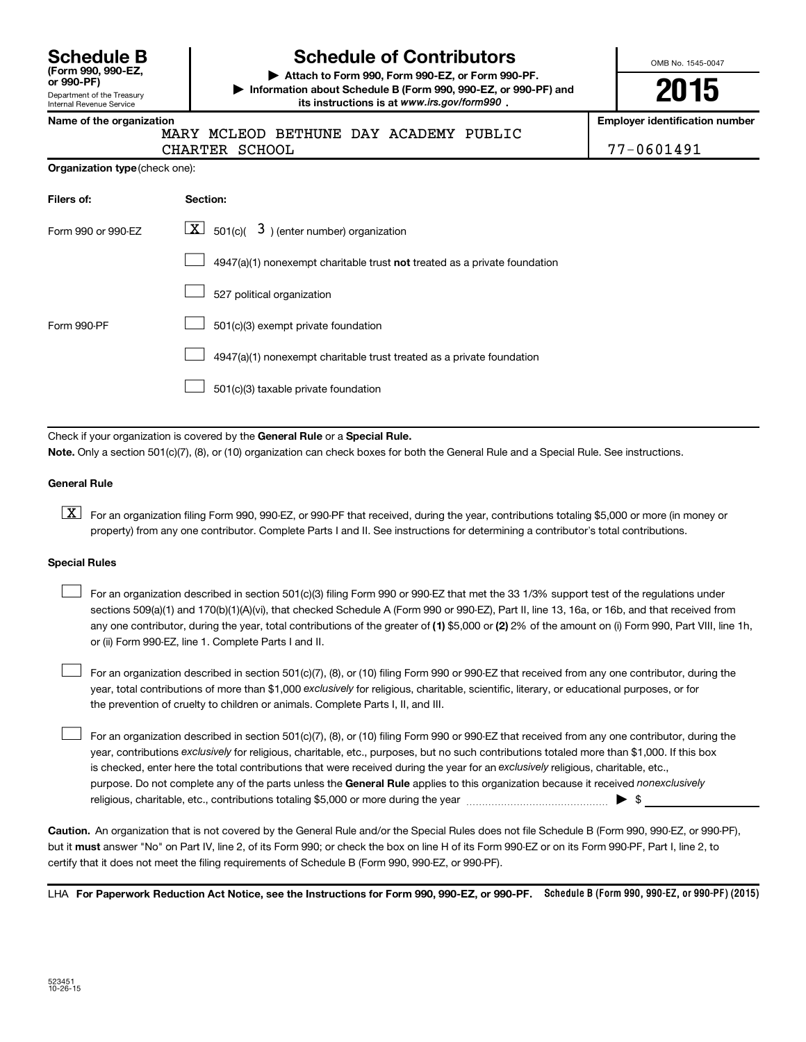**Schedule B**
**(Form 990, 990-EZ, or 990-PF)**
Department of the Treasury
Internal Revenue Service

# Schedule of Contributors

▶ **Attach to Form 990, Form 990-EZ, or Form 990-PF.**
▶ **Information about Schedule B (Form 990, 990-EZ, or 990-PF) and its instructions is at** ***www.irs.gov/form990*** **.**

OMB No. 1545-0047

**2015**

**Name of the organization**
MARY MCLEOD BETHUNE DAY ACADEMY PUBLIC CHARTER SCHOOL

**Employer identification number**
77-0601491

**Organization type** (check one):

| **Filers of:** | **Section:** |
|---|---|
| Form 990 or 990-EZ | [X] 501(c)( 3 ) (enter number) organization |
| | [ ] 4947(a)(1) nonexempt charitable trust **not** treated as a private foundation |
| | [ ] 527 political organization |
| Form 990-PF | [ ] 501(c)(3) exempt private foundation |
| | [ ] 4947(a)(1) nonexempt charitable trust treated as a private foundation |
| | [ ] 501(c)(3) taxable private foundation |

Check if your organization is covered by the **General Rule** or a **Special Rule.**

**Note.** Only a section 501(c)(7), (8), or (10) organization can check boxes for both the General Rule and a Special Rule. See instructions.

**General Rule**

[X] For an organization filing Form 990, 990-EZ, or 990-PF that received, during the year, contributions totaling $5,000 or more (in money or property) from any one contributor. Complete Parts I and II. See instructions for determining a contributor's total contributions.

**Special Rules**

[ ] For an organization described in section 501(c)(3) filing Form 990 or 990-EZ that met the 33 1/3% support test of the regulations under sections 509(a)(1) and 170(b)(1)(A)(vi), that checked Schedule A (Form 990 or 990-EZ), Part II, line 13, 16a, or 16b, and that received from any one contributor, during the year, total contributions of the greater of **(1)** $5,000 or **(2)** 2% of the amount on (i) Form 990, Part VIII, line 1h, or (ii) Form 990-EZ, line 1. Complete Parts I and II.

[ ] For an organization described in section 501(c)(7), (8), or (10) filing Form 990 or 990-EZ that received from any one contributor, during the year, total contributions of more than $1,000 *exclusively* for religious, charitable, scientific, literary, or educational purposes, or for the prevention of cruelty to children or animals. Complete Parts I, II, and III.

[ ] For an organization described in section 501(c)(7), (8), or (10) filing Form 990 or 990-EZ that received from any one contributor, during the year, contributions *exclusively* for religious, charitable, etc., purposes, but no such contributions totaled more than $1,000. If this box is checked, enter here the total contributions that were received during the year for an *exclusively* religious, charitable, etc., purpose. Do not complete any of the parts unless the **General Rule** applies to this organization because it received *nonexclusively* religious, charitable, etc., contributions totaling $5,000 or more during the year ▶ $

**Caution.** An organization that is not covered by the General Rule and/or the Special Rules does not file Schedule B (Form 990, 990-EZ, or 990-PF), but it **must** answer "No" on Part IV, line 2, of its Form 990; or check the box on line H of its Form 990-EZ or on its Form 990-PF, Part I, line 2, to certify that it does not meet the filing requirements of Schedule B (Form 990, 990-EZ, or 990-PF).

LHA **For Paperwork Reduction Act Notice, see the Instructions for Form 990, 990-EZ, or 990-PF.** **Schedule B (Form 990, 990-EZ, or 990-PF) (2015)**

523451
10-26-15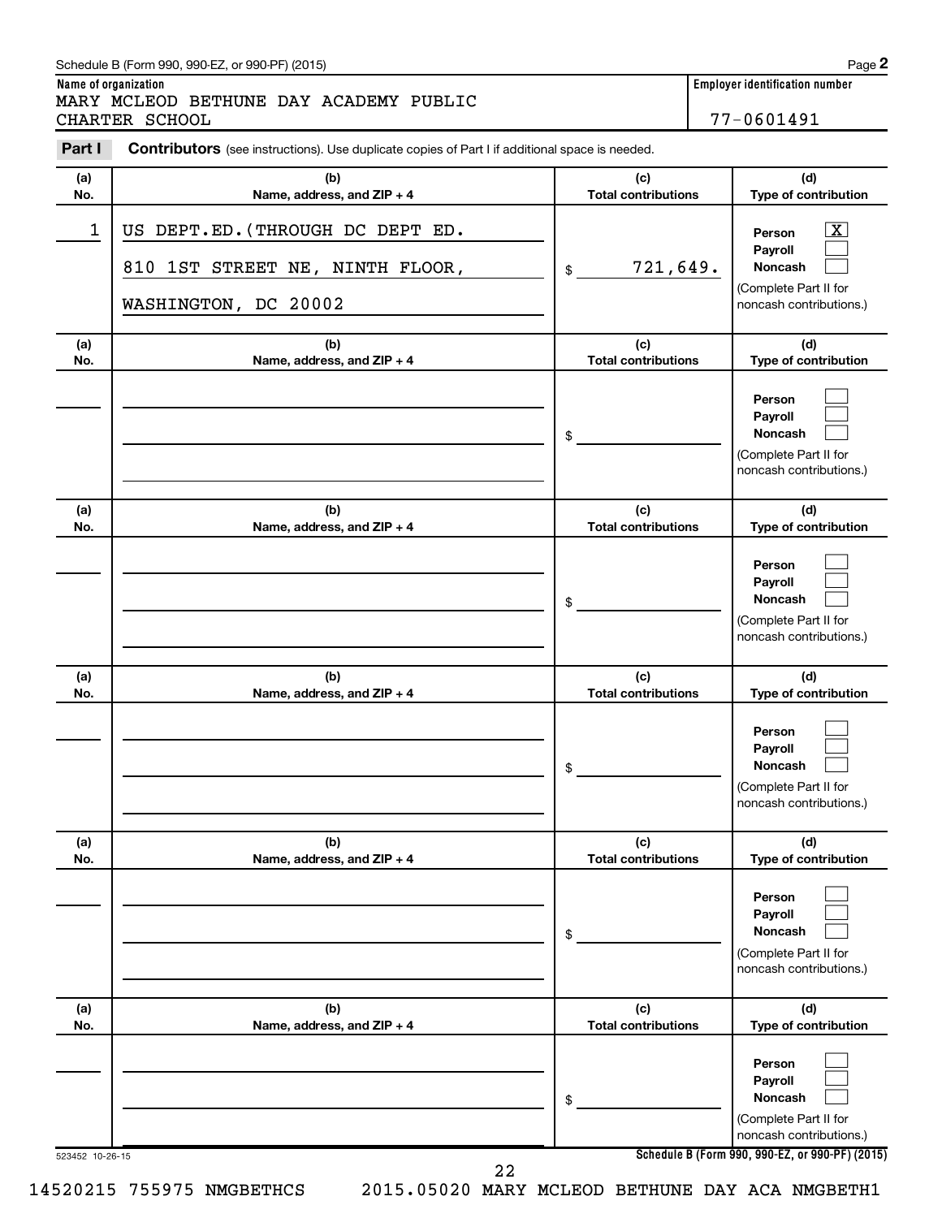Schedule B (Form 990, 990-EZ, or 990-PF) (2015)

**Name of organization**

MARY MCLEOD BETHUNE DAY ACADEMY PUBLIC CHARTER SCHOOL

**Employer identification number**

77-0601491

**Part I** **Contributors** (see instructions). Use duplicate copies of Part I if additional space is needed.

| (a) No. | (b) Name, address, and ZIP + 4 | (c) Total contributions | (d) Type of contribution |
|---|---|---|---|
| 1 | US DEPT.ED.(THROUGH DC DEPT ED.<br>810 1ST STREET NE, NINTH FLOOR,<br>WASHINGTON, DC 20002 | $ 721,649. | Person [X]<br>Payroll [ ]<br>Noncash [ ]<br>(Complete Part II for noncash contributions.) |
| | | $ | Person [ ]<br>Payroll [ ]<br>Noncash [ ]<br>(Complete Part II for noncash contributions.) |
| | | $ | Person [ ]<br>Payroll [ ]<br>Noncash [ ]<br>(Complete Part II for noncash contributions.) |
| | | $ | Person [ ]<br>Payroll [ ]<br>Noncash [ ]<br>(Complete Part II for noncash contributions.) |
| | | $ | Person [ ]<br>Payroll [ ]<br>Noncash [ ]<br>(Complete Part II for noncash contributions.) |
| | | $ | Person [ ]<br>Payroll [ ]<br>Noncash [ ]<br>(Complete Part II for noncash contributions.) |

523452 10-26-15

**Schedule B (Form 990, 990-EZ, or 990-PF) (2015)**

14520215 755975 NMGBETHCS 2015.05020 MARY MCLEOD BETHUNE DAY ACA NMGBETH1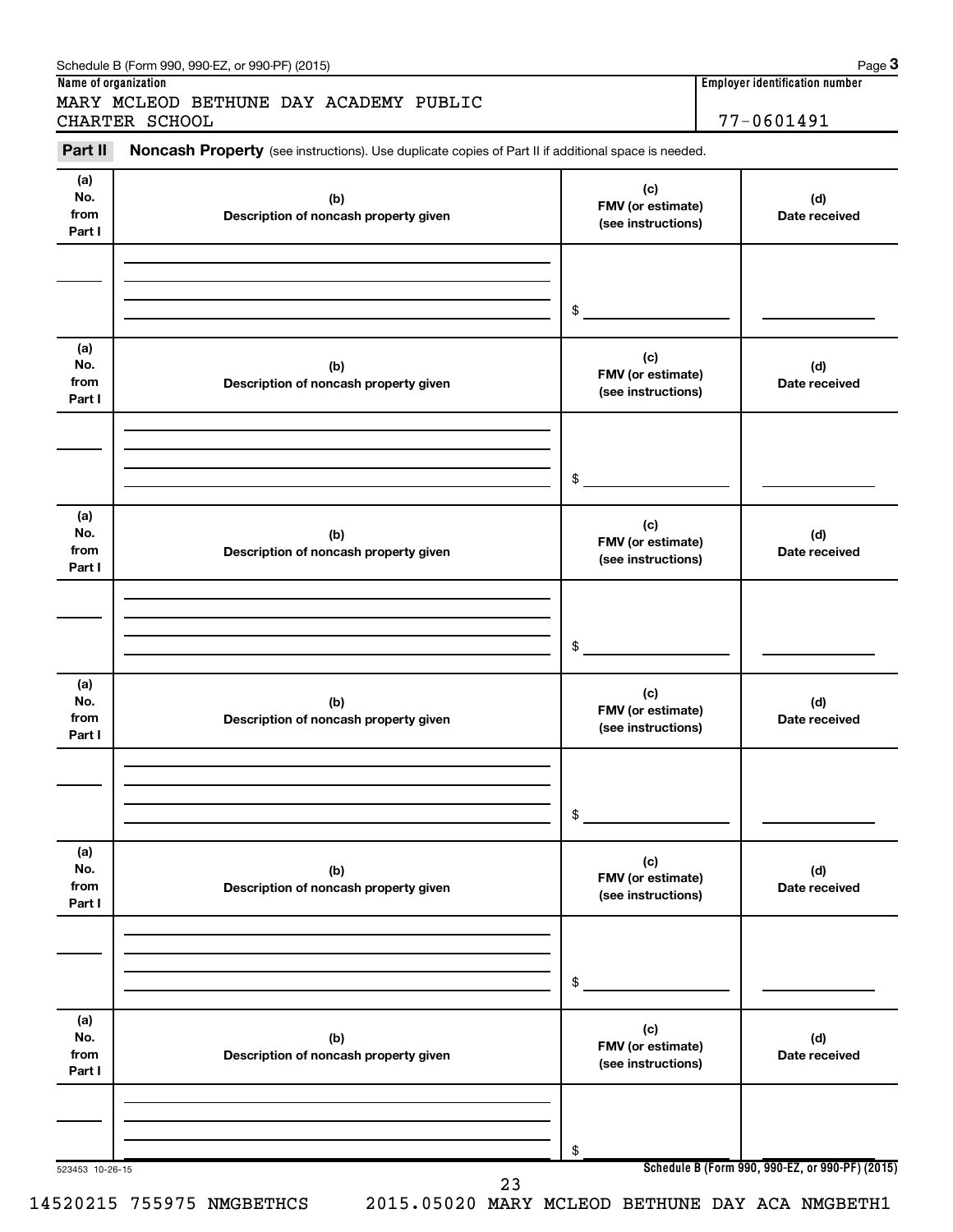Schedule B (Form 990, 990-EZ, or 990-PF) (2015) Page **3**

**Name of organization**

MARY MCLEOD BETHUNE DAY ACADEMY PUBLIC CHARTER SCHOOL

**Employer identification number**

77-0601491

**Part II** **Noncash Property** (see instructions). Use duplicate copies of Part II if additional space is needed.

| (a) No. from Part I | (b) Description of noncash property given | (c) FMV (or estimate) (see instructions) | (d) Date received |
|---|---|---|---|
| | | $ | |

| (a) No. from Part I | (b) Description of noncash property given | (c) FMV (or estimate) (see instructions) | (d) Date received |
|---|---|---|---|
| | | $ | |

| (a) No. from Part I | (b) Description of noncash property given | (c) FMV (or estimate) (see instructions) | (d) Date received |
|---|---|---|---|
| | | $ | |

| (a) No. from Part I | (b) Description of noncash property given | (c) FMV (or estimate) (see instructions) | (d) Date received |
|---|---|---|---|
| | | $ | |

| (a) No. from Part I | (b) Description of noncash property given | (c) FMV (or estimate) (see instructions) | (d) Date received |
|---|---|---|---|
| | | $ | |

| (a) No. from Part I | (b) Description of noncash property given | (c) FMV (or estimate) (see instructions) | (d) Date received |
|---|---|---|---|
| | | $ | |

523453 10-26-15

**Schedule B (Form 990, 990-EZ, or 990-PF) (2015)**

14520215 755975 NMGBETHCS 2015.05020 MARY MCLEOD BETHUNE DAY ACA NMGBETH1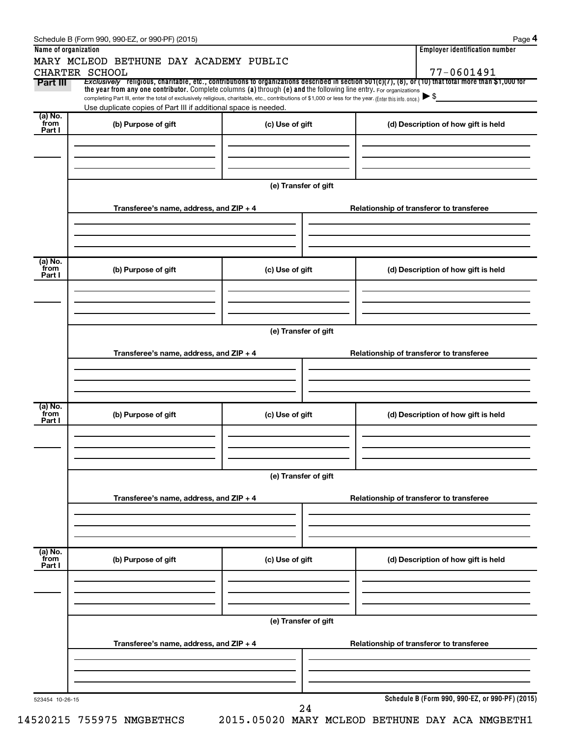Schedule B (Form 990, 990-EZ, or 990-PF) (2015)

**Name of organization**

MARY MCLEOD BETHUNE DAY ACADEMY PUBLIC CHARTER SCHOOL

**Employer identification number**

77-0601491

**Part III** *Exclusively* **religious, charitable, etc., contributions to organizations described in section 501(c)(7), (8), or (10) that total more than $1,000 for the year from any one contributor.** Complete columns **(a)** through **(e) and** the following line entry. For organizations completing Part III, enter the total of exclusively religious, charitable, etc., contributions of $1,000 or less for the year. (Enter this info. once.) ▶ $

Use duplicate copies of Part III if additional space is needed.

| (a) No. from Part I | (b) Purpose of gift | (c) Use of gift | (d) Description of how gift is held |
|---|---|---|---|
| | | | |

**(e) Transfer of gift**

| Transferee's name, address, and ZIP + 4 | Relationship of transferor to transferee |
|---|---|
| | |

| (a) No. from Part I | (b) Purpose of gift | (c) Use of gift | (d) Description of how gift is held |
|---|---|---|---|
| | | | |

**(e) Transfer of gift**

| Transferee's name, address, and ZIP + 4 | Relationship of transferor to transferee |
|---|---|
| | |

| (a) No. from Part I | (b) Purpose of gift | (c) Use of gift | (d) Description of how gift is held |
|---|---|---|---|
| | | | |

**(e) Transfer of gift**

| Transferee's name, address, and ZIP + 4 | Relationship of transferor to transferee |
|---|---|
| | |

| (a) No. from Part I | (b) Purpose of gift | (c) Use of gift | (d) Description of how gift is held |
|---|---|---|---|
| | | | |

**(e) Transfer of gift**

| Transferee's name, address, and ZIP + 4 | Relationship of transferor to transferee |
|---|---|
| | |

523454 10-26-15

**Schedule B (Form 990, 990-EZ, or 990-PF) (2015)**

14520215 755975 NMGBETHCS 2015.05020 MARY MCLEOD BETHUNE DAY ACA NMGBETH1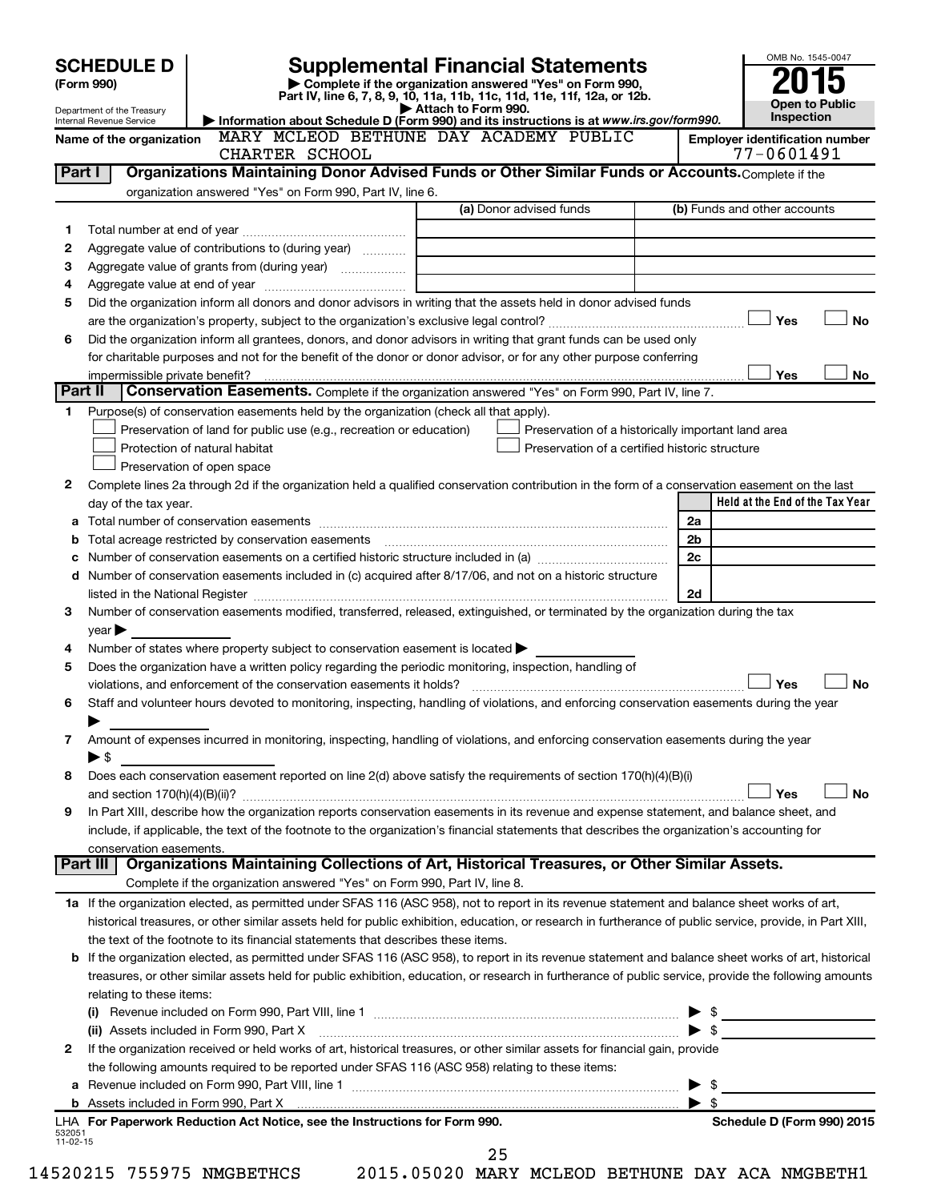**SCHEDULE D**
**(Form 990)**

Department of the Treasury
Internal Revenue Service

# Supplemental Financial Statements

▶ Complete if the organization answered "Yes" on Form 990, Part IV, line 6, 7, 8, 9, 10, 11a, 11b, 11c, 11d, 11e, 11f, 12a, or 12b.
▶ Attach to Form 990.
▶ Information about Schedule D (Form 990) and its instructions is at *www.irs.gov/form990.*

OMB No. 1545-0047
**2015**
**Open to Public Inspection**

Name of the organization: MARY MCLEOD BETHUNE DAY ACADEMY PUBLIC CHARTER SCHOOL

Employer identification number: 77-0601491

**Part I — Organizations Maintaining Donor Advised Funds or Other Similar Funds or Accounts.** Complete if the organization answered "Yes" on Form 990, Part IV, line 6.

| | | (a) Donor advised funds | (b) Funds and other accounts |
|---|---|---|---|
| 1 | Total number at end of year | | |
| 2 | Aggregate value of contributions to (during year) | | |
| 3 | Aggregate value of grants from (during year) | | |
| 4 | Aggregate value at end of year | | |

5 Did the organization inform all donors and donor advisors in writing that the assets held in donor advised funds are the organization's property, subject to the organization's exclusive legal control? ☐ Yes ☐ No

6 Did the organization inform all grantees, donors, and donor advisors in writing that grant funds can be used only for charitable purposes and not for the benefit of the donor or donor advisor, or for any other purpose conferring impermissible private benefit? ☐ Yes ☐ No

**Part II — Conservation Easements.** Complete if the organization answered "Yes" on Form 990, Part IV, line 7.

1 Purpose(s) of conservation easements held by the organization (check all that apply).

☐ Preservation of land for public use (e.g., recreation or education)
☐ Protection of natural habitat
☐ Preservation of open space
☐ Preservation of a historically important land area
☐ Preservation of a certified historic structure

2 Complete lines 2a through 2d if the organization held a qualified conservation contribution in the form of a conservation easement on the last day of the tax year.

| | | | Held at the End of the Tax Year |
|---|---|---|---|
| a | Total number of conservation easements | 2a | |
| b | Total acreage restricted by conservation easements | 2b | |
| c | Number of conservation easements on a certified historic structure included in (a) | 2c | |
| d | Number of conservation easements included in (c) acquired after 8/17/06, and not on a historic structure listed in the National Register | 2d | |

3 Number of conservation easements modified, transferred, released, extinguished, or terminated by the organization during the tax year ▶

4 Number of states where property subject to conservation easement is located ▶

5 Does the organization have a written policy regarding the periodic monitoring, inspection, handling of violations, and enforcement of the conservation easements it holds? ☐ Yes ☐ No

6 Staff and volunteer hours devoted to monitoring, inspecting, handling of violations, and enforcing conservation easements during the year ▶

7 Amount of expenses incurred in monitoring, inspecting, handling of violations, and enforcing conservation easements during the year ▶ $

8 Does each conservation easement reported on line 2(d) above satisfy the requirements of section 170(h)(4)(B)(i) and section 170(h)(4)(B)(ii)? ☐ Yes ☐ No

9 In Part XIII, describe how the organization reports conservation easements in its revenue and expense statement, and balance sheet, and include, if applicable, the text of the footnote to the organization's financial statements that describes the organization's accounting for conservation easements.

**Part III — Organizations Maintaining Collections of Art, Historical Treasures, or Other Similar Assets.** Complete if the organization answered "Yes" on Form 990, Part IV, line 8.

1a If the organization elected, as permitted under SFAS 116 (ASC 958), not to report in its revenue statement and balance sheet works of art, historical treasures, or other similar assets held for public exhibition, education, or research in furtherance of public service, provide, in Part XIII, the text of the footnote to its financial statements that describes these items.

b If the organization elected, as permitted under SFAS 116 (ASC 958), to report in its revenue statement and balance sheet works of art, historical treasures, or other similar assets held for public exhibition, education, or research in furtherance of public service, provide the following amounts relating to these items:

(i) Revenue included on Form 990, Part VIII, line 1 ▶ $

(ii) Assets included in Form 990, Part X ▶ $

2 If the organization received or held works of art, historical treasures, or other similar assets for financial gain, provide the following amounts required to be reported under SFAS 116 (ASC 958) relating to these items:

a Revenue included on Form 990, Part VIII, line 1 ▶ $

b Assets included in Form 990, Part X ▶ $

LHA **For Paperwork Reduction Act Notice, see the Instructions for Form 990.** **Schedule D (Form 990) 2015**

532051
11-02-15

14520215 755975 NMGBETHCS 2015.05020 MARY MCLEOD BETHUNE DAY ACA NMGBETH1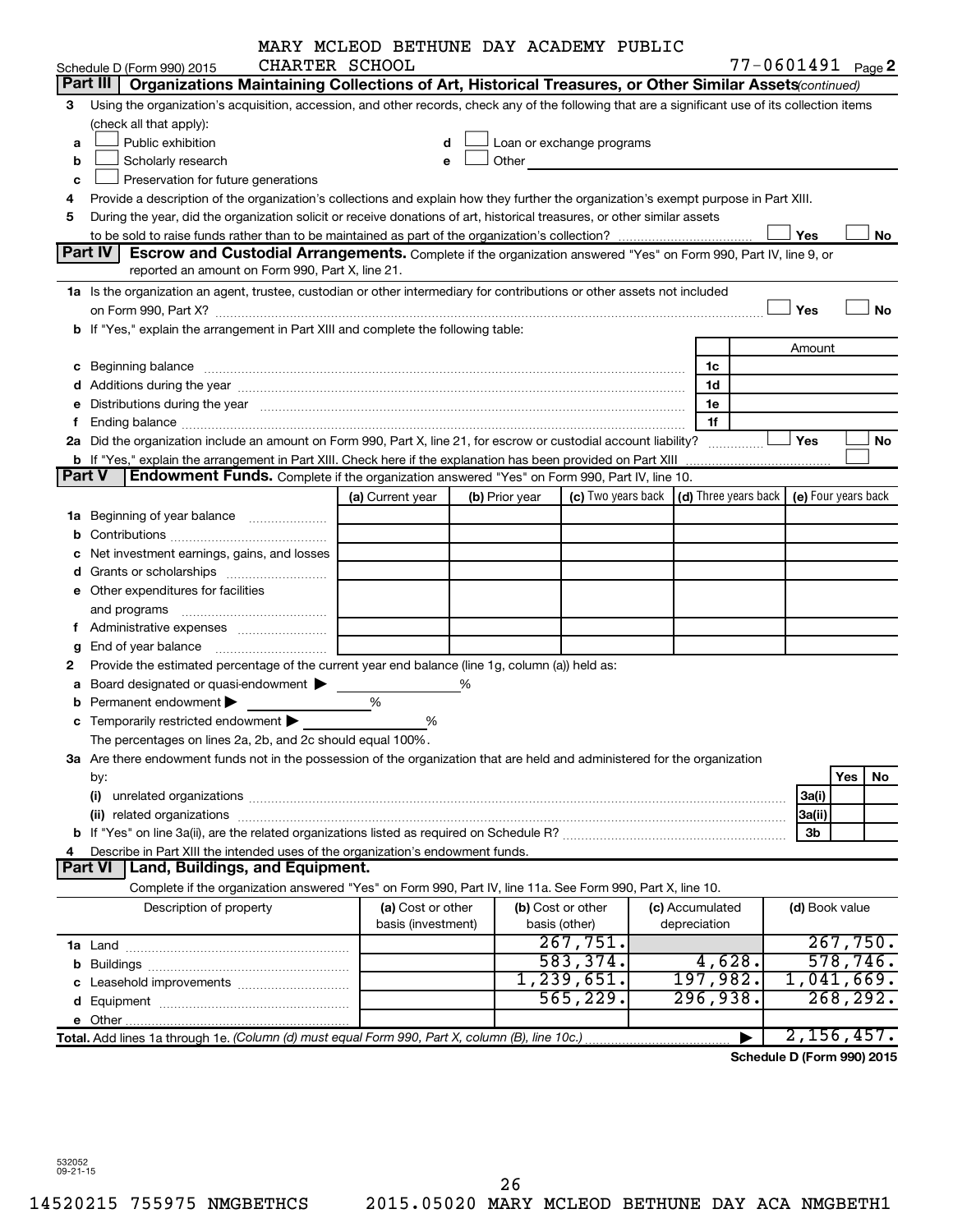MARY MCLEOD BETHUNE DAY ACADEMY PUBLIC CHARTER SCHOOL

Schedule D (Form 990) 2015 77-0601491 Page 2

## Part III Organizations Maintaining Collections of Art, Historical Treasures, or Other Similar Assets *(continued)*

3 Using the organization's acquisition, accession, and other records, check any of the following that are a significant use of its collection items (check all that apply):

a ☐ Public exhibition
b ☐ Scholarly research
c ☐ Preservation for future generations
d ☐ Loan or exchange programs
e ☐ Other

4 Provide a description of the organization's collections and explain how they further the organization's exempt purpose in Part XIII.

5 During the year, did the organization solicit or receive donations of art, historical treasures, or other similar assets to be sold to raise funds rather than to be maintained as part of the organization's collection? ☐ Yes ☐ No

## Part IV Escrow and Custodial Arrangements.

Complete if the organization answered "Yes" on Form 990, Part IV, line 9, or reported an amount on Form 990, Part X, line 21.

1a Is the organization an agent, trustee, custodian or other intermediary for contributions or other assets not included on Form 990, Part X? ☐ Yes ☐ No

b If "Yes," explain the arrangement in Part XIII and complete the following table:

| | | Amount |
|---|---|---|
| c Beginning balance | 1c | |
| d Additions during the year | 1d | |
| e Distributions during the year | 1e | |
| f Ending balance | 1f | |

2a Did the organization include an amount on Form 990, Part X, line 21, for escrow or custodial account liability? ☐ Yes ☐ No

b If "Yes," explain the arrangement in Part XIII. Check here if the explanation has been provided on Part XIII ☐

## Part V Endowment Funds.

Complete if the organization answered "Yes" on Form 990, Part IV, line 10.

| | (a) Current year | (b) Prior year | (c) Two years back | (d) Three years back | (e) Four years back |
|---|---|---|---|---|---|
| 1a Beginning of year balance | | | | | |
| b Contributions | | | | | |
| c Net investment earnings, gains, and losses | | | | | |
| d Grants or scholarships | | | | | |
| e Other expenditures for facilities and programs | | | | | |
| f Administrative expenses | | | | | |
| g End of year balance | | | | | |

2 Provide the estimated percentage of the current year end balance (line 1g, column (a)) held as:

a Board designated or quasi-endowment ▶ %
b Permanent endowment ▶ %
c Temporarily restricted endowment ▶ %

The percentages on lines 2a, 2b, and 2c should equal 100%.

3a Are there endowment funds not in the possession of the organization that are held and administered for the organization by:

| | | Yes | No |
|---|---|---|---|
| (i) unrelated organizations | 3a(i) | | |
| (ii) related organizations | 3a(ii) | | |
| b If "Yes" on line 3a(ii), are the related organizations listed as required on Schedule R? | 3b | | |

4 Describe in Part XIII the intended uses of the organization's endowment funds.

## Part VI Land, Buildings, and Equipment.

Complete if the organization answered "Yes" on Form 990, Part IV, line 11a. See Form 990, Part X, line 10.

| Description of property | (a) Cost or other basis (investment) | (b) Cost or other basis (other) | (c) Accumulated depreciation | (d) Book value |
|---|---|---|---|---|
| 1a Land | | 267,751. | | 267,750. |
| b Buildings | | 583,374. | 4,628. | 578,746. |
| c Leasehold improvements | | 1,239,651. | 197,982. | 1,041,669. |
| d Equipment | | 565,229. | 296,938. | 268,292. |
| e Other | | | | |
| **Total.** Add lines 1a through 1e. *(Column (d) must equal Form 990, Part X, column (B), line 10c.)* ▶ | | | | 2,156,457. |

**Schedule D (Form 990) 2015**

532052 09-21-15

14520215 755975 NMGBETHCS 2015.05020 MARY MCLEOD BETHUNE DAY ACA NMGBETH1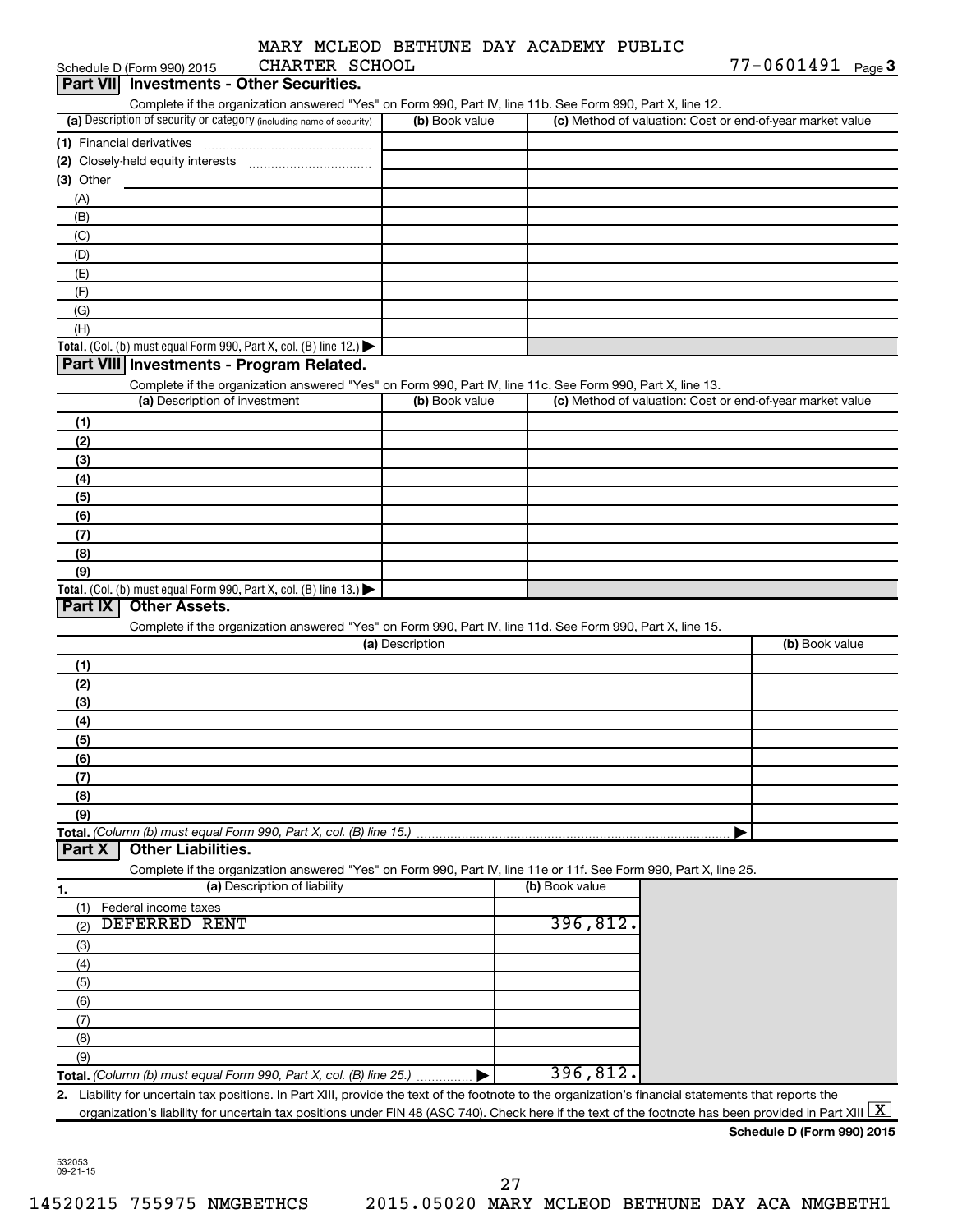MARY MCLEOD BETHUNE DAY ACADEMY PUBLIC CHARTER SCHOOL

Schedule D (Form 990) 2015 — 77-0601491 Page 3

## Part VII Investments - Other Securities.

Complete if the organization answered "Yes" on Form 990, Part IV, line 11b. See Form 990, Part X, line 12.

| (a) Description of security or category (including name of security) | (b) Book value | (c) Method of valuation: Cost or end-of-year market value |
|---|---|---|
| (1) Financial derivatives | | |
| (2) Closely-held equity interests | | |
| (3) Other | | |
| (A) | | |
| (B) | | |
| (C) | | |
| (D) | | |
| (E) | | |
| (F) | | |
| (G) | | |
| (H) | | |
| **Total.** (Col. (b) must equal Form 990, Part X, col. (B) line 12.) ▶ | | |

## Part VIII Investments - Program Related.

Complete if the organization answered "Yes" on Form 990, Part IV, line 11c. See Form 990, Part X, line 13.

| (a) Description of investment | (b) Book value | (c) Method of valuation: Cost or end-of-year market value |
|---|---|---|
| (1) | | |
| (2) | | |
| (3) | | |
| (4) | | |
| (5) | | |
| (6) | | |
| (7) | | |
| (8) | | |
| (9) | | |
| **Total.** (Col. (b) must equal Form 990, Part X, col. (B) line 13.) ▶ | | |

## Part IX Other Assets.

Complete if the organization answered "Yes" on Form 990, Part IV, line 11d. See Form 990, Part X, line 15.

| (a) Description | (b) Book value |
|---|---|
| (1) | |
| (2) | |
| (3) | |
| (4) | |
| (5) | |
| (6) | |
| (7) | |
| (8) | |
| (9) | |
| **Total.** *(Column (b) must equal Form 990, Part X, col. (B) line 15.)* ▶ | |

## Part X Other Liabilities.

Complete if the organization answered "Yes" on Form 990, Part IV, line 11e or 11f. See Form 990, Part X, line 25.

| 1. (a) Description of liability | (b) Book value |
|---|---|
| (1) Federal income taxes | |
| (2) DEFERRED RENT | 396,812. |
| (3) | |
| (4) | |
| (5) | |
| (6) | |
| (7) | |
| (8) | |
| (9) | |
| **Total.** *(Column (b) must equal Form 990, Part X, col. (B) line 25.)* ▶ | 396,812. |

**2.** Liability for uncertain tax positions. In Part XIII, provide the text of the footnote to the organization's financial statements that reports the organization's liability for uncertain tax positions under FIN 48 (ASC 740). Check here if the text of the footnote has been provided in Part XIII [X]

**Schedule D (Form 990) 2015**

532053 09-21-15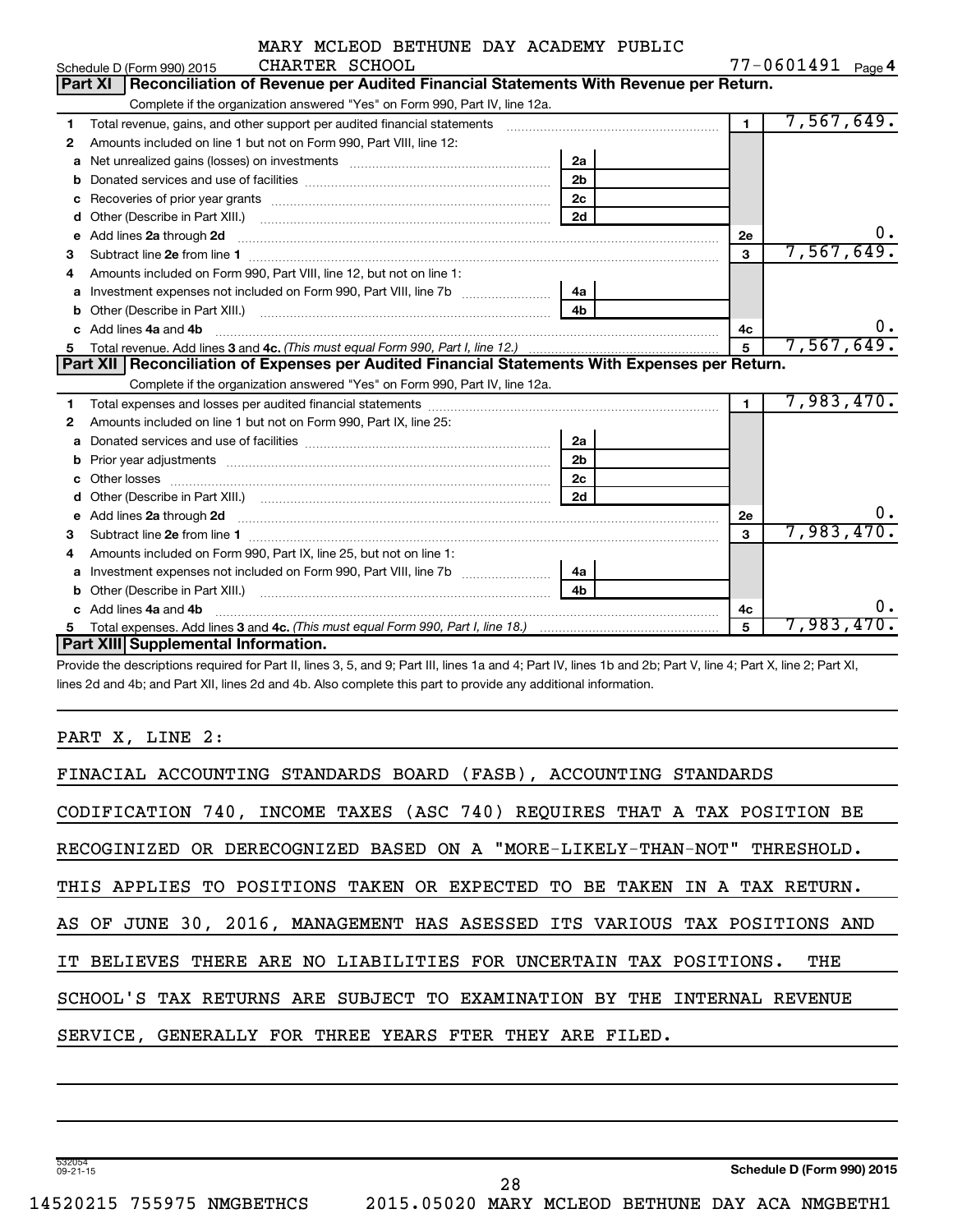MARY MCLEOD BETHUNE DAY ACADEMY PUBLIC CHARTER SCHOOL

Schedule D (Form 990) 2015 — 77-0601491 — Page 4

## Part XI Reconciliation of Revenue per Audited Financial Statements With Revenue per Return.

Complete if the organization answered "Yes" on Form 990, Part IV, line 12a.

| | | | | | |
|---|---|---|---|---|---|
| 1 | Total revenue, gains, and other support per audited financial statements | | | 1 | 7,567,649. |
| 2 | Amounts included on line 1 but not on Form 990, Part VIII, line 12: | | | | |
| a | Net unrealized gains (losses) on investments | 2a | | | |
| b | Donated services and use of facilities | 2b | | | |
| c | Recoveries of prior year grants | 2c | | | |
| d | Other (Describe in Part XIII.) | 2d | | | |
| e | Add lines **2a** through **2d** | | | 2e | 0. |
| 3 | Subtract line **2e** from line **1** | | | 3 | 7,567,649. |
| 4 | Amounts included on Form 990, Part VIII, line 12, but not on line 1: | | | | |
| a | Investment expenses not included on Form 990, Part VIII, line 7b | 4a | | | |
| b | Other (Describe in Part XIII.) | 4b | | | |
| c | Add lines **4a** and **4b** | | | 4c | 0. |
| 5 | Total revenue. Add lines **3** and **4c.** *(This must equal Form 990, Part I, line 12.)* | | | 5 | 7,567,649. |

## Part XII Reconciliation of Expenses per Audited Financial Statements With Expenses per Return.

Complete if the organization answered "Yes" on Form 990, Part IV, line 12a.

| | | | | | |
|---|---|---|---|---|---|
| 1 | Total expenses and losses per audited financial statements | | | 1 | 7,983,470. |
| 2 | Amounts included on line 1 but not on Form 990, Part IX, line 25: | | | | |
| a | Donated services and use of facilities | 2a | | | |
| b | Prior year adjustments | 2b | | | |
| c | Other losses | 2c | | | |
| d | Other (Describe in Part XIII.) | 2d | | | |
| e | Add lines **2a** through **2d** | | | 2e | 0. |
| 3 | Subtract line **2e** from line **1** | | | 3 | 7,983,470. |
| 4 | Amounts included on Form 990, Part IX, line 25, but not on line 1: | | | | |
| a | Investment expenses not included on Form 990, Part VIII, line 7b | 4a | | | |
| b | Other (Describe in Part XIII.) | 4b | | | |
| c | Add lines **4a** and **4b** | | | 4c | 0. |
| 5 | Total expenses. Add lines **3** and **4c.** *(This must equal Form 990, Part I, line 18.)* | | | 5 | 7,983,470. |

## Part XIII Supplemental Information.

Provide the descriptions required for Part II, lines 3, 5, and 9; Part III, lines 1a and 4; Part IV, lines 1b and 2b; Part V, line 4; Part X, line 2; Part XI, lines 2d and 4b; and Part XII, lines 2d and 4b. Also complete this part to provide any additional information.

PART X, LINE 2:

FINACIAL ACCOUNTING STANDARDS BOARD (FASB), ACCOUNTING STANDARDS CODIFICATION 740, INCOME TAXES (ASC 740) REQUIRES THAT A TAX POSITION BE RECOGINIZED OR DERECOGNIZED BASED ON A "MORE-LIKELY-THAN-NOT" THRESHOLD. THIS APPLIES TO POSITIONS TAKEN OR EXPECTED TO BE TAKEN IN A TAX RETURN. AS OF JUNE 30, 2016, MANAGEMENT HAS ASESSED ITS VARIOUS TAX POSITIONS AND IT BELIEVES THERE ARE NO LIABILITIES FOR UNCERTAIN TAX POSITIONS. THE SCHOOL'S TAX RETURNS ARE SUBJECT TO EXAMINATION BY THE INTERNAL REVENUE SERVICE, GENERALLY FOR THREE YEARS FTER THEY ARE FILED.

532054 09-21-15

Schedule D (Form 990) 2015

14520215 755975 NMGBETHCS 2015.05020 MARY MCLEOD BETHUNE DAY ACA NMGBETH1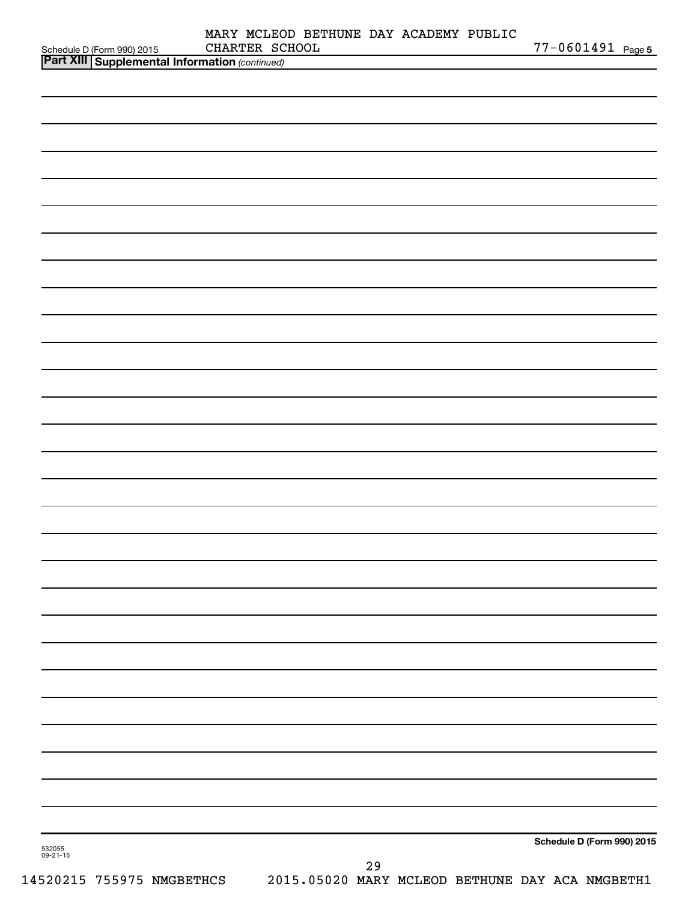MARY MCLEOD BETHUNE DAY ACADEMY PUBLIC CHARTER SCHOOL

77-0601491

**Part XIII** **Supplemental Information** *(continued)*

**Schedule D (Form 990) 2015**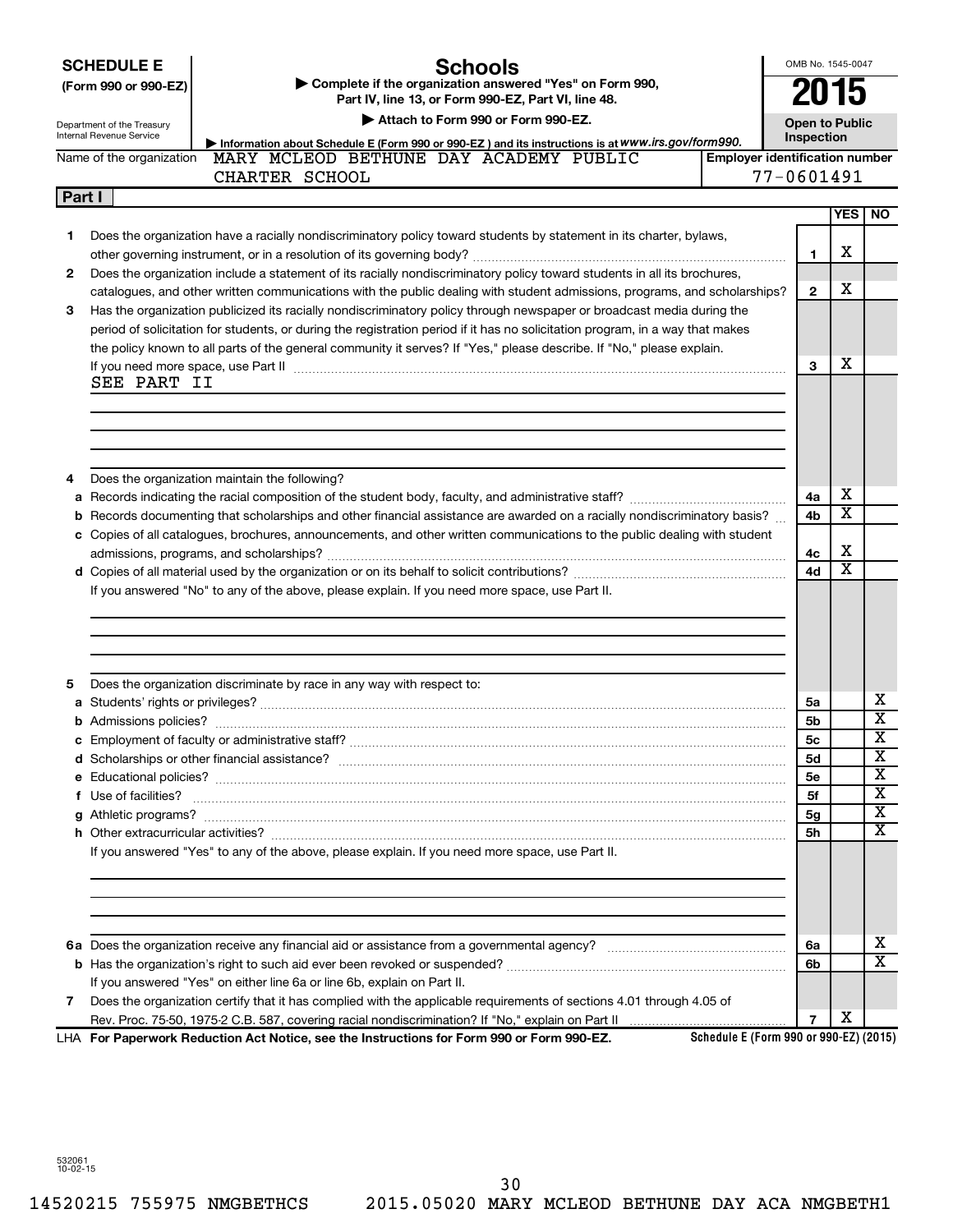**SCHEDULE E**
**(Form 990 or 990-EZ)**

Department of the Treasury
Internal Revenue Service

# Schools

▶ **Complete if the organization answered "Yes" on Form 990, Part IV, line 13, or Form 990-EZ, Part VI, line 48.**

▶ **Attach to Form 990 or Form 990-EZ.**

▶ **Information about Schedule E (Form 990 or 990-EZ) and its instructions is at** ***www.irs.gov/form990.***

OMB No. 1545-0047

**2015**

**Open to Public Inspection**

Name of the organization: MARY MCLEOD BETHUNE DAY ACADEMY PUBLIC CHARTER SCHOOL

**Employer identification number:** 77-0601491

## Part I

| | | | YES | NO |
|---|---|---|---|---|
| **1** | Does the organization have a racially nondiscriminatory policy toward students by statement in its charter, bylaws, other governing instrument, or in a resolution of its governing body? | **1** | X | |
| **2** | Does the organization include a statement of its racially nondiscriminatory policy toward students in all its brochures, catalogues, and other written communications with the public dealing with student admissions, programs, and scholarships? | **2** | X | |
| **3** | Has the organization publicized its racially nondiscriminatory policy through newspaper or broadcast media during the period of solicitation for students, or during the registration period if it has no solicitation program, in a way that makes the policy known to all parts of the general community it serves? If "Yes," please describe. If "No," please explain. If you need more space, use Part II | **3** | X | |

SEE PART II

| | | | YES | NO |
|---|---|---|---|---|
| **4** | Does the organization maintain the following? | | | |
| **a** | Records indicating the racial composition of the student body, faculty, and administrative staff? | **4a** | X | |
| **b** | Records documenting that scholarships and other financial assistance are awarded on a racially nondiscriminatory basis? | **4b** | X | |
| **c** | Copies of all catalogues, brochures, announcements, and other written communications to the public dealing with student admissions, programs, and scholarships? | **4c** | X | |
| **d** | Copies of all material used by the organization or on its behalf to solicit contributions? | **4d** | X | |

If you answered "No" to any of the above, please explain. If you need more space, use Part II.

| | | | YES | NO |
|---|---|---|---|---|
| **5** | Does the organization discriminate by race in any way with respect to: | | | |
| **a** | Students' rights or privileges? | **5a** | | X |
| **b** | Admissions policies? | **5b** | | X |
| **c** | Employment of faculty or administrative staff? | **5c** | | X |
| **d** | Scholarships or other financial assistance? | **5d** | | X |
| **e** | Educational policies? | **5e** | | X |
| **f** | Use of facilities? | **5f** | | X |
| **g** | Athletic programs? | **5g** | | X |
| **h** | Other extracurricular activities? | **5h** | | X |

If you answered "Yes" to any of the above, please explain. If you need more space, use Part II.

| | | | YES | NO |
|---|---|---|---|---|
| **6a** | Does the organization receive any financial aid or assistance from a governmental agency? | **6a** | | X |
| **b** | Has the organization's right to such aid ever been revoked or suspended? | **6b** | | X |
| | If you answered "Yes" on either line 6a or line 6b, explain on Part II. | | | |
| **7** | Does the organization certify that it has complied with the applicable requirements of sections 4.01 through 4.05 of Rev. Proc. 75-50, 1975-2 C.B. 587, covering racial nondiscrimination? If "No," explain on Part II | **7** | X | |

LHA **For Paperwork Reduction Act Notice, see the Instructions for Form 990 or Form 990-EZ.** **Schedule E (Form 990 or 990-EZ) (2015)**

532061
10-02-15

14520215 755975 NMGBETHCS 2015.05020 MARY MCLEOD BETHUNE DAY ACA NMGBETH1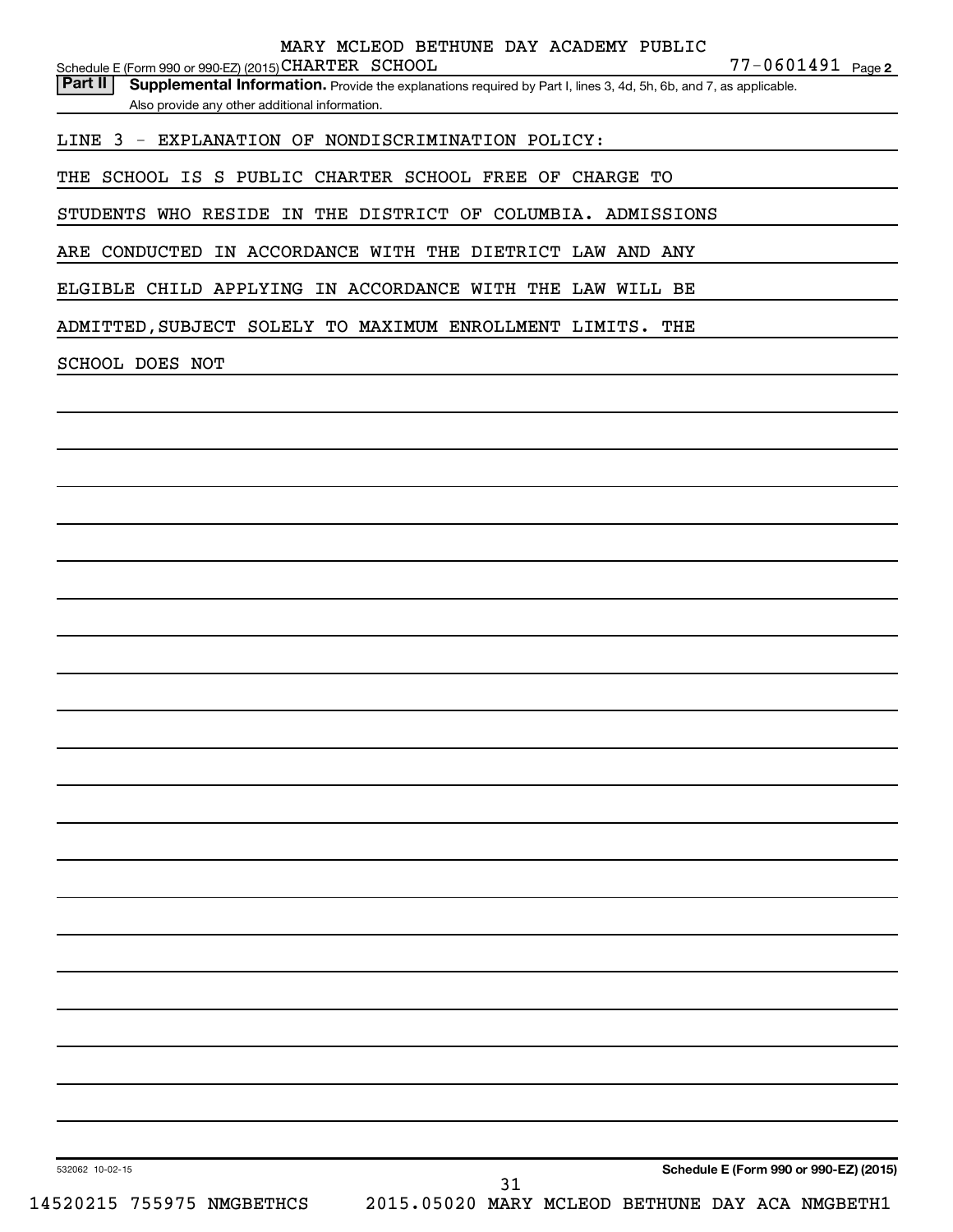Schedule E (Form 990 or 990-EZ) (2015) MARY MCLEOD BETHUNE DAY ACADEMY PUBLIC CHARTER SCHOOL 77-0601491 Page **2**

**Part II** **Supplemental Information.** Provide the explanations required by Part I, lines 3, 4d, 5h, 6b, and 7, as applicable. Also provide any other additional information.

LINE 3 - EXPLANATION OF NONDISCRIMINATION POLICY:

THE SCHOOL IS S PUBLIC CHARTER SCHOOL FREE OF CHARGE TO STUDENTS WHO RESIDE IN THE DISTRICT OF COLUMBIA. ADMISSIONS ARE CONDUCTED IN ACCORDANCE WITH THE DIETRICT LAW AND ANY ELGIBLE CHILD APPLYING IN ACCORDANCE WITH THE LAW WILL BE ADMITTED,SUBJECT SOLELY TO MAXIMUM ENROLLMENT LIMITS. THE SCHOOL DOES NOT

532062 10-02-15

**Schedule E (Form 990 or 990-EZ) (2015)**

14520215 755975 NMGBETHCS 2015.05020 MARY MCLEOD BETHUNE DAY ACA NMGBETH1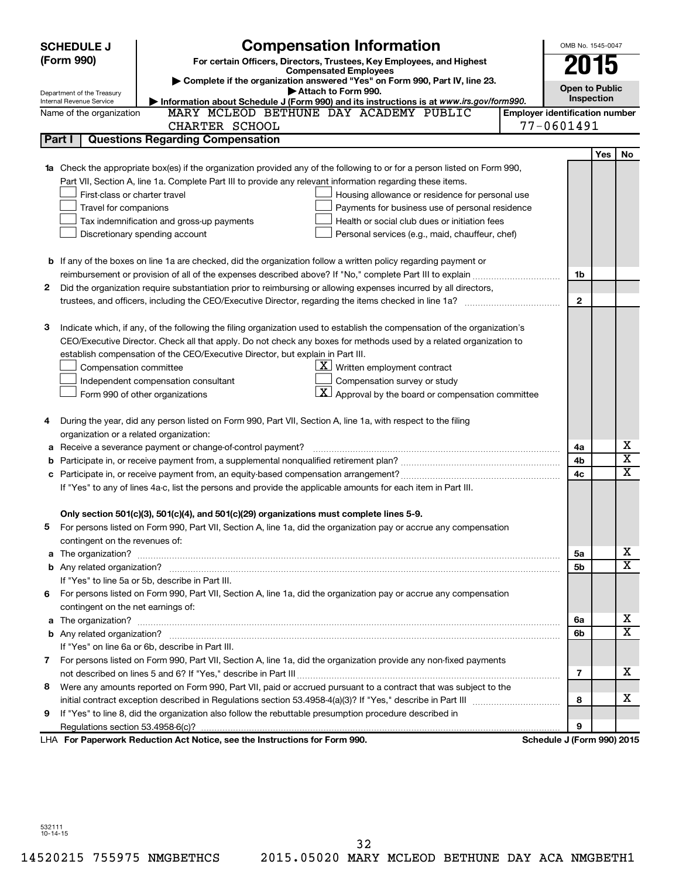**SCHEDULE J (Form 990)**

# Compensation Information

**For certain Officers, Directors, Trustees, Key Employees, and Highest Compensated Employees**

▶ Complete if the organization answered "Yes" on Form 990, Part IV, line 23.

▶ Attach to Form 990.

▶ Information about Schedule J (Form 990) and its instructions is at *www.irs.gov/form990.*

Department of the Treasury, Internal Revenue Service

OMB No. 1545-0047

**2015**

**Open to Public Inspection**

Name of the organization: MARY MCLEOD BETHUNE DAY ACADEMY PUBLIC CHARTER SCHOOL

Employer identification number: 77-0601491

## Part I Questions Regarding Compensation

| | | | Yes | No |
|---|---|---|---|---|
| **1a** | Check the appropriate box(es) if the organization provided any of the following to or for a person listed on Form 990, Part VII, Section A, line 1a. Complete Part III to provide any relevant information regarding these items.<br>☐ First-class or charter travel ☐ Housing allowance or residence for personal use<br>☐ Travel for companions ☐ Payments for business use of personal residence<br>☐ Tax indemnification and gross-up payments ☐ Health or social club dues or initiation fees<br>☐ Discretionary spending account ☐ Personal services (e.g., maid, chauffeur, chef) | | | |
| **b** | If any of the boxes on line 1a are checked, did the organization follow a written policy regarding payment or reimbursement or provision of all of the expenses described above? If "No," complete Part III to explain | 1b | | |
| **2** | Did the organization require substantiation prior to reimbursing or allowing expenses incurred by all directors, trustees, and officers, including the CEO/Executive Director, regarding the items checked in line 1a? | 2 | | |
| **3** | Indicate which, if any, of the following the filing organization used to establish the compensation of the organization's CEO/Executive Director. Check all that apply. Do not check any boxes for methods used by a related organization to establish compensation of the CEO/Executive Director, but explain in Part III.<br>☐ Compensation committee ☒ Written employment contract<br>☐ Independent compensation consultant ☐ Compensation survey or study<br>☐ Form 990 of other organizations ☒ Approval by the board or compensation committee | | | |
| **4** | During the year, did any person listed on Form 990, Part VII, Section A, line 1a, with respect to the filing organization or a related organization: | | | |
| **a** | Receive a severance payment or change-of-control payment? | 4a | | X |
| **b** | Participate in, or receive payment from, a supplemental nonqualified retirement plan? | 4b | | X |
| **c** | Participate in, or receive payment from, an equity-based compensation arrangement? | 4c | | X |
| | If "Yes" to any of lines 4a-c, list the persons and provide the applicable amounts for each item in Part III. | | | |
| | **Only section 501(c)(3), 501(c)(4), and 501(c)(29) organizations must complete lines 5-9.** | | | |
| **5** | For persons listed on Form 990, Part VII, Section A, line 1a, did the organization pay or accrue any compensation contingent on the revenues of: | | | |
| **a** | The organization? | 5a | | X |
| **b** | Any related organization? | 5b | | X |
| | If "Yes" to line 5a or 5b, describe in Part III. | | | |
| **6** | For persons listed on Form 990, Part VII, Section A, line 1a, did the organization pay or accrue any compensation contingent on the net earnings of: | | | |
| **a** | The organization? | 6a | | X |
| **b** | Any related organization? | 6b | | X |
| | If "Yes" on line 6a or 6b, describe in Part III. | | | |
| **7** | For persons listed on Form 990, Part VII, Section A, line 1a, did the organization provide any non-fixed payments not described on lines 5 and 6? If "Yes," describe in Part III | 7 | | X |
| **8** | Were any amounts reported on Form 990, Part VII, paid or accrued pursuant to a contract that was subject to the initial contract exception described in Regulations section 53.4958-4(a)(3)? If "Yes," describe in Part III | 8 | | X |
| **9** | If "Yes" to line 8, did the organization also follow the rebuttable presumption procedure described in Regulations section 53.4958-6(c)? | 9 | | |

LHA **For Paperwork Reduction Act Notice, see the Instructions for Form 990.** **Schedule J (Form 990) 2015**

532111 10-14-15

14520215 755975 NMGBETHCS 2015.05020 MARY MCLEOD BETHUNE DAY ACA NMGBETH1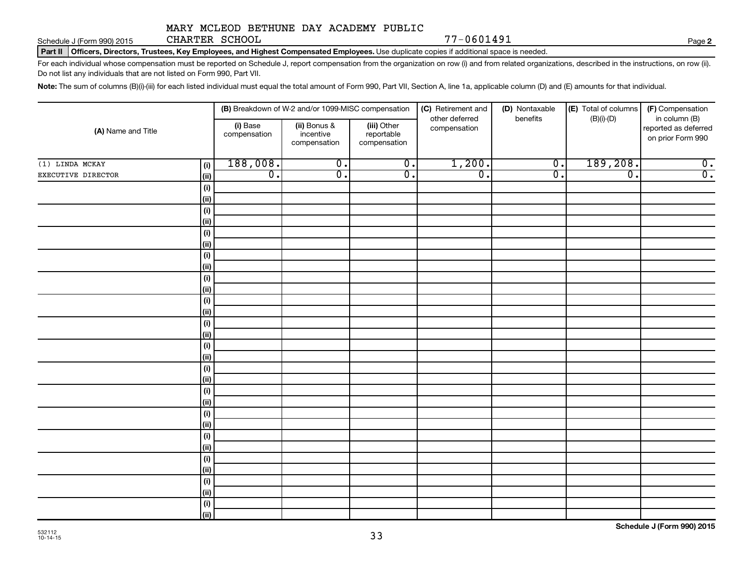MARY MCLEOD BETHUNE DAY ACADEMY PUBLIC CHARTER SCHOOL 77-0601491

Schedule J (Form 990) 2015 Page 2

**Part II Officers, Directors, Trustees, Key Employees, and Highest Compensated Employees.** Use duplicate copies if additional space is needed.

For each individual whose compensation must be reported on Schedule J, report compensation from the organization on row (i) and from related organizations, described in the instructions, on row (ii). Do not list any individuals that are not listed on Form 990, Part VII.

**Note:** The sum of columns (B)(i)-(iii) for each listed individual must equal the total amount of Form 990, Part VII, Section A, line 1a, applicable column (D) and (E) amounts for that individual.

| (A) Name and Title | | (B) Breakdown of W-2 and/or 1099-MISC compensation | | | (C) Retirement and other deferred compensation | (D) Nontaxable benefits | (E) Total of columns (B)(i)-(D) | (F) Compensation in column (B) reported as deferred on prior Form 990 |
|---|---|---|---|---|---|---|---|---|
| | | (i) Base compensation | (ii) Bonus & incentive compensation | (iii) Other reportable compensation | | | | |
| (1) LINDA MCKAY | (i) | 188,008. | 0. | 0. | 1,200. | 0. | 189,208. | 0. |
| EXECUTIVE DIRECTOR | (ii) | 0. | 0. | 0. | 0. | 0. | 0. | 0. |
| | (i) | | | | | | | |
| | (ii) | | | | | | | |
| | (i) | | | | | | | |
| | (ii) | | | | | | | |
| | (i) | | | | | | | |
| | (ii) | | | | | | | |
| | (i) | | | | | | | |
| | (ii) | | | | | | | |
| | (i) | | | | | | | |
| | (ii) | | | | | | | |
| | (i) | | | | | | | |
| | (ii) | | | | | | | |
| | (i) | | | | | | | |
| | (ii) | | | | | | | |
| | (i) | | | | | | | |
| | (ii) | | | | | | | |
| | (i) | | | | | | | |
| | (ii) | | | | | | | |
| | (i) | | | | | | | |
| | (ii) | | | | | | | |
| | (i) | | | | | | | |
| | (ii) | | | | | | | |
| | (i) | | | | | | | |
| | (ii) | | | | | | | |
| | (i) | | | | | | | |
| | (ii) | | | | | | | |
| | (i) | | | | | | | |
| | (ii) | | | | | | | |
| | (i) | | | | | | | |
| | (ii) | | | | | | | |

532112 10-14-15

**Schedule J (Form 990) 2015**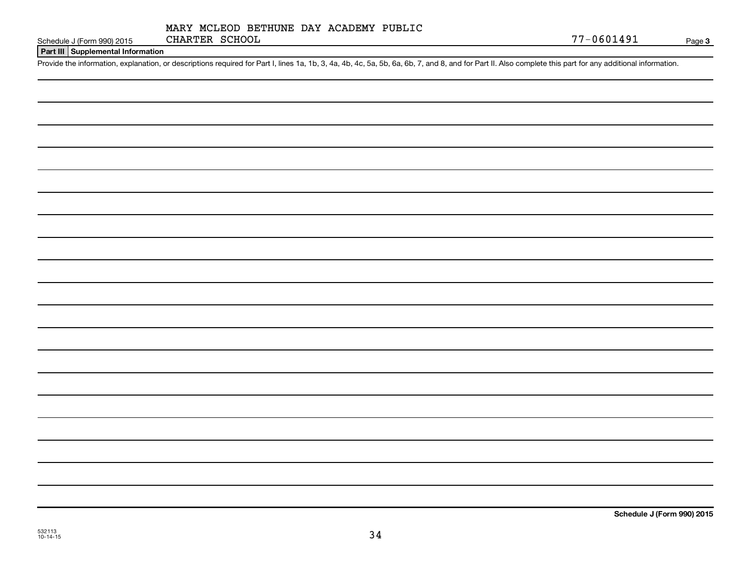MARY MCLEOD BETHUNE DAY ACADEMY PUBLIC CHARTER SCHOOL

77-0601491

Schedule J (Form 990) 2015

**Part III Supplemental Information**

Provide the information, explanation, or descriptions required for Part I, lines 1a, 1b, 3, 4a, 4b, 4c, 5a, 5b, 6a, 6b, 7, and 8, and for Part II. Also complete this part for any additional information.

**Schedule J (Form 990) 2015**

532113
10-14-15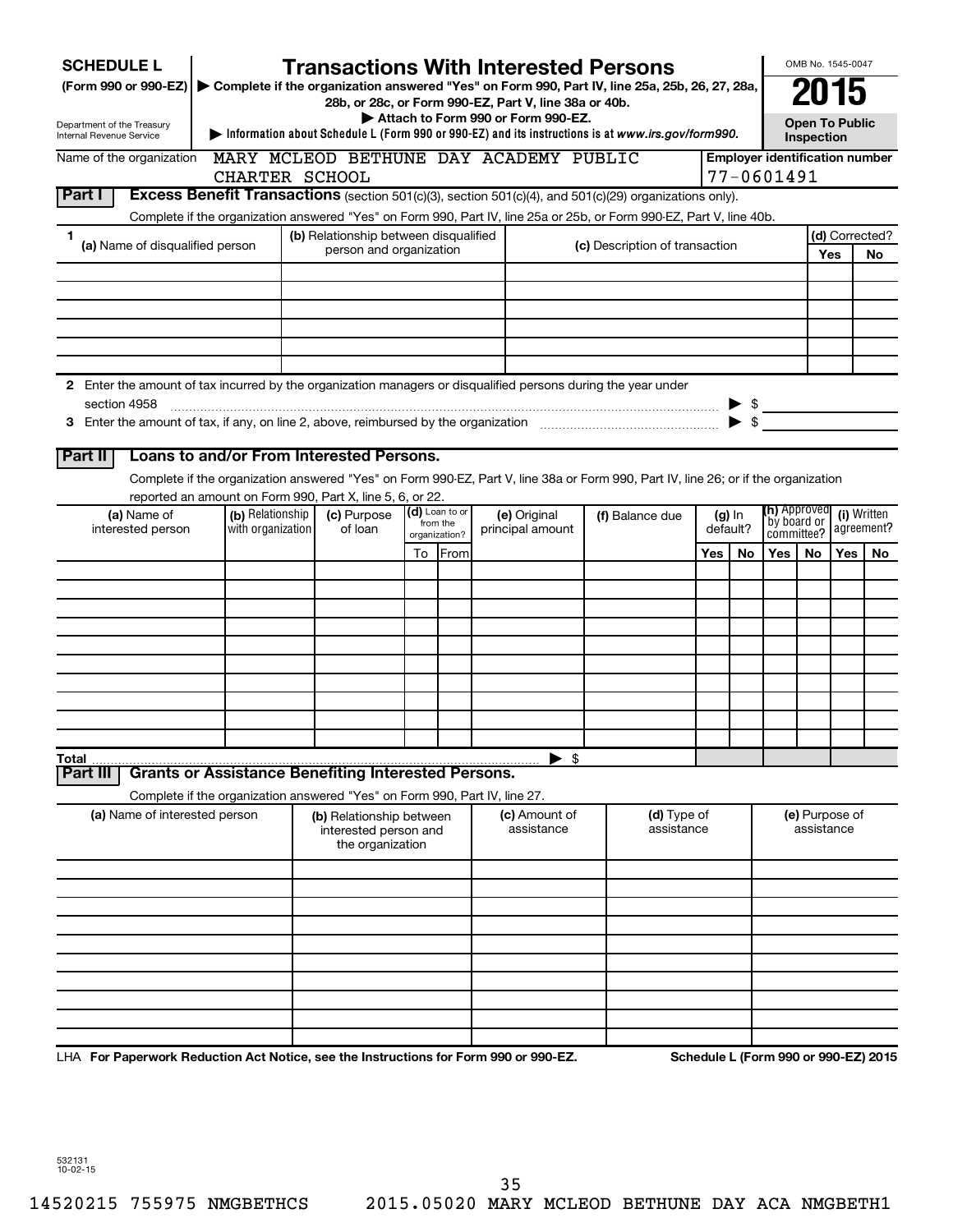**SCHEDULE L**
**(Form 990 or 990-EZ)**

Department of the Treasury
Internal Revenue Service

# Transactions With Interested Persons

▶ Complete if the organization answered "Yes" on Form 990, Part IV, line 25a, 25b, 26, 27, 28a, 28b, or 28c, or Form 990-EZ, Part V, line 38a or 40b.
▶ Attach to Form 990 or Form 990-EZ.
▶ Information about Schedule L (Form 990 or 990-EZ) and its instructions is at *www.irs.gov/form990.*

OMB No. 1545-0047

**2015**

**Open To Public Inspection**

Name of the organization: MARY MCLEOD BETHUNE DAY ACADEMY PUBLIC CHARTER SCHOOL

Employer identification number: 77-0601491

## Part I Excess Benefit Transactions (section 501(c)(3), section 501(c)(4), and 501(c)(29) organizations only).

Complete if the organization answered "Yes" on Form 990, Part IV, line 25a or 25b, or Form 990-EZ, Part V, line 40b.

| 1 (a) Name of disqualified person | (b) Relationship between disqualified person and organization | (c) Description of transaction | (d) Corrected? Yes | No |
|---|---|---|---|---|
| | | | | |
| | | | | |
| | | | | |
| | | | | |
| | | | | |
| | | | | |

**2** Enter the amount of tax incurred by the organization managers or disqualified persons during the year under section 4958 ▶ $

**3** Enter the amount of tax, if any, on line 2, above, reimbursed by the organization ▶ $

## Part II Loans to and/or From Interested Persons.

Complete if the organization answered "Yes" on Form 990-EZ, Part V, line 38a or Form 990, Part IV, line 26; or if the organization reported an amount on Form 990, Part X, line 5, 6, or 22.

| (a) Name of interested person | (b) Relationship with organization | (c) Purpose of loan | (d) Loan to or from the organization? | | (e) Original principal amount | (f) Balance due | (g) In default? | | (h) Approved by board or committee? | | (i) Written agreement? | |
|---|---|---|---|---|---|---|---|---|---|---|---|---|
| | | | To | From | | | Yes | No | Yes | No | Yes | No |
| | | | | | | | | | | | | |
| | | | | | | | | | | | | |
| | | | | | | | | | | | | |
| | | | | | | | | | | | | |
| | | | | | | | | | | | | |
| | | | | | | | | | | | | |
| | | | | | | | | | | | | |
| | | | | | | | | | | | | |
| | | | | | | | | | | | | |
| | | | | | | | | | | | | |
| **Total** | | | | | ▶ $ | | | | | | | |

## Part III Grants or Assistance Benefiting Interested Persons.

Complete if the organization answered "Yes" on Form 990, Part IV, line 27.

| (a) Name of interested person | (b) Relationship between interested person and the organization | (c) Amount of assistance | (d) Type of assistance | (e) Purpose of assistance |
|---|---|---|---|---|
| | | | | |
| | | | | |
| | | | | |
| | | | | |
| | | | | |
| | | | | |
| | | | | |
| | | | | |
| | | | | |
| | | | | |

LHA **For Paperwork Reduction Act Notice, see the Instructions for Form 990 or 990-EZ.** **Schedule L (Form 990 or 990-EZ) 2015**

532131
10-02-15

14520215 755975 NMGBETHCS 2015.05020 MARY MCLEOD BETHUNE DAY ACA NMGBETH1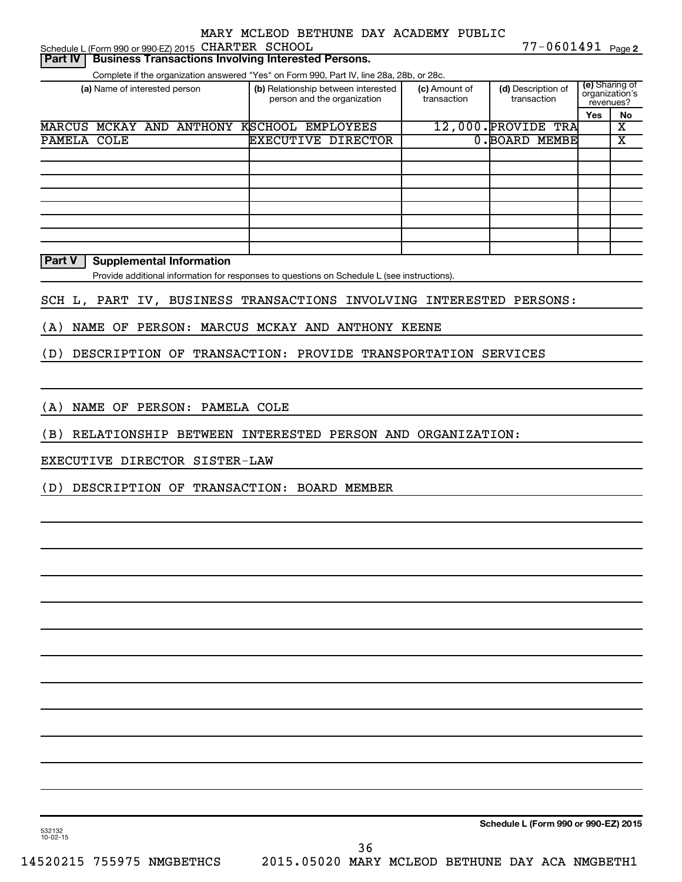Schedule L (Form 990 or 990-EZ) 2015 MARY MCLEOD BETHUNE DAY ACADEMY PUBLIC CHARTER SCHOOL 77-0601491 Page 2

## Part IV Business Transactions Involving Interested Persons.

Complete if the organization answered "Yes" on Form 990, Part IV, line 28a, 28b, or 28c.

| (a) Name of interested person | (b) Relationship between interested person and the organization | (c) Amount of transaction | (d) Description of transaction | (e) Sharing of organization's revenues? Yes | No |
|---|---|---|---|---|---|
| MARCUS MCKAY AND ANTHONY K | SCHOOL EMPLOYEES | 12,000. | PROVIDE TRA | | X |
| PAMELA COLE | EXECUTIVE DIRECTOR | 0. | BOARD MEMBE | | X |

## Part V Supplemental Information

Provide additional information for responses to questions on Schedule L (see instructions).

SCH L, PART IV, BUSINESS TRANSACTIONS INVOLVING INTERESTED PERSONS:

(A) NAME OF PERSON: MARCUS MCKAY AND ANTHONY KEENE

(D) DESCRIPTION OF TRANSACTION: PROVIDE TRANSPORTATION SERVICES

(A) NAME OF PERSON: PAMELA COLE

(B) RELATIONSHIP BETWEEN INTERESTED PERSON AND ORGANIZATION:

EXECUTIVE DIRECTOR SISTER-LAW

(D) DESCRIPTION OF TRANSACTION: BOARD MEMBER

532132 10-02-15

Schedule L (Form 990 or 990-EZ) 2015

14520215 755975 NMGBETHCS 2015.05020 MARY MCLEOD BETHUNE DAY ACA NMGBETH1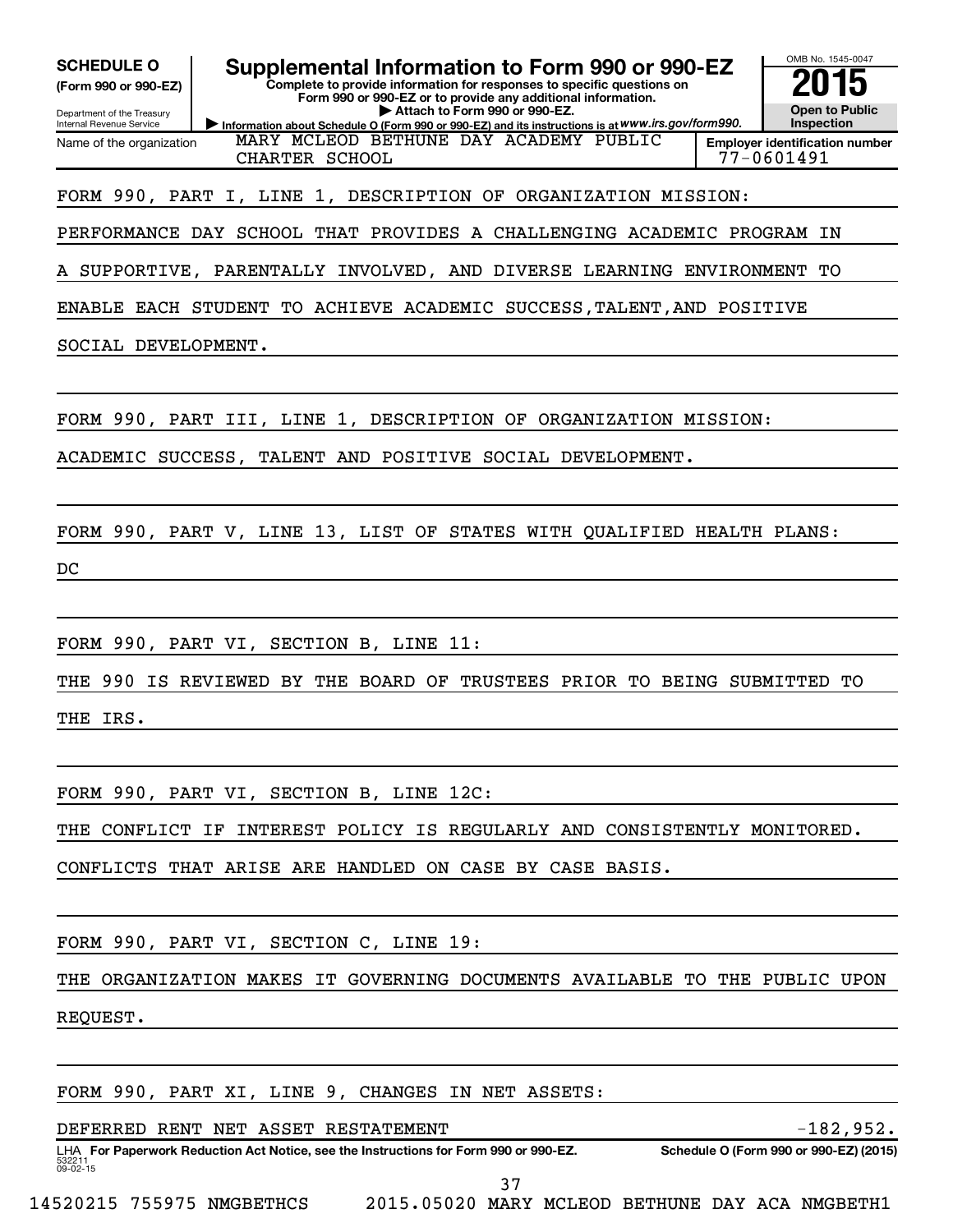**SCHEDULE O**
**(Form 990 or 990-EZ)**

Department of the Treasury
Internal Revenue Service

# Supplemental Information to Form 990 or 990-EZ

**Complete to provide information for responses to specific questions on Form 990 or 990-EZ or to provide any additional information.**
**▶ Attach to Form 990 or 990-EZ.**
**▶ Information about Schedule O (Form 990 or 990-EZ) and its instructions is at** ***www.irs.gov/form990.***

OMB No. 1545-0047
**2015**
**Open to Public Inspection**

Name of the organization: MARY MCLEOD BETHUNE DAY ACADEMY PUBLIC CHARTER SCHOOL

**Employer identification number** 77-0601491

FORM 990, PART I, LINE 1, DESCRIPTION OF ORGANIZATION MISSION:

PERFORMANCE DAY SCHOOL THAT PROVIDES A CHALLENGING ACADEMIC PROGRAM IN A SUPPORTIVE, PARENTALLY INVOLVED, AND DIVERSE LEARNING ENVIRONMENT TO ENABLE EACH STUDENT TO ACHIEVE ACADEMIC SUCCESS,TALENT,AND POSITIVE SOCIAL DEVELOPMENT.

FORM 990, PART III, LINE 1, DESCRIPTION OF ORGANIZATION MISSION:

ACADEMIC SUCCESS, TALENT AND POSITIVE SOCIAL DEVELOPMENT.

FORM 990, PART V, LINE 13, LIST OF STATES WITH QUALIFIED HEALTH PLANS:

DC

FORM 990, PART VI, SECTION B, LINE 11:

THE 990 IS REVIEWED BY THE BOARD OF TRUSTEES PRIOR TO BEING SUBMITTED TO THE IRS.

FORM 990, PART VI, SECTION B, LINE 12C:

THE CONFLICT IF INTEREST POLICY IS REGULARLY AND CONSISTENTLY MONITORED. CONFLICTS THAT ARISE ARE HANDLED ON CASE BY CASE BASIS.

FORM 990, PART VI, SECTION C, LINE 19:

THE ORGANIZATION MAKES IT GOVERNING DOCUMENTS AVAILABLE TO THE PUBLIC UPON REQUEST.

FORM 990, PART XI, LINE 9, CHANGES IN NET ASSETS:

DEFERRED RENT NET ASSET RESTATEMENT -182,952.

LHA **For Paperwork Reduction Act Notice, see the Instructions for Form 990 or 990-EZ.** **Schedule O (Form 990 or 990-EZ) (2015)**

532211
09-02-15

14520215 755975 NMGBETHCS 2015.05020 MARY MCLEOD BETHUNE DAY ACA NMGBETH1